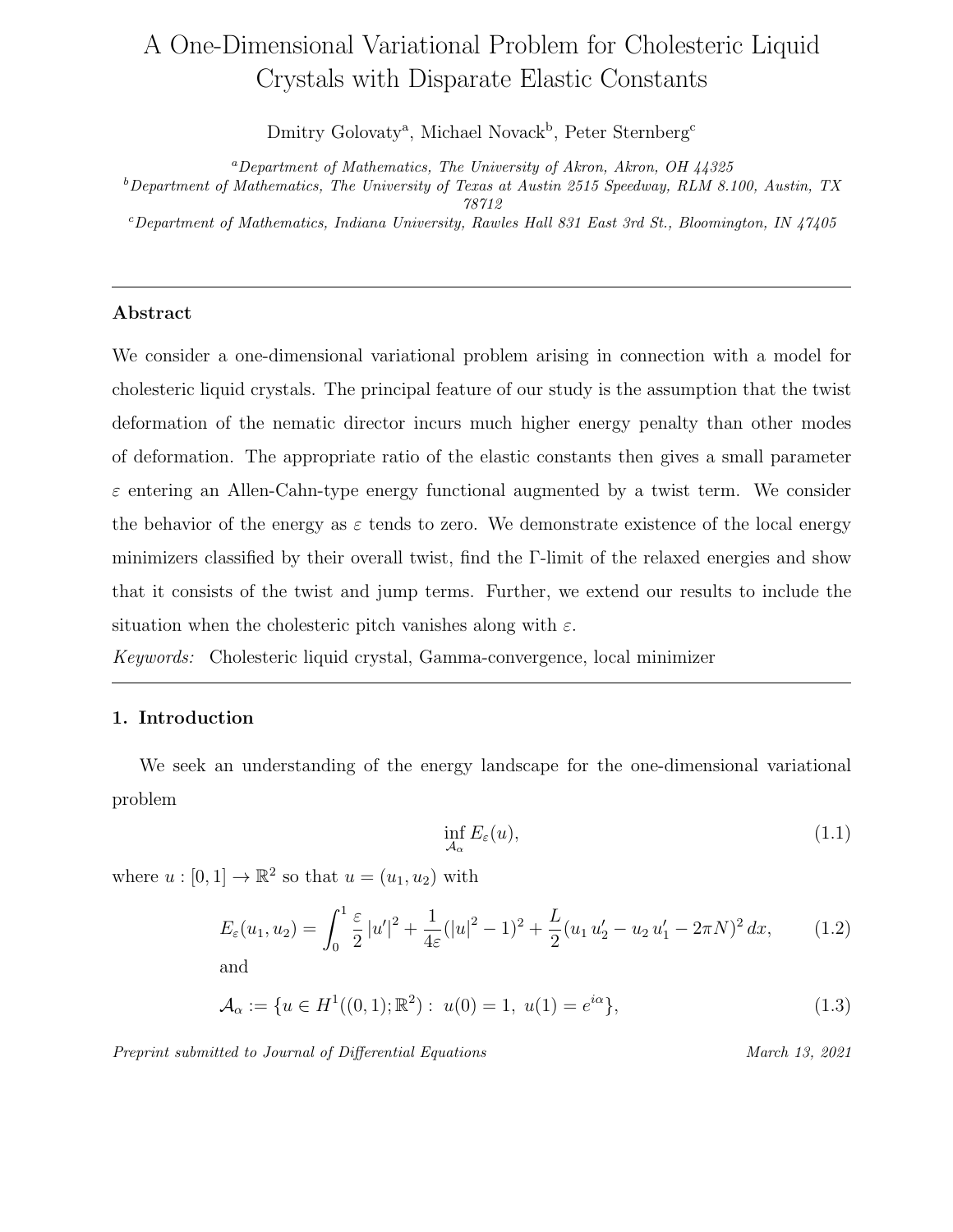# A One-Dimensional Variational Problem for Cholesteric Liquid Crystals with Disparate Elastic Constants

Dmitry Golovaty[a], Michael Novack[b], Peter Sternberg[c]

[a] *Department of Mathematics, The University of Akron, Akron, OH 44325*
[b] *Department of Mathematics, The University of Texas at Austin 2515 Speedway, RLM 8.100, Austin, TX 78712*
[c] *Department of Mathematics, Indiana University, Rawles Hall 831 East 3rd St., Bloomington, IN 47405*

---

### Abstract

We consider a one-dimensional variational problem arising in connection with a model for cholesteric liquid crystals. The principal feature of our study is the assumption that the twist deformation of the nematic director incurs much higher energy penalty than other modes of deformation. The appropriate ratio of the elastic constants then gives a small parameter $\varepsilon$ entering an Allen-Cahn-type energy functional augmented by a twist term. We consider the behavior of the energy as $\varepsilon$ tends to zero. We demonstrate existence of the local energy minimizers classified by their overall twist, find the $\Gamma$-limit of the relaxed energies and show that it consists of the twist and jump terms. Further, we extend our results to include the situation when the cholesteric pitch vanishes along with $\varepsilon$.

*Keywords:* Cholesteric liquid crystal, Gamma-convergence, local minimizer

---

## 1. Introduction

We seek an understanding of the energy landscape for the one-dimensional variational problem

$$\inf_{\mathcal{A}_\alpha} E_\varepsilon(u), \tag{1.1}$$

where $u : [0,1] \to \mathbb{R}^2$ so that $u = (u_1, u_2)$ with

$$E_\varepsilon(u_1, u_2) = \int_0^1 \frac{\varepsilon}{2}\,|u'|^2 + \frac{1}{4\varepsilon}(|u|^2 - 1)^2 + \frac{L}{2}(u_1\,u_2' - u_2\,u_1' - 2\pi N)^2\,dx, \tag{1.2}$$

and

$$\mathcal{A}_\alpha := \{u \in H^1((0,1);\mathbb{R}^2) :\ u(0) = 1,\ u(1) = e^{i\alpha}\}, \tag{1.3}$$

*Preprint submitted to Journal of Differential Equations* — *March 13, 2021*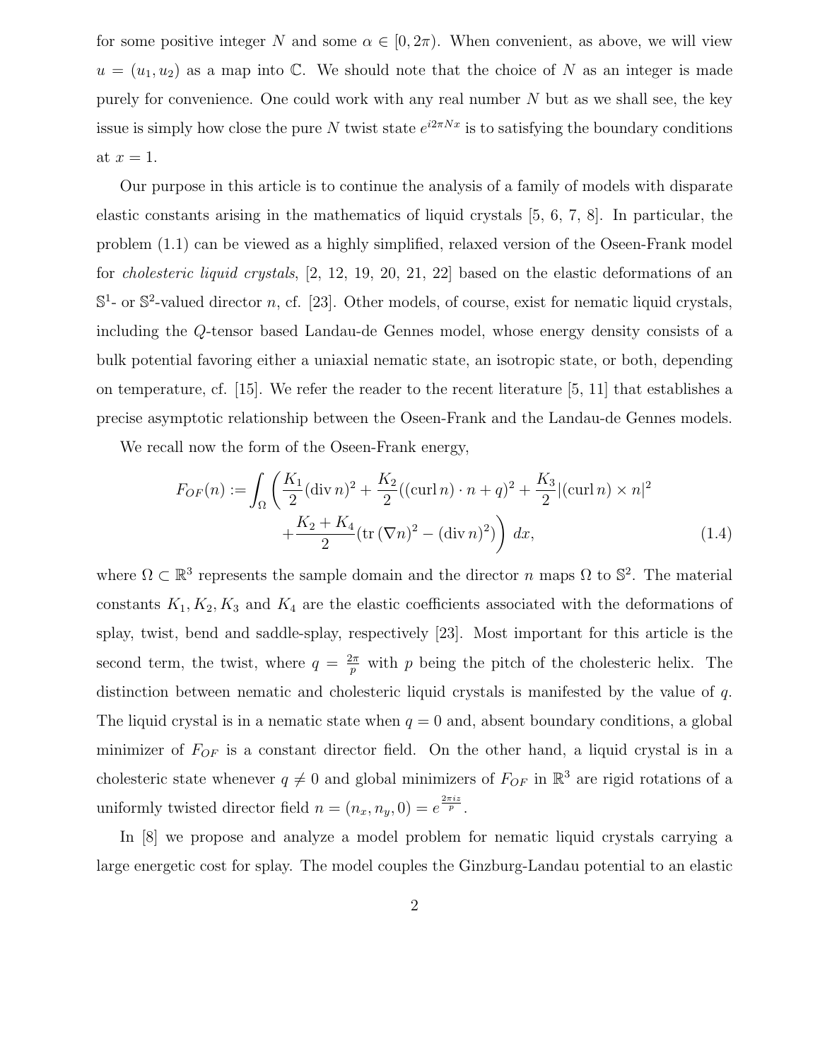for some positive integer $N$ and some $\alpha \in [0, 2\pi)$. When convenient, as above, we will view $u = (u_1, u_2)$ as a map into $\mathbb{C}$. We should note that the choice of $N$ as an integer is made purely for convenience. One could work with any real number $N$ but as we shall see, the key issue is simply how close the pure $N$ twist state $e^{i2\pi Nx}$ is to satisfying the boundary conditions at $x = 1$.

Our purpose in this article is to continue the analysis of a family of models with disparate elastic constants arising in the mathematics of liquid crystals [5, 6, 7, 8]. In particular, the problem (1.1) can be viewed as a highly simplified, relaxed version of the Oseen-Frank model for *cholesteric liquid crystals*, [2, 12, 19, 20, 21, 22] based on the elastic deformations of an $\mathbb{S}^1$- or $\mathbb{S}^2$-valued director $n$, cf. [23]. Other models, of course, exist for nematic liquid crystals, including the $Q$-tensor based Landau-de Gennes model, whose energy density consists of a bulk potential favoring either a uniaxial nematic state, an isotropic state, or both, depending on temperature, cf. [15]. We refer the reader to the recent literature [5, 11] that establishes a precise asymptotic relationship between the Oseen-Frank and the Landau-de Gennes models.

We recall now the form of the Oseen-Frank energy,

$$
\begin{aligned}
F_{OF}(n) := \int_\Omega \bigg( \frac{K_1}{2}(\operatorname{div} n)^2 + \frac{K_2}{2}((\operatorname{curl} n)\cdot n + q)^2 + \frac{K_3}{2}|(\operatorname{curl} n)\times n|^2 \\
+ \frac{K_2 + K_4}{2}(\operatorname{tr}(\nabla n)^2 - (\operatorname{div} n)^2)\bigg)\, dx,
\end{aligned}
\tag{1.4}
$$

where $\Omega \subset \mathbb{R}^3$ represents the sample domain and the director $n$ maps $\Omega$ to $\mathbb{S}^2$. The material constants $K_1, K_2, K_3$ and $K_4$ are the elastic coefficients associated with the deformations of splay, twist, bend and saddle-splay, respectively [23]. Most important for this article is the second term, the twist, where $q = \frac{2\pi}{p}$ with $p$ being the pitch of the cholesteric helix. The distinction between nematic and cholesteric liquid crystals is manifested by the value of $q$. The liquid crystal is in a nematic state when $q = 0$ and, absent boundary conditions, a global minimizer of $F_{OF}$ is a constant director field. On the other hand, a liquid crystal is in a cholesteric state whenever $q \neq 0$ and global minimizers of $F_{OF}$ in $\mathbb{R}^3$ are rigid rotations of a uniformly twisted director field $n = (n_x, n_y, 0) = e^{\frac{2\pi i z}{p}}$.

In [8] we propose and analyze a model problem for nematic liquid crystals carrying a large energetic cost for splay. The model couples the Ginzburg-Landau potential to an elastic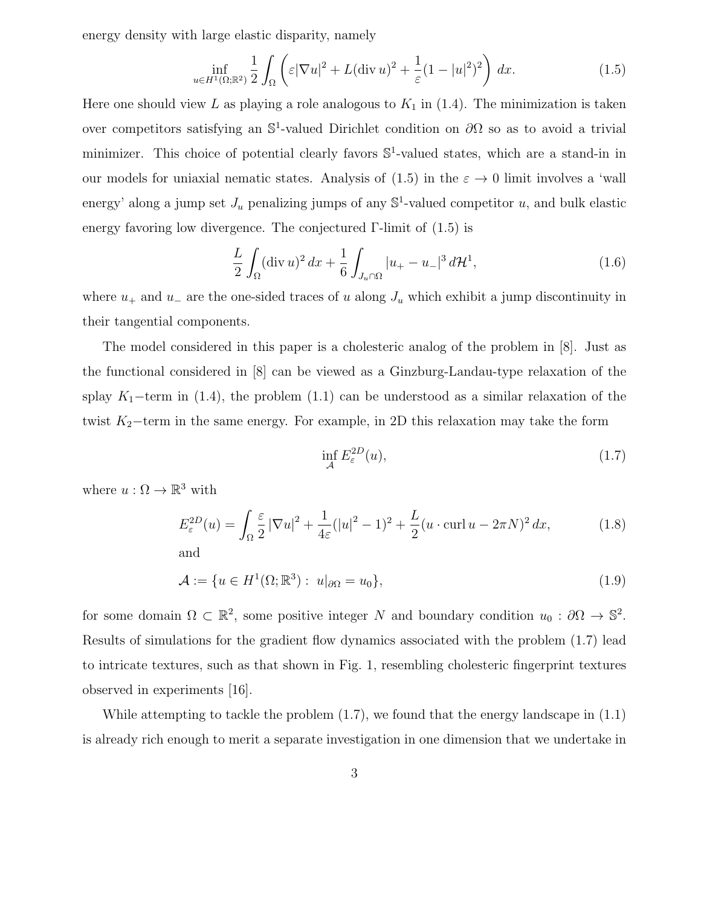energy density with large elastic disparity, namely

$$\inf_{u\in H^1(\Omega;\mathbb{R}^2)} \frac{1}{2}\int_\Omega \left(\varepsilon|\nabla u|^2 + L(\operatorname{div} u)^2 + \frac{1}{\varepsilon}(1-|u|^2)^2\right)\,dx. \tag{1.5}$$

Here one should view $L$ as playing a role analogous to $K_1$ in (1.4). The minimization is taken over competitors satisfying an $\mathbb{S}^1$-valued Dirichlet condition on $\partial\Omega$ so as to avoid a trivial minimizer. This choice of potential clearly favors $\mathbb{S}^1$-valued states, which are a stand-in in our models for uniaxial nematic states. Analysis of (1.5) in the $\varepsilon \to 0$ limit involves a 'wall energy' along a jump set $J_u$ penalizing jumps of any $\mathbb{S}^1$-valued competitor $u$, and bulk elastic energy favoring low divergence. The conjectured $\Gamma$-limit of (1.5) is

$$\frac{L}{2}\int_\Omega (\operatorname{div} u)^2\,dx + \frac{1}{6}\int_{J_u\cap\Omega} |u_+ - u_-|^3\,d\mathcal{H}^1, \tag{1.6}$$

where $u_+$ and $u_-$ are the one-sided traces of $u$ along $J_u$ which exhibit a jump discontinuity in their tangential components.

The model considered in this paper is a cholesteric analog of the problem in [8]. Just as the functional considered in [8] can be viewed as a Ginzburg-Landau-type relaxation of the splay $K_1-$term in (1.4), the problem (1.1) can be understood as a similar relaxation of the twist $K_2-$term in the same energy. For example, in 2D this relaxation may take the form

$$\inf_{\mathcal{A}} E_\varepsilon^{2D}(u), \tag{1.7}$$

where $u : \Omega \to \mathbb{R}^3$ with

$$E_\varepsilon^{2D}(u) = \int_\Omega \frac{\varepsilon}{2}|\nabla u|^2 + \frac{1}{4\varepsilon}(|u|^2-1)^2 + \frac{L}{2}(u\cdot \operatorname{curl} u - 2\pi N)^2\,dx, \tag{1.8}$$

and

$$\mathcal{A} := \{u \in H^1(\Omega;\mathbb{R}^3) :\ u|_{\partial\Omega} = u_0\}, \tag{1.9}$$

for some domain $\Omega \subset \mathbb{R}^2$, some positive integer $N$ and boundary condition $u_0 : \partial\Omega \to \mathbb{S}^2$. Results of simulations for the gradient flow dynamics associated with the problem (1.7) lead to intricate textures, such as that shown in Fig. 1, resembling cholesteric fingerprint textures observed in experiments [16].

While attempting to tackle the problem (1.7), we found that the energy landscape in (1.1) is already rich enough to merit a separate investigation in one dimension that we undertake in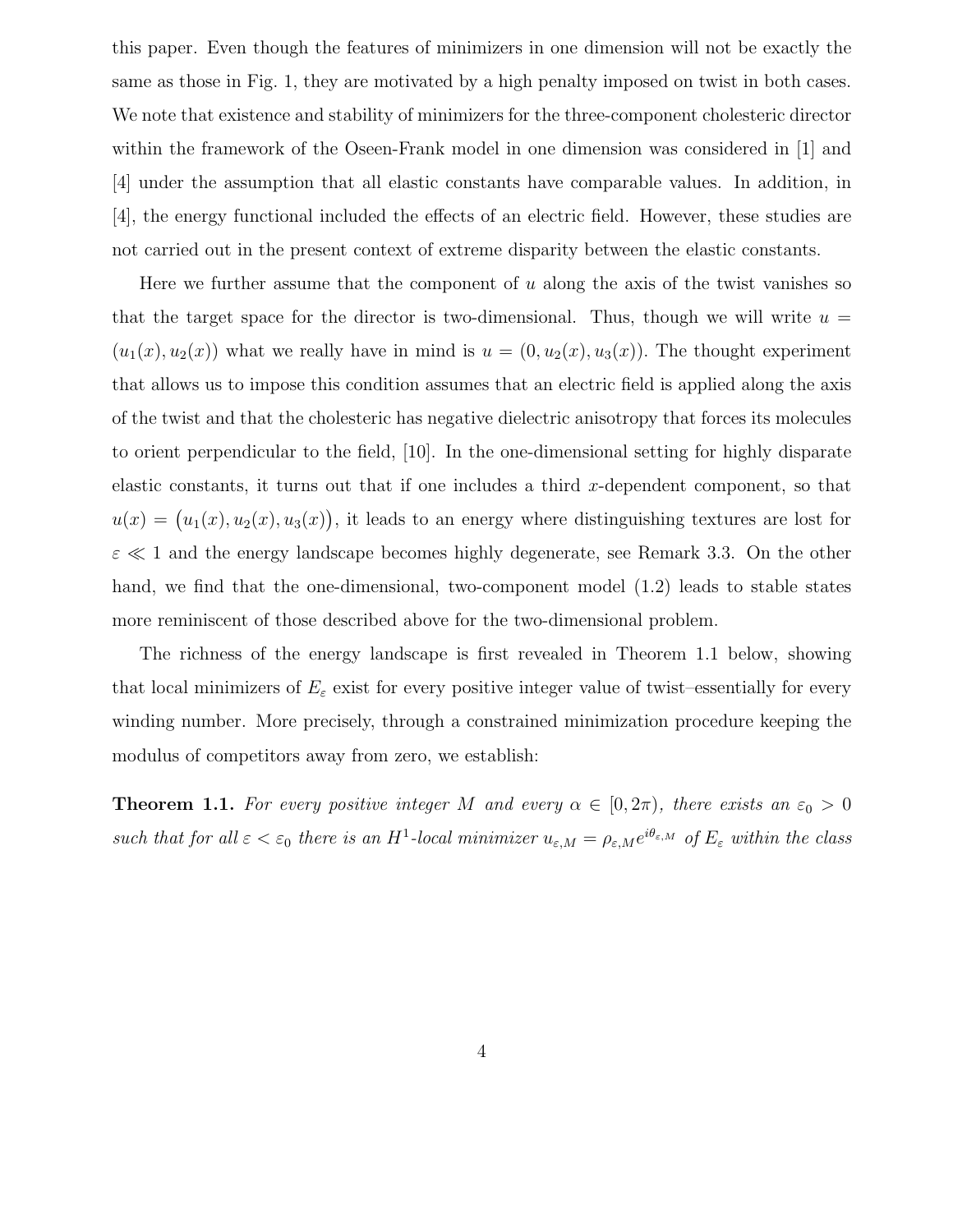this paper. Even though the features of minimizers in one dimension will not be exactly the same as those in Fig. 1, they are motivated by a high penalty imposed on twist in both cases. We note that existence and stability of minimizers for the three-component cholesteric director within the framework of the Oseen-Frank model in one dimension was considered in [1] and [4] under the assumption that all elastic constants have comparable values. In addition, in [4], the energy functional included the effects of an electric field. However, these studies are not carried out in the present context of extreme disparity between the elastic constants.

Here we further assume that the component of $u$ along the axis of the twist vanishes so that the target space for the director is two-dimensional. Thus, though we will write $u = (u_1(x), u_2(x))$ what we really have in mind is $u = (0, u_2(x), u_3(x))$. The thought experiment that allows us to impose this condition assumes that an electric field is applied along the axis of the twist and that the cholesteric has negative dielectric anisotropy that forces its molecules to orient perpendicular to the field, [10]. In the one-dimensional setting for highly disparate elastic constants, it turns out that if one includes a third $x$-dependent component, so that $u(x) = \big(u_1(x), u_2(x), u_3(x)\big)$, it leads to an energy where distinguishing textures are lost for $\varepsilon \ll 1$ and the energy landscape becomes highly degenerate, see Remark 3.3. On the other hand, we find that the one-dimensional, two-component model (1.2) leads to stable states more reminiscent of those described above for the two-dimensional problem.

The richness of the energy landscape is first revealed in Theorem 1.1 below, showing that local minimizers of $E_\varepsilon$ exist for every positive integer value of twist–essentially for every winding number. More precisely, through a constrained minimization procedure keeping the modulus of competitors away from zero, we establish:

**Theorem 1.1.** *For every positive integer $M$ and every $\alpha \in [0, 2\pi)$, there exists an $\varepsilon_0 > 0$ such that for all $\varepsilon < \varepsilon_0$ there is an $H^1$-local minimizer $u_{\varepsilon,M} = \rho_{\varepsilon,M} e^{i\theta_{\varepsilon,M}}$ of $E_\varepsilon$ within the class*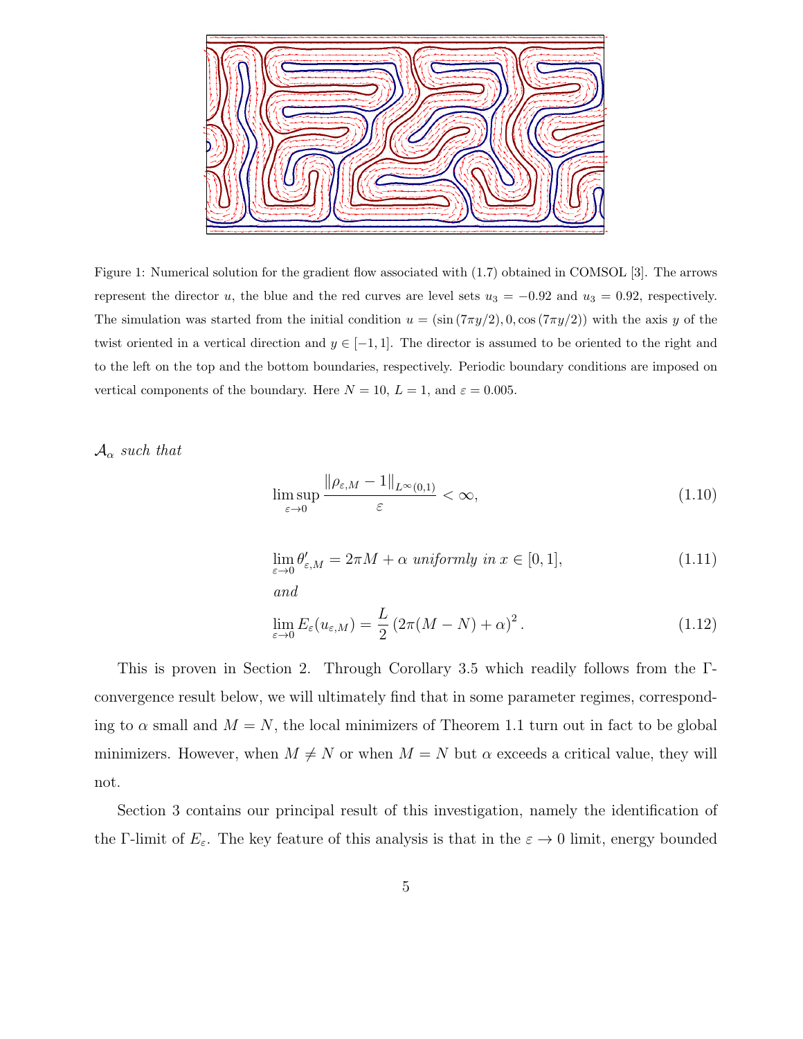Figure 1: Numerical solution for the gradient flow associated with (1.7) obtained in COMSOL [3]. The arrows represent the director $u$, the blue and the red curves are level sets $u_3 = -0.92$ and $u_3 = 0.92$, respectively. The simulation was started from the initial condition $u = (\sin(7\pi y/2), 0, \cos(7\pi y/2))$ with the axis $y$ of the twist oriented in a vertical direction and $y \in [-1, 1]$. The director is assumed to be oriented to the right and to the left on the top and the bottom boundaries, respectively. Periodic boundary conditions are imposed on vertical components of the boundary. Here $N = 10$, $L = 1$, and $\varepsilon = 0.005$.

$\mathcal{A}_\alpha$ *such that*

$$\limsup_{\varepsilon \to 0} \frac{\|\rho_{\varepsilon,M} - 1\|_{L^\infty(0,1)}}{\varepsilon} < \infty, \tag{1.10}$$

$$\lim_{\varepsilon \to 0} \theta'_{\varepsilon,M} = 2\pi M + \alpha \text{ uniformly in } x \in [0,1], \tag{1.11}$$

*and*

$$\lim_{\varepsilon \to 0} E_\varepsilon(u_{\varepsilon,M}) = \frac{L}{2}\left(2\pi(M-N) + \alpha\right)^2. \tag{1.12}$$

This is proven in Section 2. Through Corollary 3.5 which readily follows from the $\Gamma$-convergence result below, we will ultimately find that in some parameter regimes, corresponding to $\alpha$ small and $M = N$, the local minimizers of Theorem 1.1 turn out in fact to be global minimizers. However, when $M \neq N$ or when $M = N$ but $\alpha$ exceeds a critical value, they will not.

Section 3 contains our principal result of this investigation, namely the identification of the $\Gamma$-limit of $E_\varepsilon$. The key feature of this analysis is that in the $\varepsilon \to 0$ limit, energy bounded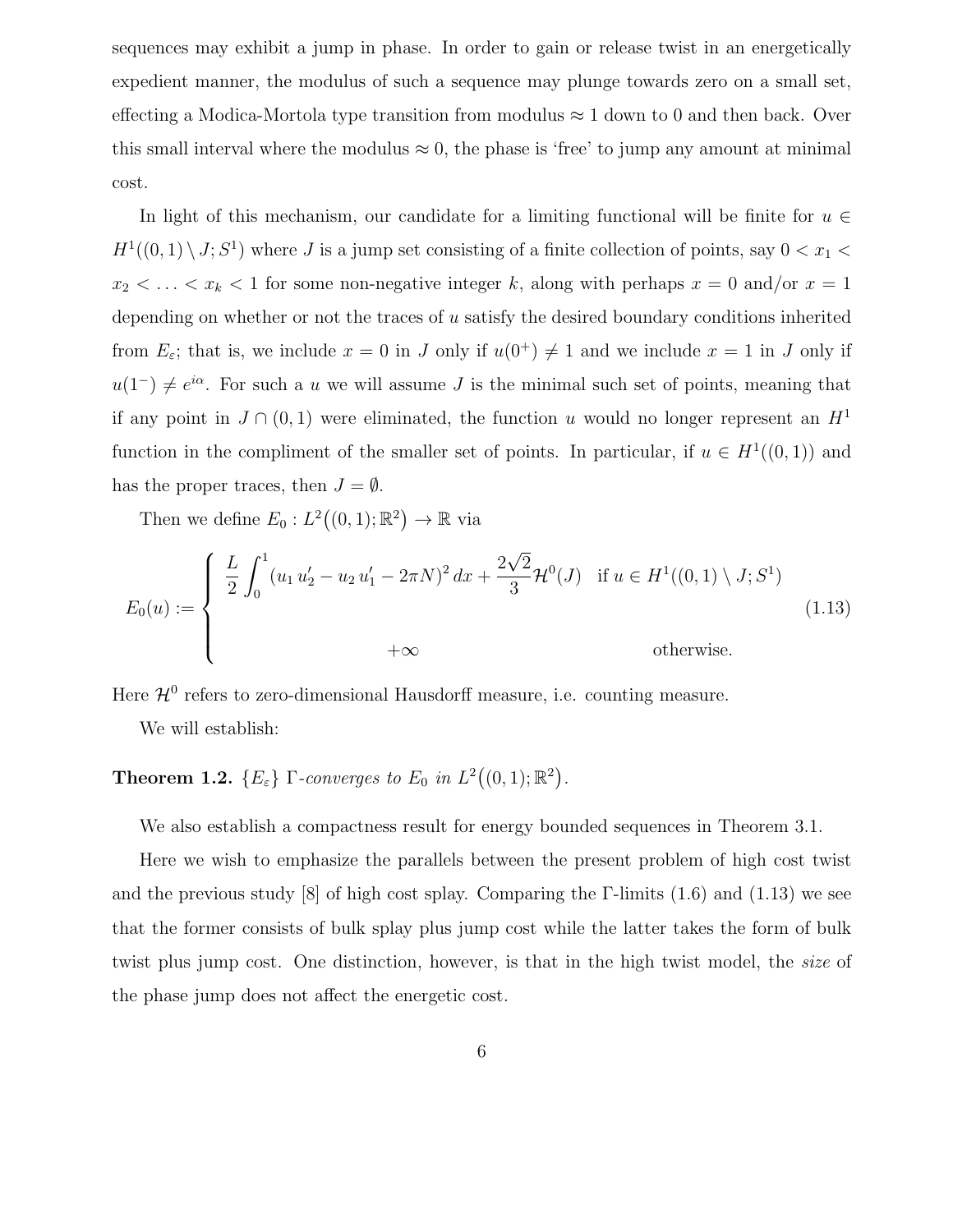sequences may exhibit a jump in phase. In order to gain or release twist in an energetically expedient manner, the modulus of such a sequence may plunge towards zero on a small set, effecting a Modica-Mortola type transition from modulus $\approx 1$ down to 0 and then back. Over this small interval where the modulus $\approx 0$, the phase is 'free' to jump any amount at minimal cost.

In light of this mechanism, our candidate for a limiting functional will be finite for $u \in H^1((0,1) \setminus J; S^1)$ where $J$ is a jump set consisting of a finite collection of points, say $0 < x_1 < x_2 < \ldots < x_k < 1$ for some non-negative integer $k$, along with perhaps $x = 0$ and/or $x = 1$ depending on whether or not the traces of $u$ satisfy the desired boundary conditions inherited from $E_\varepsilon$; that is, we include $x = 0$ in $J$ only if $u(0^+) \neq 1$ and we include $x = 1$ in $J$ only if $u(1^-) \neq e^{i\alpha}$. For such a $u$ we will assume $J$ is the minimal such set of points, meaning that if any point in $J \cap (0,1)$ were eliminated, the function $u$ would no longer represent an $H^1$ function in the compliment of the smaller set of points. In particular, if $u \in H^1((0,1))$ and has the proper traces, then $J = \emptyset$.

Then we define $E_0 : L^2\big((0,1);\mathbb{R}^2\big) \to \mathbb{R}$ via

$$E_0(u) := \begin{cases} \dfrac{L}{2}\displaystyle\int_0^1 (u_1\, u_2' - u_2\, u_1' - 2\pi N)^2\, dx + \dfrac{2\sqrt{2}}{3}\mathcal{H}^0(J) & \text{if } u \in H^1((0,1) \setminus J; S^1) \\ \\ +\infty & \text{otherwise.} \end{cases} \tag{1.13}$$

Here $\mathcal{H}^0$ refers to zero-dimensional Hausdorff measure, i.e. counting measure.

We will establish:

**Theorem 1.2.** *$\{E_\varepsilon\}$ $\Gamma$-converges to $E_0$ in $L^2\big((0,1);\mathbb{R}^2\big)$.*

We also establish a compactness result for energy bounded sequences in Theorem 3.1.

Here we wish to emphasize the parallels between the present problem of high cost twist and the previous study [8] of high cost splay. Comparing the $\Gamma$-limits (1.6) and (1.13) we see that the former consists of bulk splay plus jump cost while the latter takes the form of bulk twist plus jump cost. One distinction, however, is that in the high twist model, the *size* of the phase jump does not affect the energetic cost.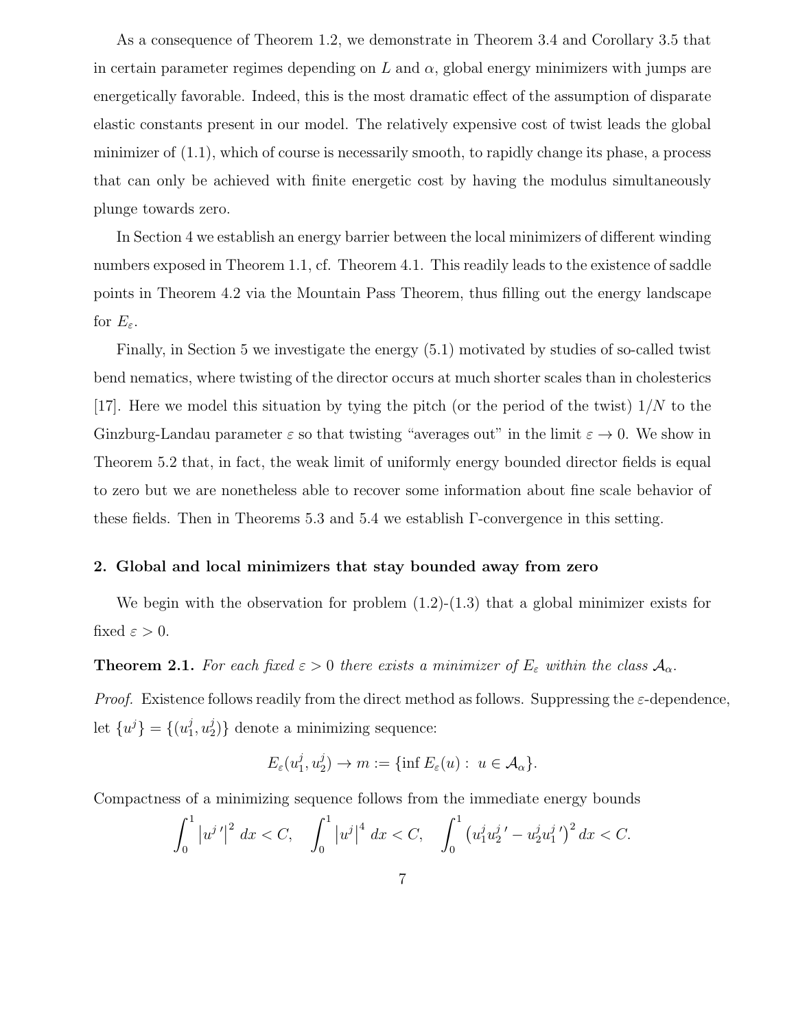As a consequence of Theorem 1.2, we demonstrate in Theorem 3.4 and Corollary 3.5 that in certain parameter regimes depending on $L$ and $\alpha$, global energy minimizers with jumps are energetically favorable. Indeed, this is the most dramatic effect of the assumption of disparate elastic constants present in our model. The relatively expensive cost of twist leads the global minimizer of (1.1), which of course is necessarily smooth, to rapidly change its phase, a process that can only be achieved with finite energetic cost by having the modulus simultaneously plunge towards zero.

In Section 4 we establish an energy barrier between the local minimizers of different winding numbers exposed in Theorem 1.1, cf. Theorem 4.1. This readily leads to the existence of saddle points in Theorem 4.2 via the Mountain Pass Theorem, thus filling out the energy landscape for $E_\varepsilon$.

Finally, in Section 5 we investigate the energy (5.1) motivated by studies of so-called twist bend nematics, where twisting of the director occurs at much shorter scales than in cholesterics [17]. Here we model this situation by tying the pitch (or the period of the twist) $1/N$ to the Ginzburg-Landau parameter $\varepsilon$ so that twisting "averages out" in the limit $\varepsilon \to 0$. We show in Theorem 5.2 that, in fact, the weak limit of uniformly energy bounded director fields is equal to zero but we are nonetheless able to recover some information about fine scale behavior of these fields. Then in Theorems 5.3 and 5.4 we establish $\Gamma$-convergence in this setting.

## 2. Global and local minimizers that stay bounded away from zero

We begin with the observation for problem (1.2)-(1.3) that a global minimizer exists for fixed $\varepsilon > 0$.

**Theorem 2.1.** *For each fixed $\varepsilon > 0$ there exists a minimizer of $E_\varepsilon$ within the class $\mathcal{A}_\alpha$.*

*Proof.* Existence follows readily from the direct method as follows. Suppressing the $\varepsilon$-dependence, let $\{u^j\} = \{(u_1^j, u_2^j)\}$ denote a minimizing sequence:

$$E_\varepsilon(u_1^j, u_2^j) \to m := \{\inf E_\varepsilon(u) : \; u \in \mathcal{A}_\alpha\}.$$

Compactness of a minimizing sequence follows from the immediate energy bounds

$$\int_0^1 \left|u^{j\,\prime}\right|^2 \, dx < C, \quad \int_0^1 \left|u^j\right|^4 \, dx < C, \quad \int_0^1 \left(u_1^j u_2^{j\,\prime} - u_2^j u_1^{j\,\prime}\right)^2 dx < C.$$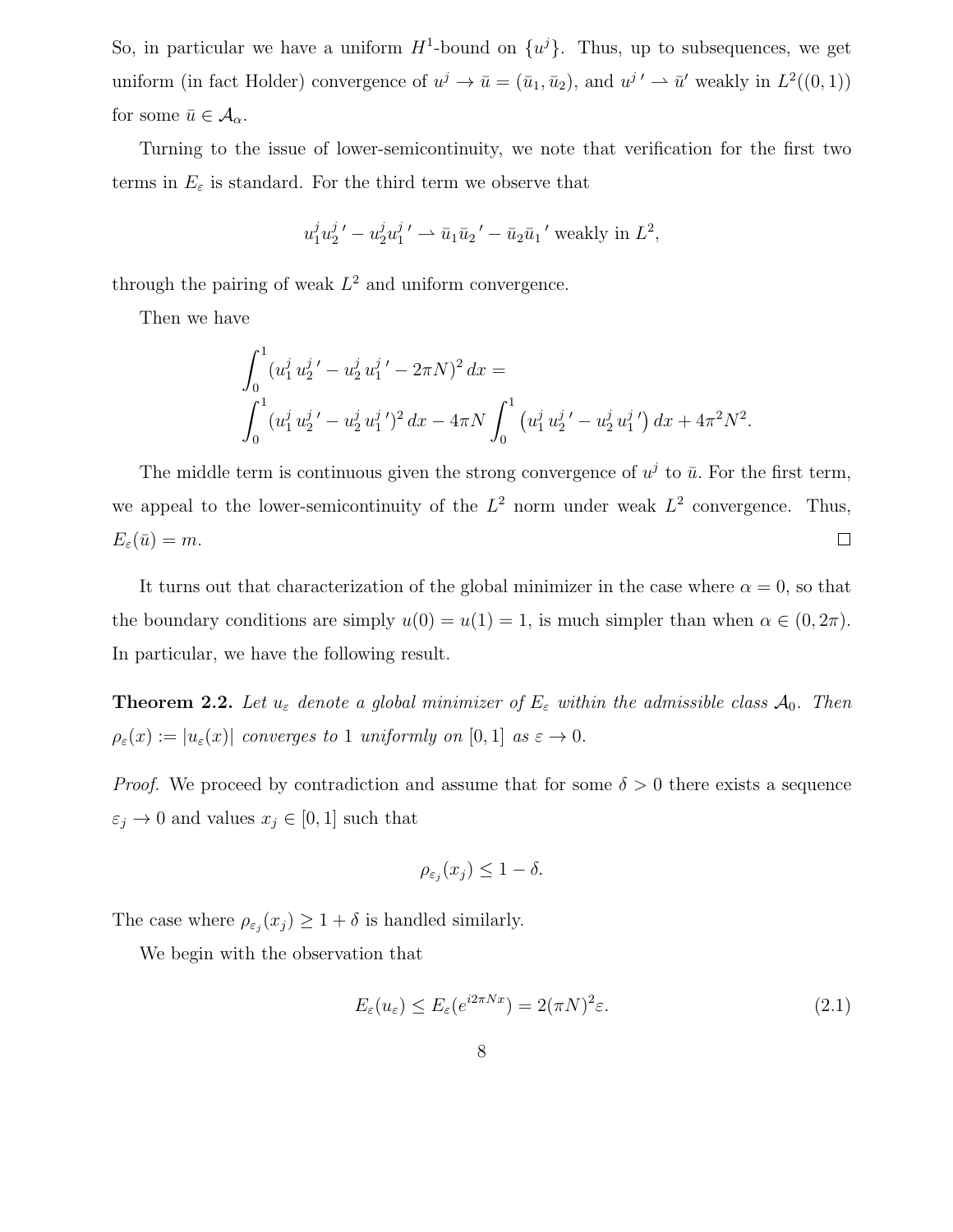So, in particular we have a uniform $H^1$-bound on $\{u^j\}$. Thus, up to subsequences, we get uniform (in fact Holder) convergence of $u^j \to \bar{u} = (\bar{u}_1, \bar{u}_2)$, and $u^{j\,\prime} \rightharpoonup \bar{u}'$ weakly in $L^2((0,1))$ for some $\bar{u} \in \mathcal{A}_\alpha$.

Turning to the issue of lower-semicontinuity, we note that verification for the first two terms in $E_\varepsilon$ is standard. For the third term we observe that

$$u_1^j u_2^{j\,\prime} - u_2^j u_1^{j\,\prime} \rightharpoonup \bar{u}_1 \bar{u}_2{}' - \bar{u}_2 \bar{u}_1{}' \text{ weakly in } L^2,$$

through the pairing of weak $L^2$ and uniform convergence.

Then we have

$$\int_0^1 (u_1^j\, u_2^{j\,\prime} - u_2^j\, u_1^{j\,\prime} - 2\pi N)^2\, dx =$$
$$\int_0^1 (u_1^j\, u_2^{j\,\prime} - u_2^j\, u_1^{j\,\prime})^2\, dx - 4\pi N \int_0^1 \left(u_1^j\, u_2^{j\,\prime} - u_2^j\, u_1^{j\,\prime}\right) dx + 4\pi^2 N^2.$$

The middle term is continuous given the strong convergence of $u^j$ to $\bar{u}$. For the first term, we appeal to the lower-semicontinuity of the $L^2$ norm under weak $L^2$ convergence. Thus, $E_\varepsilon(\bar{u}) = m$. ☐

It turns out that characterization of the global minimizer in the case where $\alpha = 0$, so that the boundary conditions are simply $u(0) = u(1) = 1$, is much simpler than when $\alpha \in (0, 2\pi)$. In particular, we have the following result.

**Theorem 2.2.** *Let $u_\varepsilon$ denote a global minimizer of $E_\varepsilon$ within the admissible class $\mathcal{A}_0$. Then $\rho_\varepsilon(x) := |u_\varepsilon(x)|$ converges to 1 uniformly on $[0,1]$ as $\varepsilon \to 0$.*

*Proof.* We proceed by contradiction and assume that for some $\delta > 0$ there exists a sequence $\varepsilon_j \to 0$ and values $x_j \in [0,1]$ such that

$$\rho_{\varepsilon_j}(x_j) \leq 1 - \delta.$$

The case where $\rho_{\varepsilon_j}(x_j) \geq 1 + \delta$ is handled similarly.

We begin with the observation that

$$E_\varepsilon(u_\varepsilon) \leq E_\varepsilon(e^{i2\pi N x}) = 2(\pi N)^2 \varepsilon. \tag{2.1}$$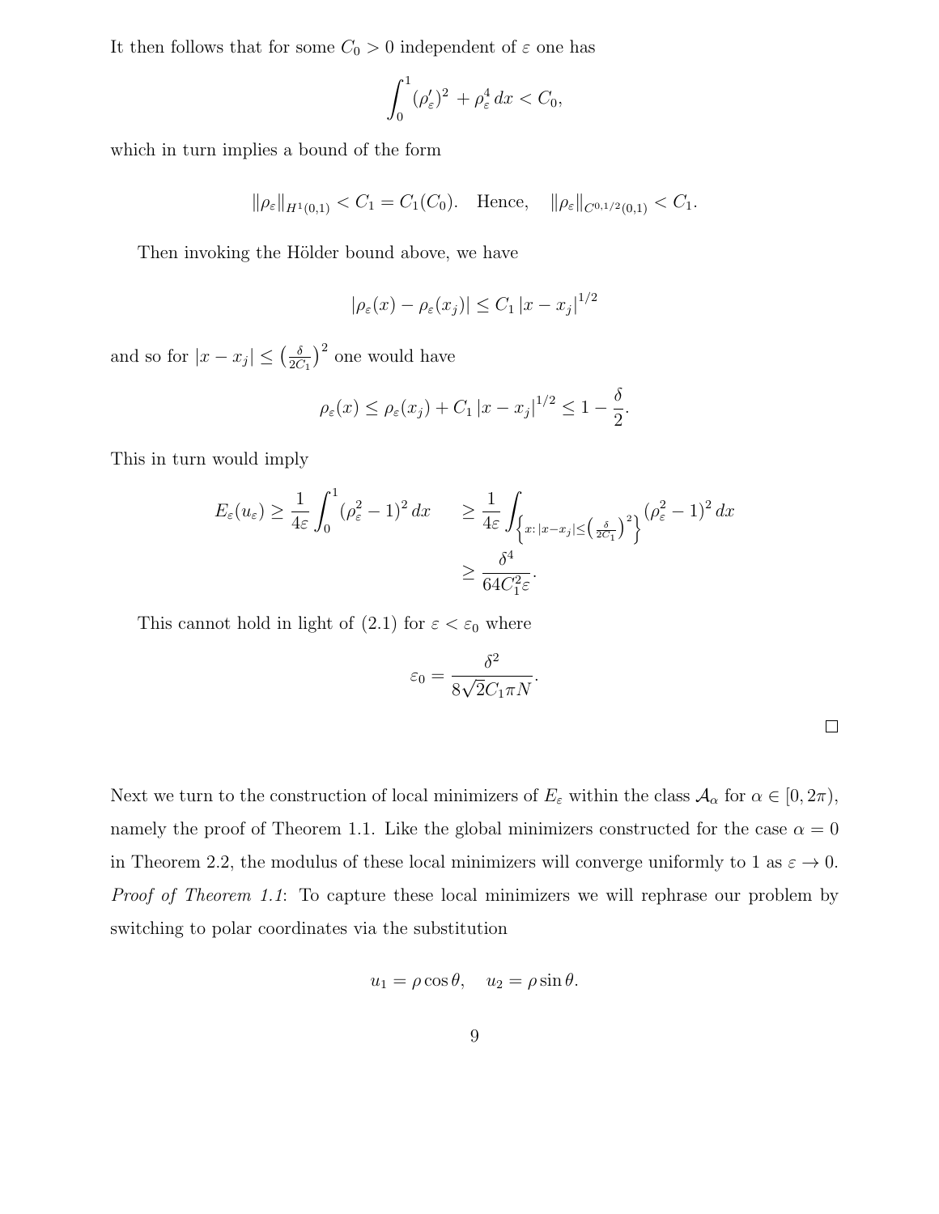It then follows that for some $C_0 > 0$ independent of $\varepsilon$ one has

$$\int_0^1 (\rho_\varepsilon')^2 \, + \rho_\varepsilon^4 \, dx < C_0,$$

which in turn implies a bound of the form

$$\|\rho_\varepsilon\|_{H^1(0,1)} < C_1 = C_1(C_0). \quad \text{Hence,} \quad \|\rho_\varepsilon\|_{C^{0,1/2}(0,1)} < C_1.$$

Then invoking the Hölder bound above, we have

$$|\rho_\varepsilon(x) - \rho_\varepsilon(x_j)| \leq C_1 \, |x - x_j|^{1/2}$$

and so for $|x - x_j| \leq \left(\frac{\delta}{2C_1}\right)^2$ one would have

$$\rho_\varepsilon(x) \leq \rho_\varepsilon(x_j) + C_1 \, |x - x_j|^{1/2} \leq 1 - \frac{\delta}{2}.$$

This in turn would imply

$$E_\varepsilon(u_\varepsilon) \geq \frac{1}{4\varepsilon} \int_0^1 (\rho_\varepsilon^2 - 1)^2 \, dx \qquad \geq \frac{1}{4\varepsilon} \int_{\left\{x : |x - x_j| \leq \left(\frac{\delta}{2C_1}\right)^2\right\}} (\rho_\varepsilon^2 - 1)^2 \, dx$$
$$\geq \frac{\delta^4}{64 C_1^2 \varepsilon}.$$

This cannot hold in light of (2.1) for $\varepsilon < \varepsilon_0$ where

$$\varepsilon_0 = \frac{\delta^2}{8\sqrt{2} C_1 \pi N}.$$

$\square$

Next we turn to the construction of local minimizers of $E_\varepsilon$ within the class $\mathcal{A}_\alpha$ for $\alpha \in [0, 2\pi)$, namely the proof of Theorem 1.1. Like the global minimizers constructed for the case $\alpha = 0$ in Theorem 2.2, the modulus of these local minimizers will converge uniformly to 1 as $\varepsilon \to 0$.

*Proof of Theorem 1.1*: To capture these local minimizers we will rephrase our problem by switching to polar coordinates via the substitution

$$u_1 = \rho \cos \theta, \quad u_2 = \rho \sin \theta.$$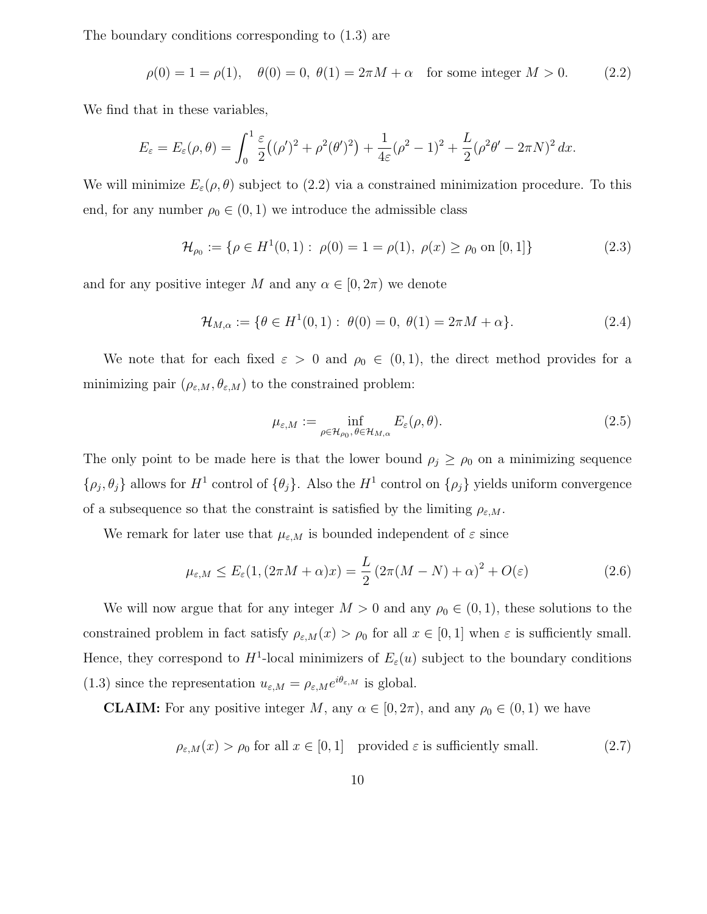The boundary conditions corresponding to (1.3) are

$$\rho(0) = 1 = \rho(1), \quad \theta(0) = 0,\ \theta(1) = 2\pi M + \alpha \quad \text{for some integer } M > 0. \tag{2.2}$$

We find that in these variables,

$$E_\varepsilon = E_\varepsilon(\rho, \theta) = \int_0^1 \frac{\varepsilon}{2}\big((\rho')^2 + \rho^2(\theta')^2\big) + \frac{1}{4\varepsilon}(\rho^2 - 1)^2 + \frac{L}{2}(\rho^2\theta' - 2\pi N)^2\, dx.$$

We will minimize $E_\varepsilon(\rho, \theta)$ subject to (2.2) via a constrained minimization procedure. To this end, for any number $\rho_0 \in (0, 1)$ we introduce the admissible class

$$\mathcal{H}_{\rho_0} := \{\rho \in H^1(0, 1) :\ \rho(0) = 1 = \rho(1),\ \rho(x) \geq \rho_0 \text{ on } [0, 1]\} \tag{2.3}$$

and for any positive integer $M$ and any $\alpha \in [0, 2\pi)$ we denote

$$\mathcal{H}_{M,\alpha} := \{\theta \in H^1(0, 1) :\ \theta(0) = 0,\ \theta(1) = 2\pi M + \alpha\}. \tag{2.4}$$

We note that for each fixed $\varepsilon > 0$ and $\rho_0 \in (0, 1)$, the direct method provides for a minimizing pair $(\rho_{\varepsilon,M}, \theta_{\varepsilon,M})$ to the constrained problem:

$$\mu_{\varepsilon,M} := \inf_{\rho \in \mathcal{H}_{\rho_0},\, \theta \in \mathcal{H}_{M,\alpha}} E_\varepsilon(\rho, \theta). \tag{2.5}$$

The only point to be made here is that the lower bound $\rho_j \geq \rho_0$ on a minimizing sequence $\{\rho_j, \theta_j\}$ allows for $H^1$ control of $\{\theta_j\}$. Also the $H^1$ control on $\{\rho_j\}$ yields uniform convergence of a subsequence so that the constraint is satisfied by the limiting $\rho_{\varepsilon,M}$.

We remark for later use that $\mu_{\varepsilon,M}$ is bounded independent of $\varepsilon$ since

$$\mu_{\varepsilon,M} \leq E_\varepsilon(1, (2\pi M + \alpha)x) = \frac{L}{2}\left(2\pi(M - N) + \alpha\right)^2 + O(\varepsilon) \tag{2.6}$$

We will now argue that for any integer $M > 0$ and any $\rho_0 \in (0, 1)$, these solutions to the constrained problem in fact satisfy $\rho_{\varepsilon,M}(x) > \rho_0$ for all $x \in [0, 1]$ when $\varepsilon$ is sufficiently small. Hence, they correspond to $H^1$-local minimizers of $E_\varepsilon(u)$ subject to the boundary conditions (1.3) since the representation $u_{\varepsilon,M} = \rho_{\varepsilon,M} e^{i\theta_{\varepsilon,M}}$ is global.

**CLAIM:** For any positive integer $M$, any $\alpha \in [0, 2\pi)$, and any $\rho_0 \in (0, 1)$ we have

$$\rho_{\varepsilon,M}(x) > \rho_0 \text{ for all } x \in [0, 1] \quad \text{provided } \varepsilon \text{ is sufficiently small.} \tag{2.7}$$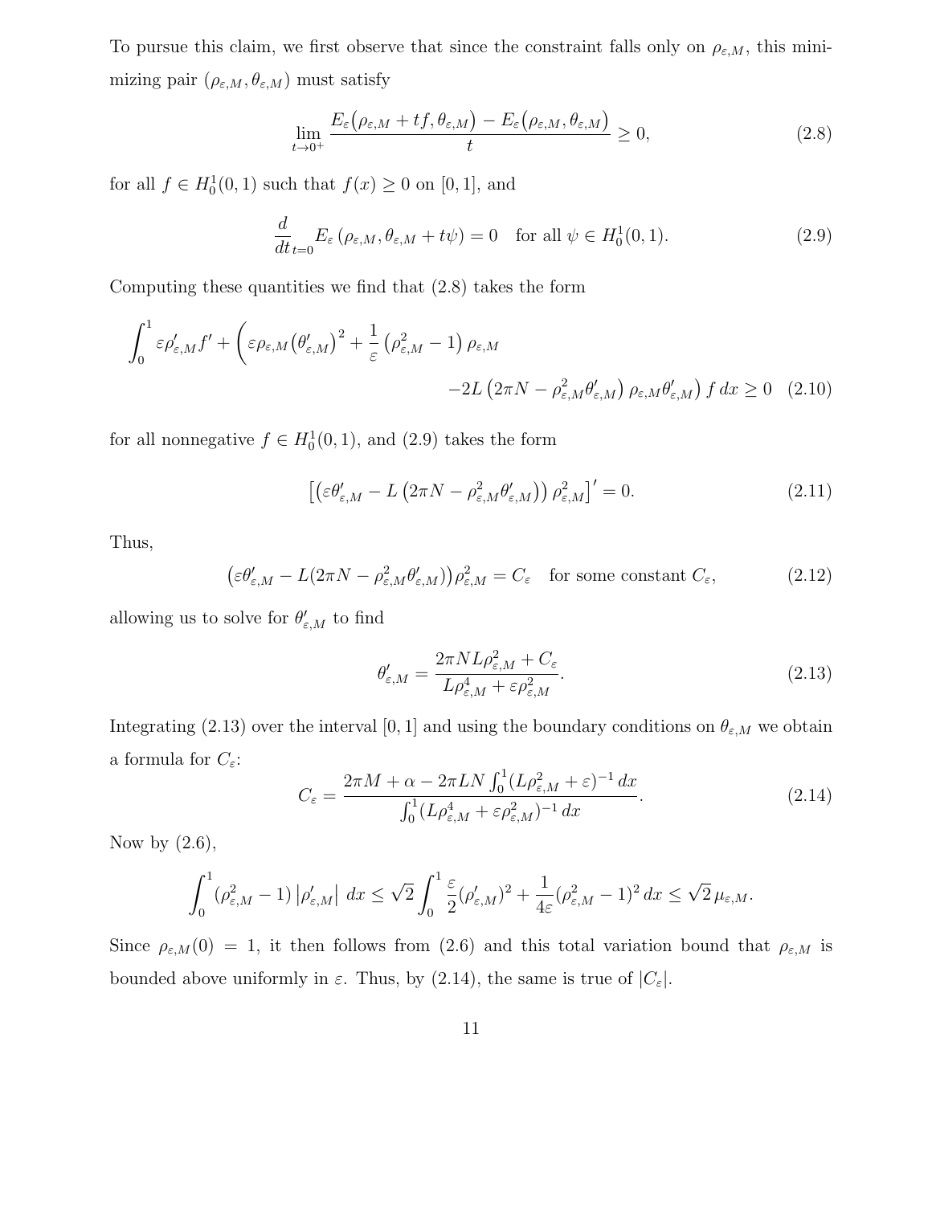To pursue this claim, we first observe that since the constraint falls only on $\rho_{\varepsilon,M}$, this minimizing pair $(\rho_{\varepsilon,M}, \theta_{\varepsilon,M})$ must satisfy

$$\lim_{t\to 0^+} \frac{E_\varepsilon\big(\rho_{\varepsilon,M} + tf, \theta_{\varepsilon,M}\big) - E_\varepsilon\big(\rho_{\varepsilon,M}, \theta_{\varepsilon,M}\big)}{t} \geq 0, \tag{2.8}$$

for all $f \in H_0^1(0,1)$ such that $f(x) \geq 0$ on $[0,1]$, and

$$\frac{d}{dt}_{t=0} E_\varepsilon\left(\rho_{\varepsilon,M}, \theta_{\varepsilon,M} + t\psi\right) = 0 \quad \text{for all } \psi \in H_0^1(0,1). \tag{2.9}$$

Computing these quantities we find that (2.8) takes the form

$$\int_0^1 \varepsilon \rho_{\varepsilon,M}' f' + \Big(\varepsilon \rho_{\varepsilon,M} \big(\theta_{\varepsilon,M}'\big)^2 + \frac{1}{\varepsilon}\left(\rho_{\varepsilon,M}^2 - 1\right)\rho_{\varepsilon,M} \\ -2L\left(2\pi N - \rho_{\varepsilon,M}^2 \theta_{\varepsilon,M}'\right)\rho_{\varepsilon,M}\theta_{\varepsilon,M}'\Big) f \, dx \geq 0 \tag{2.10}$$

for all nonnegative $f \in H_0^1(0,1)$, and (2.9) takes the form

$$\left[\left(\varepsilon \theta_{\varepsilon,M}' - L\left(2\pi N - \rho_{\varepsilon,M}^2 \theta_{\varepsilon,M}'\right)\right)\rho_{\varepsilon,M}^2\right]' = 0. \tag{2.11}$$

Thus,

$$\big(\varepsilon\theta_{\varepsilon,M}' - L(2\pi N - \rho_{\varepsilon,M}^2\theta_{\varepsilon,M}')\big)\rho_{\varepsilon,M}^2 = C_\varepsilon \quad \text{for some constant } C_\varepsilon, \tag{2.12}$$

allowing us to solve for $\theta_{\varepsilon,M}'$ to find

$$\theta_{\varepsilon,M}' = \frac{2\pi N L \rho_{\varepsilon,M}^2 + C_\varepsilon}{L\rho_{\varepsilon,M}^4 + \varepsilon\rho_{\varepsilon,M}^2}. \tag{2.13}$$

Integrating (2.13) over the interval $[0,1]$ and using the boundary conditions on $\theta_{\varepsilon,M}$ we obtain a formula for $C_\varepsilon$:

$$C_\varepsilon = \frac{2\pi M + \alpha - 2\pi L N \int_0^1 (L\rho_{\varepsilon,M}^2 + \varepsilon)^{-1}\, dx}{\int_0^1 (L\rho_{\varepsilon,M}^4 + \varepsilon\rho_{\varepsilon,M}^2)^{-1}\, dx}. \tag{2.14}$$

Now by (2.6),

$$\int_0^1 (\rho_{\varepsilon,M}^2 - 1)\left|\rho_{\varepsilon,M}'\right| \, dx \leq \sqrt{2}\int_0^1 \frac{\varepsilon}{2}(\rho_{\varepsilon,M}')^2 + \frac{1}{4\varepsilon}(\rho_{\varepsilon,M}^2 - 1)^2 \, dx \leq \sqrt{2}\,\mu_{\varepsilon,M}.$$

Since $\rho_{\varepsilon,M}(0) = 1$, it then follows from (2.6) and this total variation bound that $\rho_{\varepsilon,M}$ is bounded above uniformly in $\varepsilon$. Thus, by (2.14), the same is true of $|C_\varepsilon|$.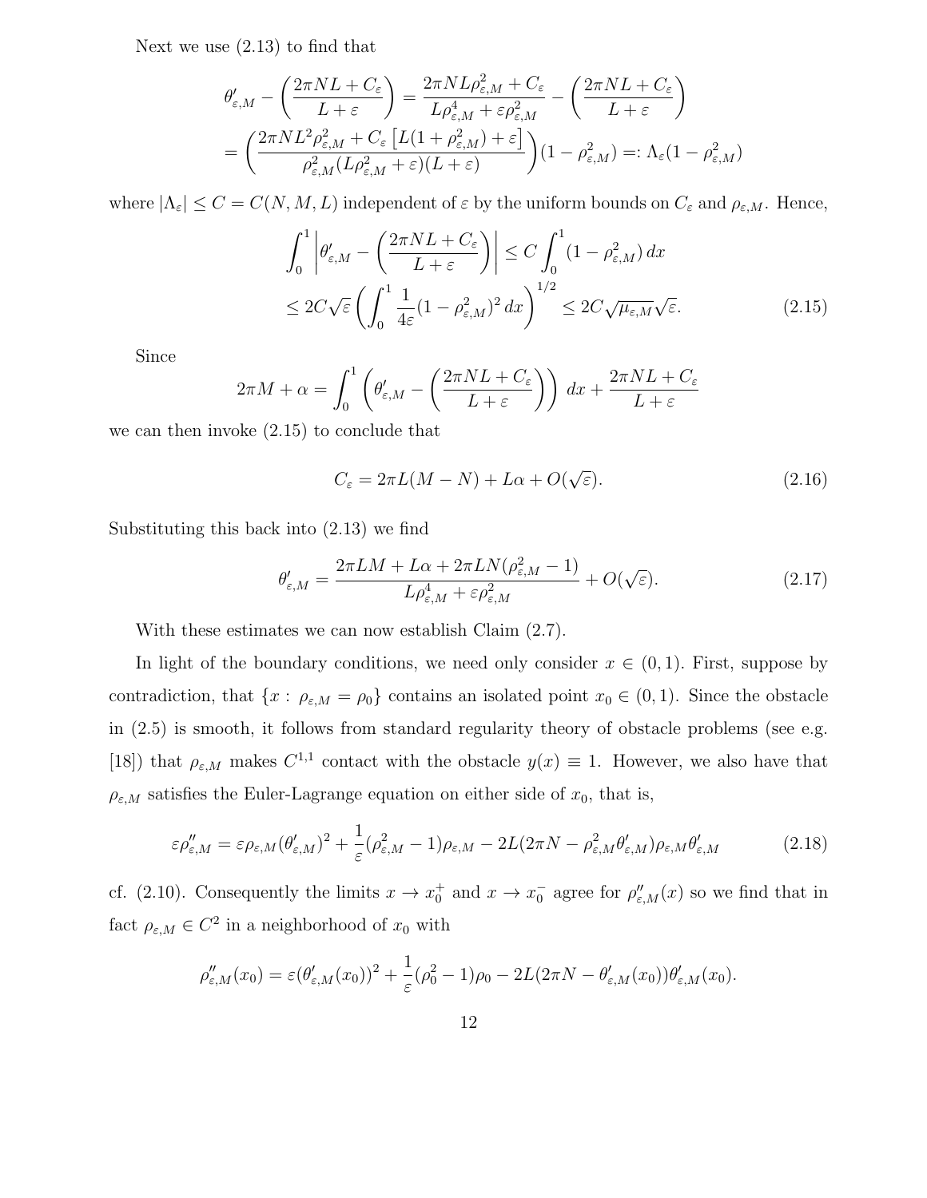Next we use (2.13) to find that

$$\theta'_{\varepsilon,M} - \left(\frac{2\pi NL + C_\varepsilon}{L+\varepsilon}\right) = \frac{2\pi NL\rho_{\varepsilon,M}^2 + C_\varepsilon}{L\rho_{\varepsilon,M}^4 + \varepsilon\rho_{\varepsilon,M}^2} - \left(\frac{2\pi NL + C_\varepsilon}{L+\varepsilon}\right)$$
$$= \left(\frac{2\pi NL^2\rho_{\varepsilon,M}^2 + C_\varepsilon\left[L(1+\rho_{\varepsilon,M}^2)+\varepsilon\right]}{\rho_{\varepsilon,M}^2(L\rho_{\varepsilon,M}^2+\varepsilon)(L+\varepsilon)}\right)(1-\rho_{\varepsilon,M}^2) =: \Lambda_\varepsilon(1-\rho_{\varepsilon,M}^2)$$

where $|\Lambda_\varepsilon| \leq C = C(N,M,L)$ independent of $\varepsilon$ by the uniform bounds on $C_\varepsilon$ and $\rho_{\varepsilon,M}$. Hence,

$$\int_0^1 \left|\theta'_{\varepsilon,M} - \left(\frac{2\pi NL + C_\varepsilon}{L+\varepsilon}\right)\right| \leq C\int_0^1 (1-\rho_{\varepsilon,M}^2)\,dx$$
$$\leq 2C\sqrt{\varepsilon}\left(\int_0^1 \frac{1}{4\varepsilon}(1-\rho_{\varepsilon,M}^2)^2\,dx\right)^{1/2} \leq 2C\sqrt{\mu_{\varepsilon,M}}\sqrt{\varepsilon}. \tag{2.15}$$

Since

$$2\pi M + \alpha = \int_0^1 \left(\theta'_{\varepsilon,M} - \left(\frac{2\pi NL + C_\varepsilon}{L+\varepsilon}\right)\right)\,dx + \frac{2\pi NL + C_\varepsilon}{L+\varepsilon}$$

we can then invoke (2.15) to conclude that

$$C_\varepsilon = 2\pi L(M-N) + L\alpha + O(\sqrt{\varepsilon}). \tag{2.16}$$

Substituting this back into (2.13) we find

$$\theta'_{\varepsilon,M} = \frac{2\pi LM + L\alpha + 2\pi LN(\rho_{\varepsilon,M}^2 - 1)}{L\rho_{\varepsilon,M}^4 + \varepsilon\rho_{\varepsilon,M}^2} + O(\sqrt{\varepsilon}). \tag{2.17}$$

With these estimates we can now establish Claim (2.7).

In light of the boundary conditions, we need only consider $x \in (0,1)$. First, suppose by contradiction, that $\{x : \rho_{\varepsilon,M} = \rho_0\}$ contains an isolated point $x_0 \in (0,1)$. Since the obstacle in (2.5) is smooth, it follows from standard regularity theory of obstacle problems (see e.g. [18]) that $\rho_{\varepsilon,M}$ makes $C^{1,1}$ contact with the obstacle $y(x) \equiv 1$. However, we also have that $\rho_{\varepsilon,M}$ satisfies the Euler-Lagrange equation on either side of $x_0$, that is,

$$\varepsilon\rho''_{\varepsilon,M} = \varepsilon\rho_{\varepsilon,M}(\theta'_{\varepsilon,M})^2 + \frac{1}{\varepsilon}(\rho_{\varepsilon,M}^2 - 1)\rho_{\varepsilon,M} - 2L(2\pi N - \rho_{\varepsilon,M}^2\theta'_{\varepsilon,M})\rho_{\varepsilon,M}\theta'_{\varepsilon,M} \tag{2.18}$$

cf. (2.10). Consequently the limits $x \to x_0^+$ and $x \to x_0^-$ agree for $\rho''_{\varepsilon,M}(x)$ so we find that in fact $\rho_{\varepsilon,M} \in C^2$ in a neighborhood of $x_0$ with

$$\rho''_{\varepsilon,M}(x_0) = \varepsilon(\theta'_{\varepsilon,M}(x_0))^2 + \frac{1}{\varepsilon}(\rho_0^2 - 1)\rho_0 - 2L(2\pi N - \theta'_{\varepsilon,M}(x_0))\theta'_{\varepsilon,M}(x_0).$$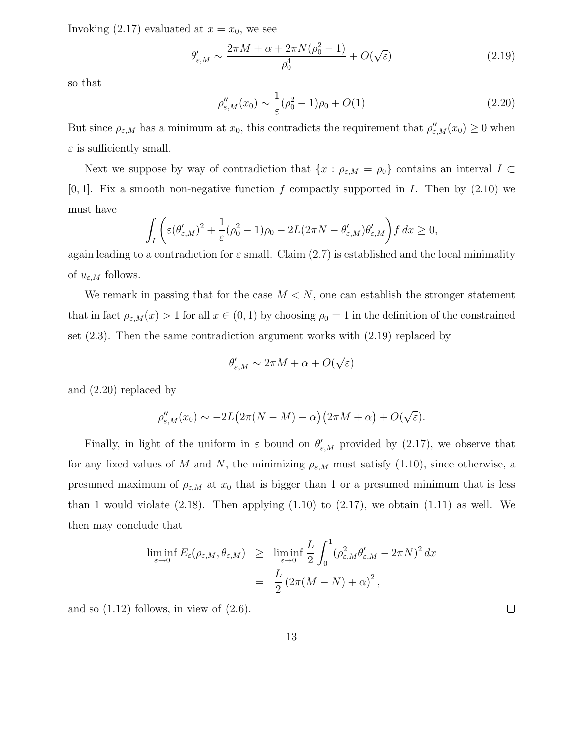Invoking (2.17) evaluated at $x = x_0$, we see

$$\theta'_{\varepsilon,M} \sim \frac{2\pi M + \alpha + 2\pi N(\rho_0^2 - 1)}{\rho_0^4} + O(\sqrt{\varepsilon}) \tag{2.19}$$

so that

$$\rho''_{\varepsilon,M}(x_0) \sim \frac{1}{\varepsilon}(\rho_0^2 - 1)\rho_0 + O(1) \tag{2.20}$$

But since $\rho_{\varepsilon,M}$ has a minimum at $x_0$, this contradicts the requirement that $\rho''_{\varepsilon,M}(x_0) \geq 0$ when $\varepsilon$ is sufficiently small.

Next we suppose by way of contradiction that $\{x : \rho_{\varepsilon,M} = \rho_0\}$ contains an interval $I \subset [0,1]$. Fix a smooth non-negative function $f$ compactly supported in $I$. Then by (2.10) we must have

$$\int_I \left( \varepsilon(\theta'_{\varepsilon,M})^2 + \frac{1}{\varepsilon}(\rho_0^2 - 1)\rho_0 - 2L(2\pi N - \theta'_{\varepsilon,M})\theta'_{\varepsilon,M} \right) f\, dx \geq 0,$$

again leading to a contradiction for $\varepsilon$ small. Claim (2.7) is established and the local minimality of $u_{\varepsilon,M}$ follows.

We remark in passing that for the case $M < N$, one can establish the stronger statement that in fact $\rho_{\varepsilon,M}(x) > 1$ for all $x \in (0,1)$ by choosing $\rho_0 = 1$ in the definition of the constrained set (2.3). Then the same contradiction argument works with (2.19) replaced by

$$\theta'_{\varepsilon,M} \sim 2\pi M + \alpha + O(\sqrt{\varepsilon})$$

and (2.20) replaced by

$$\rho''_{\varepsilon,M}(x_0) \sim -2L\big(2\pi(N - M) - \alpha\big)\big(2\pi M + \alpha\big) + O(\sqrt{\varepsilon}).$$

Finally, in light of the uniform in $\varepsilon$ bound on $\theta'_{\varepsilon,M}$ provided by (2.17), we observe that for any fixed values of $M$ and $N$, the minimizing $\rho_{\varepsilon,M}$ must satisfy (1.10), since otherwise, a presumed maximum of $\rho_{\varepsilon,M}$ at $x_0$ that is bigger than 1 or a presumed minimum that is less than 1 would violate (2.18). Then applying (1.10) to (2.17), we obtain (1.11) as well. We then may conclude that

$$\begin{aligned}
\liminf_{\varepsilon \to 0} E_\varepsilon(\rho_{\varepsilon,M}, \theta_{\varepsilon,M}) &\geq \liminf_{\varepsilon \to 0} \frac{L}{2} \int_0^1 (\rho_{\varepsilon,M}^2 \theta'_{\varepsilon,M} - 2\pi N)^2\, dx \\
&= \frac{L}{2} \left(2\pi(M - N) + \alpha\right)^2,
\end{aligned}$$

and so (1.12) follows, in view of (2.6). $\square$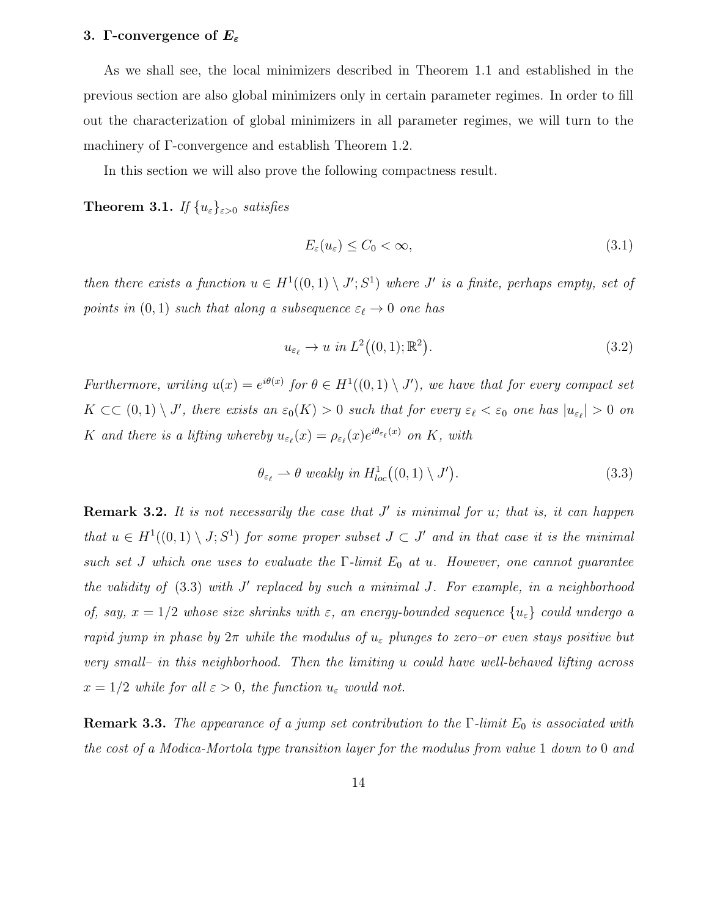## 3. Γ-convergence of $E_\varepsilon$

As we shall see, the local minimizers described in Theorem 1.1 and established in the previous section are also global minimizers only in certain parameter regimes. In order to fill out the characterization of global minimizers in all parameter regimes, we will turn to the machinery of Γ-convergence and establish Theorem 1.2.

In this section we will also prove the following compactness result.

**Theorem 3.1.** *If $\{u_\varepsilon\}_{\varepsilon>0}$ satisfies*

$$E_\varepsilon(u_\varepsilon) \leq C_0 < \infty, \tag{3.1}$$

*then there exists a function $u \in H^1((0,1)\setminus J'; S^1)$ where $J'$ is a finite, perhaps empty, set of points in $(0,1)$ such that along a subsequence $\varepsilon_\ell \to 0$ one has*

$$u_{\varepsilon_\ell} \to u \text{ in } L^2\big((0,1);\mathbb{R}^2\big). \tag{3.2}$$

*Furthermore, writing $u(x) = e^{i\theta(x)}$ for $\theta \in H^1((0,1)\setminus J')$, we have that for every compact set $K \subset\subset (0,1)\setminus J'$, there exists an $\varepsilon_0(K) > 0$ such that for every $\varepsilon_\ell < \varepsilon_0$ one has $|u_{\varepsilon_\ell}| > 0$ on $K$ and there is a lifting whereby $u_{\varepsilon_\ell}(x) = \rho_{\varepsilon_\ell}(x)e^{i\theta_{\varepsilon_\ell}(x)}$ on $K$, with*

$$\theta_{\varepsilon_\ell} \rightharpoonup \theta \text{ weakly in } H^1_{loc}\big((0,1)\setminus J'\big). \tag{3.3}$$

**Remark 3.2.** *It is not necessarily the case that $J'$ is minimal for $u$; that is, it can happen that $u \in H^1((0,1)\setminus J; S^1)$ for some proper subset $J \subset J'$ and in that case it is the minimal such set $J$ which one uses to evaluate the Γ-limit $E_0$ at $u$. However, one cannot guarantee the validity of (3.3) with $J'$ replaced by such a minimal $J$. For example, in a neighborhood of, say, $x = 1/2$ whose size shrinks with $\varepsilon$, an energy-bounded sequence $\{u_\varepsilon\}$ could undergo a rapid jump in phase by $2\pi$ while the modulus of $u_\varepsilon$ plunges to zero–or even stays positive but very small– in this neighborhood. Then the limiting $u$ could have well-behaved lifting across $x = 1/2$ while for all $\varepsilon > 0$, the function $u_\varepsilon$ would not.*

**Remark 3.3.** *The appearance of a jump set contribution to the Γ-limit $E_0$ is associated with the cost of a Modica-Mortola type transition layer for the modulus from value 1 down to 0 and*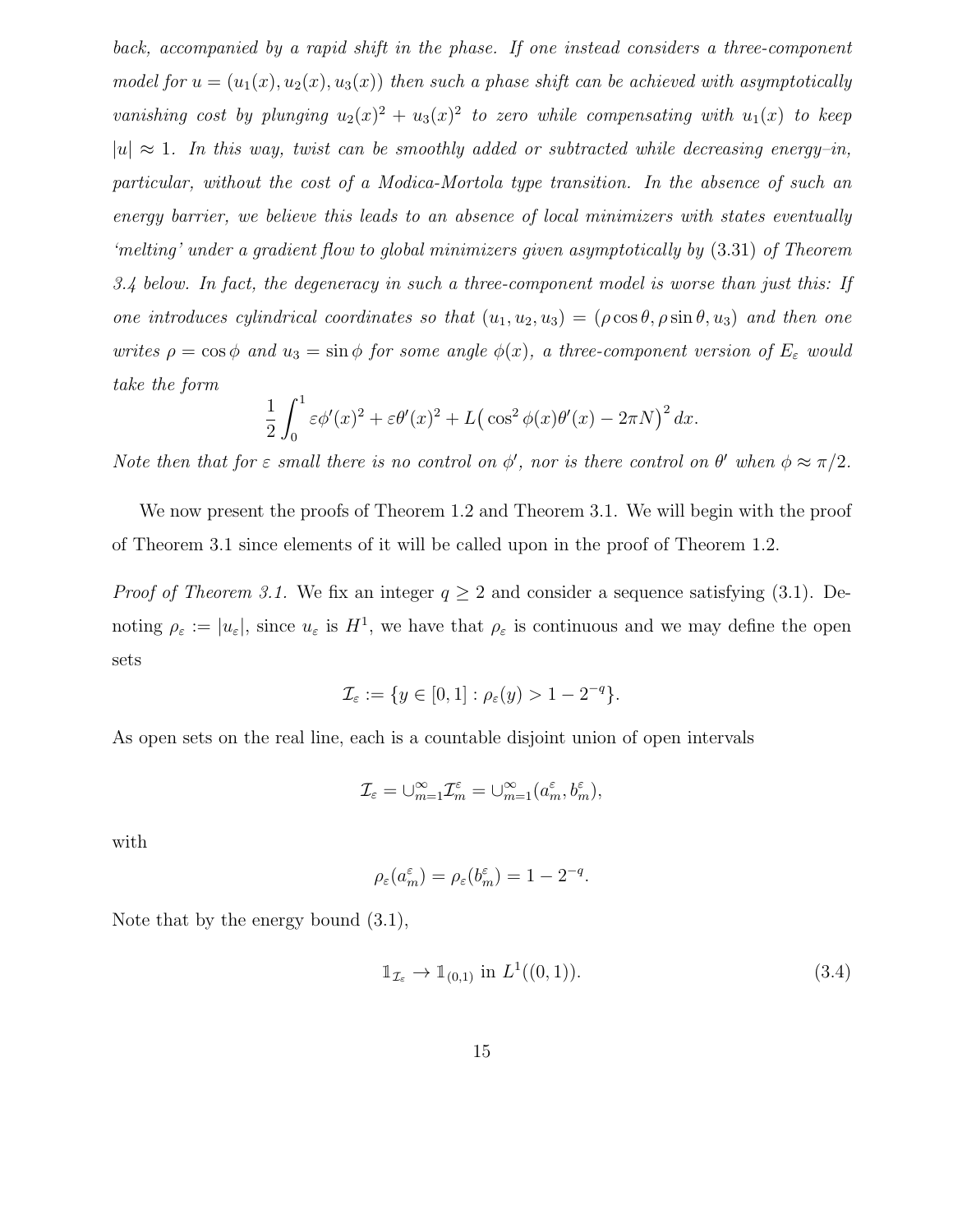*back, accompanied by a rapid shift in the phase. If one instead considers a three-component model for $u = (u_1(x), u_2(x), u_3(x))$ then such a phase shift can be achieved with asymptotically vanishing cost by plunging $u_2(x)^2 + u_3(x)^2$ to zero while compensating with $u_1(x)$ to keep $|u| \approx 1$. In this way, twist can be smoothly added or subtracted while decreasing energy–in, particular, without the cost of a Modica-Mortola type transition. In the absence of such an energy barrier, we believe this leads to an absence of local minimizers with states eventually 'melting' under a gradient flow to global minimizers given asymptotically by (3.31) of Theorem 3.4 below. In fact, the degeneracy in such a three-component model is worse than just this: If one introduces cylindrical coordinates so that $(u_1, u_2, u_3) = (\rho\cos\theta, \rho\sin\theta, u_3)$ and then one writes $\rho = \cos\phi$ and $u_3 = \sin\phi$ for some angle $\phi(x)$, a three-component version of $E_\varepsilon$ would take the form*

$$\frac{1}{2}\int_0^1 \varepsilon\phi'(x)^2 + \varepsilon\theta'(x)^2 + L\big(\cos^2\phi(x)\theta'(x) - 2\pi N\big)^2\,dx.$$

*Note then that for $\varepsilon$ small there is no control on $\phi'$, nor is there control on $\theta'$ when $\phi \approx \pi/2$.*

We now present the proofs of Theorem 1.2 and Theorem 3.1. We will begin with the proof of Theorem 3.1 since elements of it will be called upon in the proof of Theorem 1.2.

*Proof of Theorem 3.1.* We fix an integer $q \geq 2$ and consider a sequence satisfying (3.1). Denoting $\rho_\varepsilon := |u_\varepsilon|$, since $u_\varepsilon$ is $H^1$, we have that $\rho_\varepsilon$ is continuous and we may define the open sets

$$\mathcal{I}_\varepsilon := \{y \in [0,1] : \rho_\varepsilon(y) > 1 - 2^{-q}\}.$$

As open sets on the real line, each is a countable disjoint union of open intervals

$$\mathcal{I}_\varepsilon = \cup_{m=1}^\infty \mathcal{I}_m^\varepsilon = \cup_{m=1}^\infty (a_m^\varepsilon, b_m^\varepsilon),$$

with

$$\rho_\varepsilon(a_m^\varepsilon) = \rho_\varepsilon(b_m^\varepsilon) = 1 - 2^{-q}.$$

Note that by the energy bound (3.1),

$$\mathbb{1}_{\mathcal{I}_\varepsilon} \to \mathbb{1}_{(0,1)} \text{ in } L^1((0,1)). \tag{3.4}$$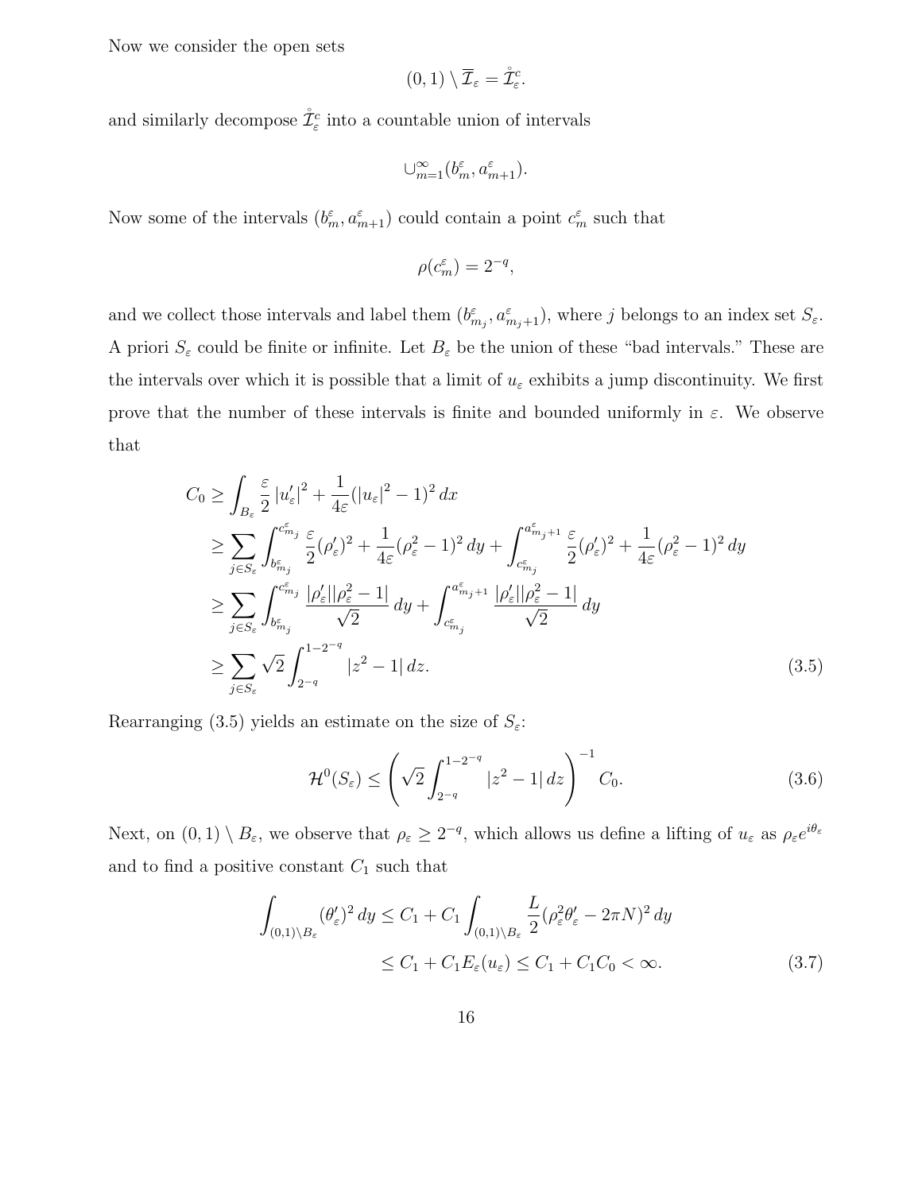Now we consider the open sets

$$(0,1) \setminus \overline{\mathcal{I}}_\varepsilon = \mathring{\mathcal{I}}_\varepsilon^c.$$

and similarly decompose $\mathring{\mathcal{I}}_\varepsilon^c$ into a countable union of intervals

$$\cup_{m=1}^\infty (b_m^\varepsilon, a_{m+1}^\varepsilon).$$

Now some of the intervals $(b_m^\varepsilon, a_{m+1}^\varepsilon)$ could contain a point $c_m^\varepsilon$ such that

$$\rho(c_m^\varepsilon) = 2^{-q},$$

and we collect those intervals and label them $(b_{m_j}^\varepsilon, a_{m_j+1}^\varepsilon)$, where $j$ belongs to an index set $S_\varepsilon$. A priori $S_\varepsilon$ could be finite or infinite. Let $B_\varepsilon$ be the union of these "bad intervals." These are the intervals over which it is possible that a limit of $u_\varepsilon$ exhibits a jump discontinuity. We first prove that the number of these intervals is finite and bounded uniformly in $\varepsilon$. We observe that

$$\begin{aligned}
C_0 &\geq \int_{B_\varepsilon} \frac{\varepsilon}{2} |u_\varepsilon'|^2 + \frac{1}{4\varepsilon}(|u_\varepsilon|^2 - 1)^2 \, dx \\
&\geq \sum_{j \in S_\varepsilon} \int_{b_{m_j}^\varepsilon}^{c_{m_j}^\varepsilon} \frac{\varepsilon}{2}(\rho_\varepsilon')^2 + \frac{1}{4\varepsilon}(\rho_\varepsilon^2 - 1)^2 \, dy + \int_{c_{m_j}^\varepsilon}^{a_{m_j+1}^\varepsilon} \frac{\varepsilon}{2}(\rho_\varepsilon')^2 + \frac{1}{4\varepsilon}(\rho_\varepsilon^2 - 1)^2 \, dy \\
&\geq \sum_{j \in S_\varepsilon} \int_{b_{m_j}^\varepsilon}^{c_{m_j}^\varepsilon} \frac{|\rho_\varepsilon'||\rho_\varepsilon^2 - 1|}{\sqrt{2}} \, dy + \int_{c_{m_j}^\varepsilon}^{a_{m_j+1}^\varepsilon} \frac{|\rho_\varepsilon'||\rho_\varepsilon^2 - 1|}{\sqrt{2}} \, dy \\
&\geq \sum_{j \in S_\varepsilon} \sqrt{2} \int_{2^{-q}}^{1-2^{-q}} |z^2 - 1| \, dz.
\end{aligned} \tag{3.5}$$

Rearranging (3.5) yields an estimate on the size of $S_\varepsilon$:

$$\mathcal{H}^0(S_\varepsilon) \leq \left( \sqrt{2} \int_{2^{-q}}^{1-2^{-q}} |z^2 - 1| \, dz \right)^{-1} C_0. \tag{3.6}$$

Next, on $(0,1) \setminus B_\varepsilon$, we observe that $\rho_\varepsilon \geq 2^{-q}$, which allows us define a lifting of $u_\varepsilon$ as $\rho_\varepsilon e^{i\theta_\varepsilon}$ and to find a positive constant $C_1$ such that

$$\begin{aligned}
\int_{(0,1) \setminus B_\varepsilon} (\theta_\varepsilon')^2 \, dy &\leq C_1 + C_1 \int_{(0,1) \setminus B_\varepsilon} \frac{L}{2}(\rho_\varepsilon^2 \theta_\varepsilon' - 2\pi N)^2 \, dy \\
&\leq C_1 + C_1 E_\varepsilon(u_\varepsilon) \leq C_1 + C_1 C_0 < \infty.
\end{aligned} \tag{3.7}$$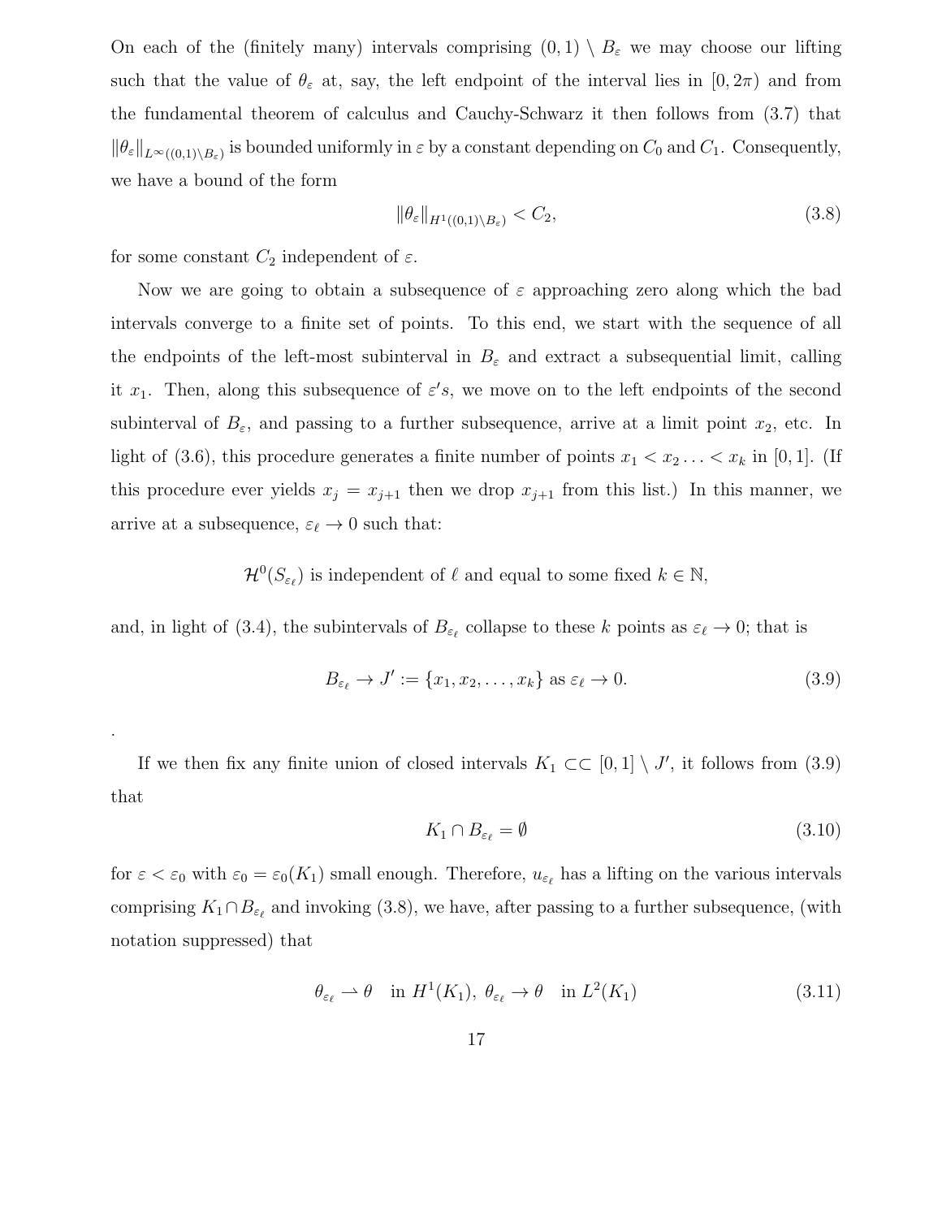On each of the (finitely many) intervals comprising $(0,1) \setminus B_\varepsilon$ we may choose our lifting such that the value of $\theta_\varepsilon$ at, say, the left endpoint of the interval lies in $[0, 2\pi)$ and from the fundamental theorem of calculus and Cauchy-Schwarz it then follows from (3.7) that $\|\theta_\varepsilon\|_{L^\infty((0,1)\setminus B_\varepsilon)}$ is bounded uniformly in $\varepsilon$ by a constant depending on $C_0$ and $C_1$. Consequently, we have a bound of the form

$$\|\theta_\varepsilon\|_{H^1((0,1)\setminus B_\varepsilon)} < C_2, \tag{3.8}$$

for some constant $C_2$ independent of $\varepsilon$.

Now we are going to obtain a subsequence of $\varepsilon$ approaching zero along which the bad intervals converge to a finite set of points. To this end, we start with the sequence of all the endpoints of the left-most subinterval in $B_\varepsilon$ and extract a subsequential limit, calling it $x_1$. Then, along this subsequence of $\varepsilon' s$, we move on to the left endpoints of the second subinterval of $B_\varepsilon$, and passing to a further subsequence, arrive at a limit point $x_2$, etc. In light of (3.6), this procedure generates a finite number of points $x_1 < x_2 \ldots < x_k$ in $[0,1]$. (If this procedure ever yields $x_j = x_{j+1}$ then we drop $x_{j+1}$ from this list.) In this manner, we arrive at a subsequence, $\varepsilon_\ell \to 0$ such that:

$$\mathcal{H}^0(S_{\varepsilon_\ell}) \text{ is independent of } \ell \text{ and equal to some fixed } k \in \mathbb{N},$$

and, in light of (3.4), the subintervals of $B_{\varepsilon_\ell}$ collapse to these $k$ points as $\varepsilon_\ell \to 0$; that is

$$B_{\varepsilon_\ell} \to J' := \{x_1, x_2, \ldots, x_k\} \text{ as } \varepsilon_\ell \to 0. \tag{3.9}$$

.

If we then fix any finite union of closed intervals $K_1 \subset\subset [0,1] \setminus J'$, it follows from (3.9) that

$$K_1 \cap B_{\varepsilon_\ell} = \emptyset \tag{3.10}$$

for $\varepsilon < \varepsilon_0$ with $\varepsilon_0 = \varepsilon_0(K_1)$ small enough. Therefore, $u_{\varepsilon_\ell}$ has a lifting on the various intervals comprising $K_1 \cap B_{\varepsilon_\ell}$ and invoking (3.8), we have, after passing to a further subsequence, (with notation suppressed) that

$$\theta_{\varepsilon_\ell} \rightharpoonup \theta \quad \text{in } H^1(K_1),\ \theta_{\varepsilon_\ell} \to \theta \quad \text{in } L^2(K_1) \tag{3.11}$$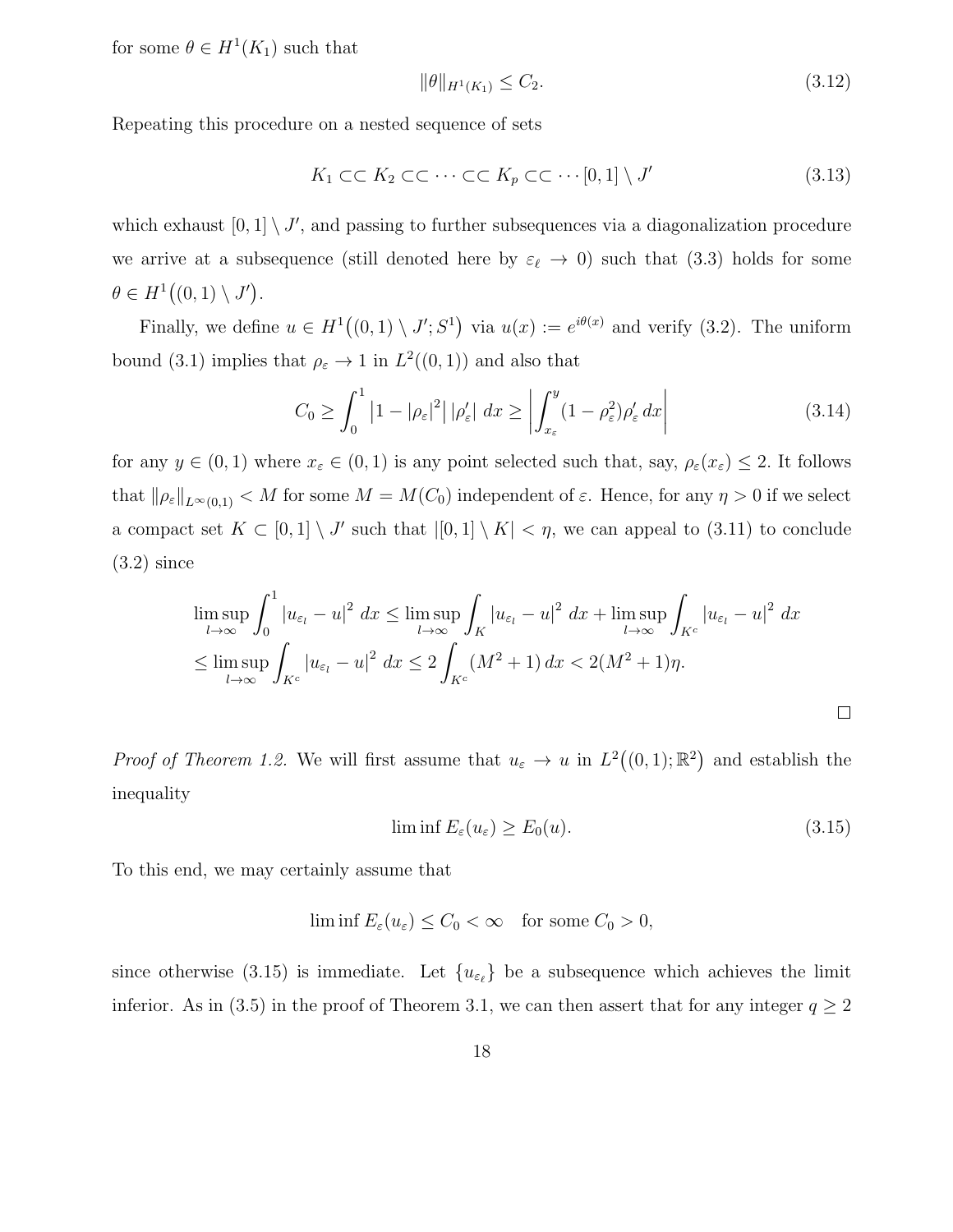for some $\theta \in H^1(K_1)$ such that

$$\|\theta\|_{H^1(K_1)} \leq C_2. \tag{3.12}$$

Repeating this procedure on a nested sequence of sets

$$K_1 \subset\subset K_2 \subset\subset \cdots \subset\subset K_p \subset\subset \cdots [0,1] \setminus J' \tag{3.13}$$

which exhaust $[0,1] \setminus J'$, and passing to further subsequences via a diagonalization procedure we arrive at a subsequence (still denoted here by $\varepsilon_\ell \to 0$) such that (3.3) holds for some $\theta \in H^1\big((0,1) \setminus J'\big)$.

Finally, we define $u \in H^1\big((0,1) \setminus J'; S^1\big)$ via $u(x) := e^{i\theta(x)}$ and verify (3.2). The uniform bound (3.1) implies that $\rho_\varepsilon \to 1$ in $L^2((0,1))$ and also that

$$C_0 \geq \int_0^1 \left|1 - |\rho_\varepsilon|^2\right| |\rho_\varepsilon'| \, dx \geq \left| \int_{x_\varepsilon}^y (1 - \rho_\varepsilon^2) \rho_\varepsilon' \, dx \right| \tag{3.14}$$

for any $y \in (0,1)$ where $x_\varepsilon \in (0,1)$ is any point selected such that, say, $\rho_\varepsilon(x_\varepsilon) \leq 2$. It follows that $\|\rho_\varepsilon\|_{L^\infty(0,1)} < M$ for some $M = M(C_0)$ independent of $\varepsilon$. Hence, for any $\eta > 0$ if we select a compact set $K \subset [0,1] \setminus J'$ such that $|[0,1] \setminus K| < \eta$, we can appeal to (3.11) to conclude (3.2) since

$$\begin{aligned}
\limsup_{l \to \infty} \int_0^1 |u_{\varepsilon_l} - u|^2 \, dx &\leq \limsup_{l \to \infty} \int_K |u_{\varepsilon_l} - u|^2 \, dx + \limsup_{l \to \infty} \int_{K^c} |u_{\varepsilon_l} - u|^2 \, dx \\
&\leq \limsup_{l \to \infty} \int_{K^c} |u_{\varepsilon_l} - u|^2 \, dx \leq 2 \int_{K^c} (M^2 + 1) \, dx < 2(M^2 + 1)\eta.
\end{aligned}$$

□

*Proof of Theorem 1.2.* We will first assume that $u_\varepsilon \to u$ in $L^2\big((0,1); \mathbb{R}^2\big)$ and establish the inequality

$$\liminf E_\varepsilon(u_\varepsilon) \geq E_0(u). \tag{3.15}$$

To this end, we may certainly assume that

$$\liminf E_\varepsilon(u_\varepsilon) \leq C_0 < \infty \quad \text{for some } C_0 > 0,$$

since otherwise (3.15) is immediate. Let $\{u_{\varepsilon_\ell}\}$ be a subsequence which achieves the limit inferior. As in (3.5) in the proof of Theorem 3.1, we can then assert that for any integer $q \geq 2$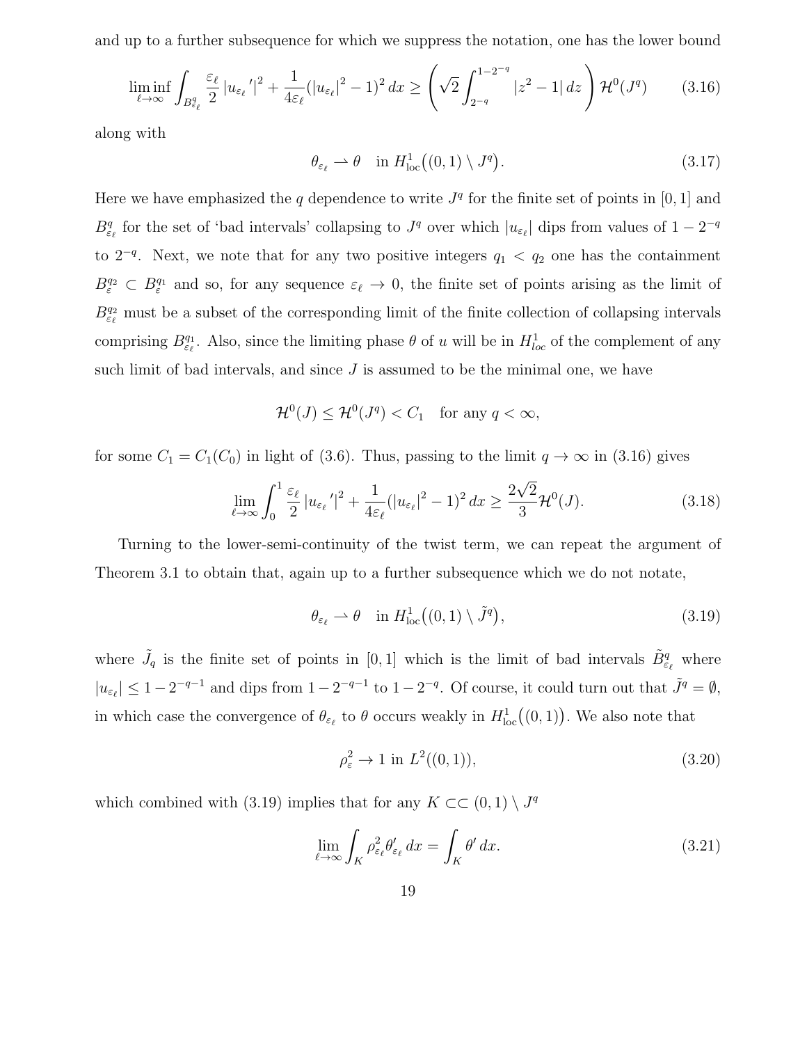and up to a further subsequence for which we suppress the notation, one has the lower bound

$$
\liminf_{\ell\to\infty} \int_{B^q_{\varepsilon_\ell}} \frac{\varepsilon_\ell}{2}\left|u_{\varepsilon_\ell}{}'\right|^2 + \frac{1}{4\varepsilon_\ell}(|u_{\varepsilon_\ell}|^2-1)^2\,dx \geq \left(\sqrt{2}\int_{2^{-q}}^{1-2^{-q}} |z^2-1|\,dz\right)\mathcal{H}^0(J^q) \tag{3.16}
$$

along with

$$
\theta_{\varepsilon_\ell} \rightharpoonup \theta \quad \text{in } H^1_{\text{loc}}\big((0,1)\setminus J^q\big). \tag{3.17}
$$

Here we have emphasized the $q$ dependence to write $J^q$ for the finite set of points in $[0,1]$ and $B^q_{\varepsilon_\ell}$ for the set of 'bad intervals' collapsing to $J^q$ over which $|u_{\varepsilon_\ell}|$ dips from values of $1-2^{-q}$ to $2^{-q}$. Next, we note that for any two positive integers $q_1 < q_2$ one has the containment $B^{q_2}_{\varepsilon} \subset B^{q_1}_{\varepsilon}$ and so, for any sequence $\varepsilon_\ell \to 0$, the finite set of points arising as the limit of $B^{q_2}_{\varepsilon_\ell}$ must be a subset of the corresponding limit of the finite collection of collapsing intervals comprising $B^{q_1}_{\varepsilon_\ell}$. Also, since the limiting phase $\theta$ of $u$ will be in $H^1_{loc}$ of the complement of any such limit of bad intervals, and since $J$ is assumed to be the minimal one, we have

$$
\mathcal{H}^0(J) \leq \mathcal{H}^0(J^q) < C_1 \quad \text{for any } q < \infty,
$$

for some $C_1 = C_1(C_0)$ in light of (3.6). Thus, passing to the limit $q\to\infty$ in (3.16) gives

$$
\lim_{\ell\to\infty} \int_0^1 \frac{\varepsilon_\ell}{2}\left|u_{\varepsilon_\ell}{}'\right|^2 + \frac{1}{4\varepsilon_\ell}(|u_{\varepsilon_\ell}|^2-1)^2\,dx \geq \frac{2\sqrt{2}}{3}\mathcal{H}^0(J). \tag{3.18}
$$

Turning to the lower-semi-continuity of the twist term, we can repeat the argument of Theorem 3.1 to obtain that, again up to a further subsequence which we do not notate,

$$
\theta_{\varepsilon_\ell} \rightharpoonup \theta \quad \text{in } H^1_{\text{loc}}\big((0,1)\setminus \tilde{J}^q\big), \tag{3.19}
$$

where $\tilde{J}_q$ is the finite set of points in $[0,1]$ which is the limit of bad intervals $\tilde{B}^q_{\varepsilon_\ell}$ where $|u_{\varepsilon_\ell}| \leq 1-2^{-q-1}$ and dips from $1-2^{-q-1}$ to $1-2^{-q}$. Of course, it could turn out that $\tilde{J}^q = \emptyset$, in which case the convergence of $\theta_{\varepsilon_\ell}$ to $\theta$ occurs weakly in $H^1_{\text{loc}}\big((0,1)\big)$. We also note that

$$
\rho^2_\varepsilon \to 1 \text{ in } L^2((0,1)), \tag{3.20}
$$

which combined with (3.19) implies that for any $K \subset\subset (0,1)\setminus J^q$

$$
\lim_{\ell\to\infty}\int_K \rho^2_{\varepsilon_\ell}\theta'_{\varepsilon_\ell}\,dx = \int_K \theta'\,dx. \tag{3.21}
$$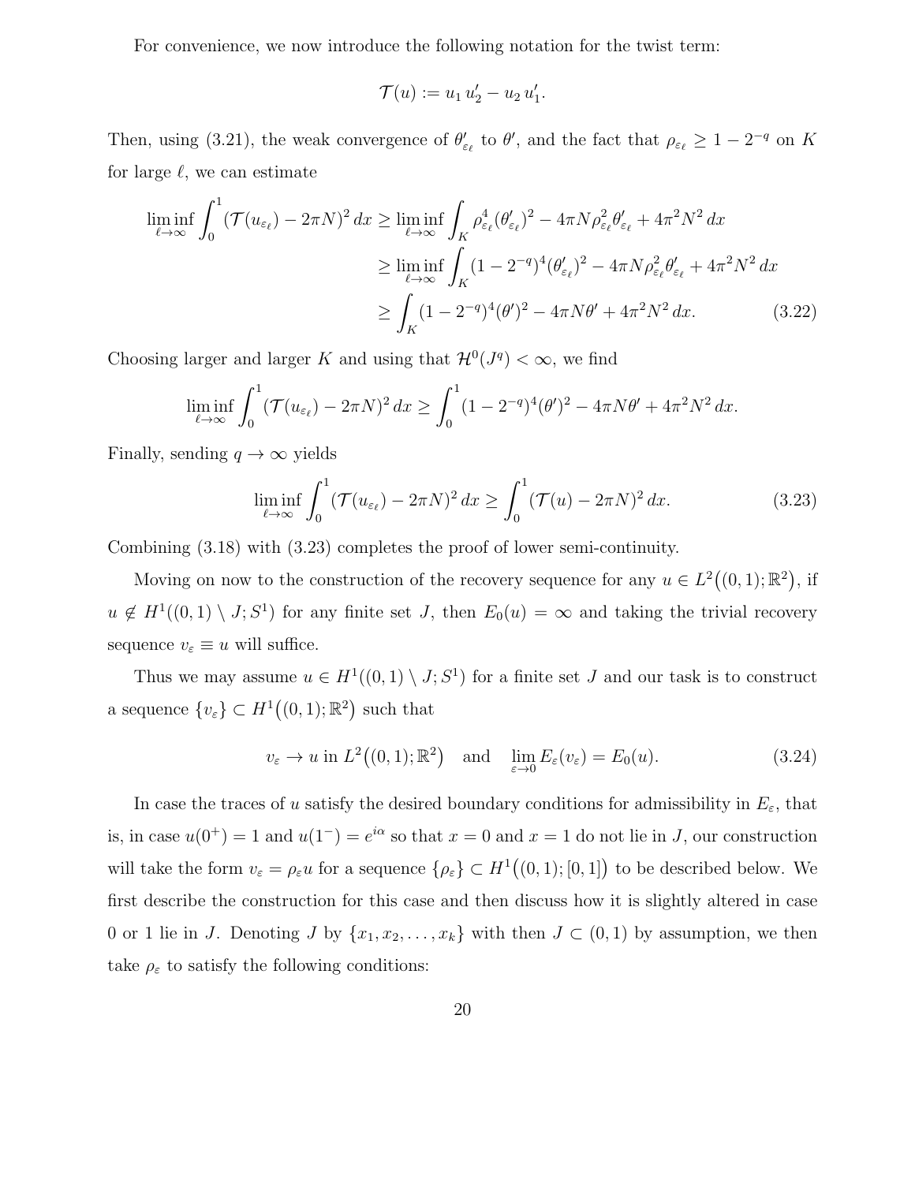For convenience, we now introduce the following notation for the twist term:

$$\mathcal{T}(u) := u_1\, u_2' - u_2\, u_1'.$$

Then, using (3.21), the weak convergence of $\theta'_{\varepsilon_\ell}$ to $\theta'$, and the fact that $\rho_{\varepsilon_\ell} \geq 1 - 2^{-q}$ on $K$ for large $\ell$, we can estimate

$$\begin{aligned}
\liminf_{\ell\to\infty} \int_0^1 (\mathcal{T}(u_{\varepsilon_\ell}) - 2\pi N)^2\, dx &\geq \liminf_{\ell\to\infty} \int_K \rho_{\varepsilon_\ell}^4 (\theta'_{\varepsilon_\ell})^2 - 4\pi N \rho_{\varepsilon_\ell}^2 \theta'_{\varepsilon_\ell} + 4\pi^2 N^2\, dx \\
&\geq \liminf_{\ell\to\infty} \int_K (1-2^{-q})^4 (\theta'_{\varepsilon_\ell})^2 - 4\pi N \rho_{\varepsilon_\ell}^2 \theta'_{\varepsilon_\ell} + 4\pi^2 N^2\, dx \\
&\geq \int_K (1-2^{-q})^4 (\theta')^2 - 4\pi N \theta' + 4\pi^2 N^2\, dx. \qquad (3.22)
\end{aligned}$$

Choosing larger and larger $K$ and using that $\mathcal{H}^0(J^q) < \infty$, we find

$$\liminf_{\ell\to\infty} \int_0^1 (\mathcal{T}(u_{\varepsilon_\ell}) - 2\pi N)^2\, dx \geq \int_0^1 (1-2^{-q})^4 (\theta')^2 - 4\pi N \theta' + 4\pi^2 N^2\, dx.$$

Finally, sending $q \to \infty$ yields

$$\liminf_{\ell\to\infty} \int_0^1 (\mathcal{T}(u_{\varepsilon_\ell}) - 2\pi N)^2\, dx \geq \int_0^1 (\mathcal{T}(u) - 2\pi N)^2\, dx. \qquad (3.23)$$

Combining (3.18) with (3.23) completes the proof of lower semi-continuity.

Moving on now to the construction of the recovery sequence for any $u \in L^2\big((0,1);\mathbb{R}^2\big)$, if $u \notin H^1((0,1)\setminus J; S^1)$ for any finite set $J$, then $E_0(u) = \infty$ and taking the trivial recovery sequence $v_\varepsilon \equiv u$ will suffice.

Thus we may assume $u \in H^1((0,1)\setminus J; S^1)$ for a finite set $J$ and our task is to construct a sequence $\{v_\varepsilon\} \subset H^1\big((0,1);\mathbb{R}^2\big)$ such that

$$v_\varepsilon \to u \text{ in } L^2\big((0,1);\mathbb{R}^2\big) \quad \text{and} \quad \lim_{\varepsilon\to 0} E_\varepsilon(v_\varepsilon) = E_0(u). \qquad (3.24)$$

In case the traces of $u$ satisfy the desired boundary conditions for admissibility in $E_\varepsilon$, that is, in case $u(0^+) = 1$ and $u(1^-) = e^{i\alpha}$ so that $x = 0$ and $x = 1$ do not lie in $J$, our construction will take the form $v_\varepsilon = \rho_\varepsilon u$ for a sequence $\{\rho_\varepsilon\} \subset H^1\big((0,1);[0,1]\big)$ to be described below. We first describe the construction for this case and then discuss how it is slightly altered in case 0 or 1 lie in $J$. Denoting $J$ by $\{x_1, x_2, \ldots, x_k\}$ with then $J \subset (0,1)$ by assumption, we then take $\rho_\varepsilon$ to satisfy the following conditions: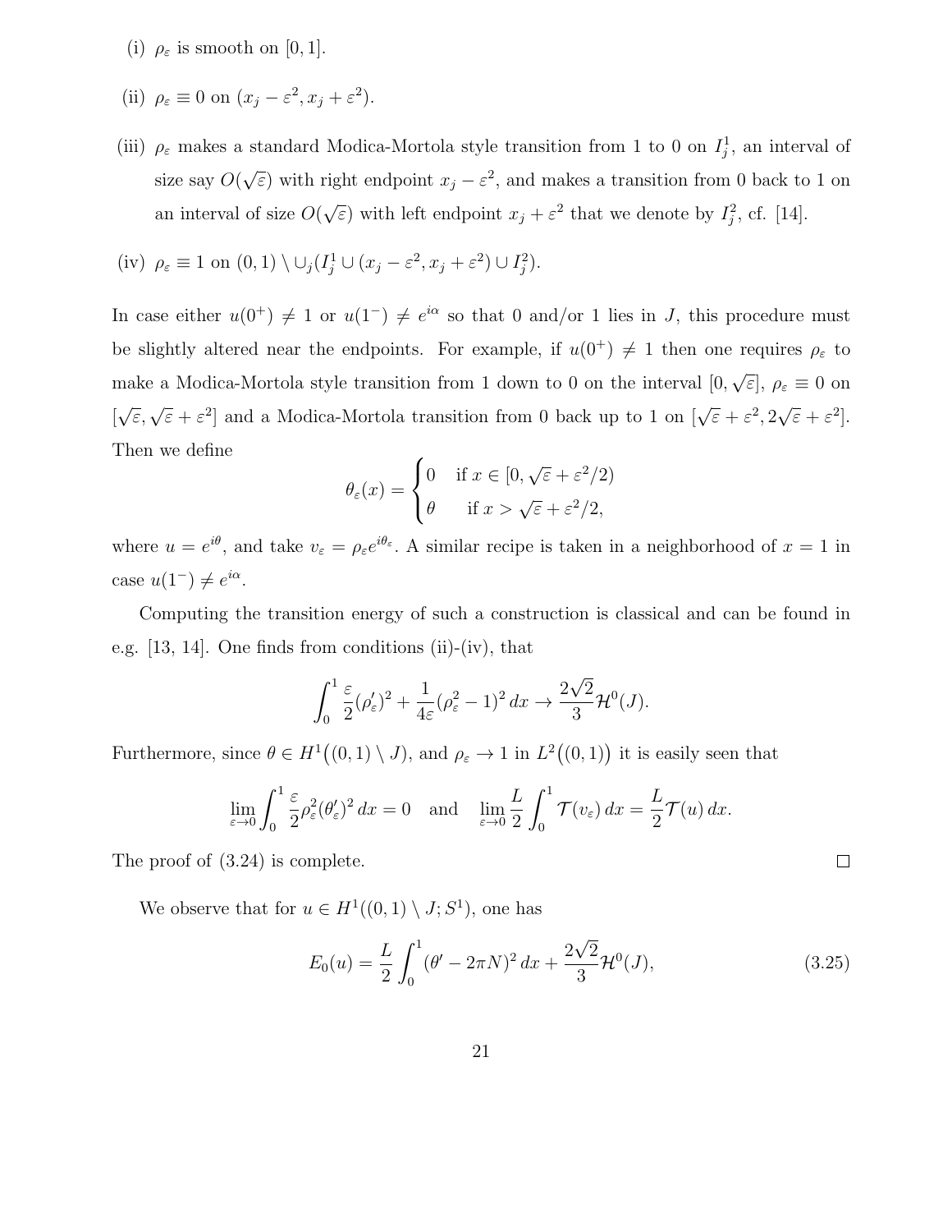(i) $\rho_\varepsilon$ is smooth on $[0, 1]$.

(ii) $\rho_\varepsilon \equiv 0$ on $(x_j - \varepsilon^2, x_j + \varepsilon^2)$.

(iii) $\rho_\varepsilon$ makes a standard Modica-Mortola style transition from 1 to 0 on $I_j^1$, an interval of size say $O(\sqrt{\varepsilon})$ with right endpoint $x_j - \varepsilon^2$, and makes a transition from 0 back to 1 on an interval of size $O(\sqrt{\varepsilon})$ with left endpoint $x_j + \varepsilon^2$ that we denote by $I_j^2$, cf. [14].

(iv) $\rho_\varepsilon \equiv 1$ on $(0, 1) \setminus \cup_j (I_j^1 \cup (x_j - \varepsilon^2, x_j + \varepsilon^2) \cup I_j^2)$.

In case either $u(0^+) \neq 1$ or $u(1^-) \neq e^{i\alpha}$ so that 0 and/or 1 lies in $J$, this procedure must be slightly altered near the endpoints. For example, if $u(0^+) \neq 1$ then one requires $\rho_\varepsilon$ to make a Modica-Mortola style transition from 1 down to 0 on the interval $[0, \sqrt{\varepsilon}]$, $\rho_\varepsilon \equiv 0$ on $[\sqrt{\varepsilon}, \sqrt{\varepsilon} + \varepsilon^2]$ and a Modica-Mortola transition from 0 back up to 1 on $[\sqrt{\varepsilon} + \varepsilon^2, 2\sqrt{\varepsilon} + \varepsilon^2]$. Then we define

$$\theta_\varepsilon(x) = \begin{cases} 0 & \text{if } x \in [0, \sqrt{\varepsilon} + \varepsilon^2/2) \\ \theta & \text{if } x > \sqrt{\varepsilon} + \varepsilon^2/2, \end{cases}$$

where $u = e^{i\theta}$, and take $v_\varepsilon = \rho_\varepsilon e^{i\theta_\varepsilon}$. A similar recipe is taken in a neighborhood of $x = 1$ in case $u(1^-) \neq e^{i\alpha}$.

Computing the transition energy of such a construction is classical and can be found in e.g. [13, 14]. One finds from conditions (ii)-(iv), that

$$\int_0^1 \frac{\varepsilon}{2}(\rho_\varepsilon')^2 + \frac{1}{4\varepsilon}(\rho_\varepsilon^2 - 1)^2 \, dx \to \frac{2\sqrt{2}}{3}\mathcal{H}^0(J).$$

Furthermore, since $\theta \in H^1\big((0, 1) \setminus J\big)$, and $\rho_\varepsilon \to 1$ in $L^2\big((0, 1)\big)$ it is easily seen that

$$\lim_{\varepsilon \to 0} \int_0^1 \frac{\varepsilon}{2}\rho_\varepsilon^2(\theta_\varepsilon')^2 \, dx = 0 \quad \text{and} \quad \lim_{\varepsilon \to 0} \frac{L}{2}\int_0^1 \mathcal{T}(v_\varepsilon) \, dx = \frac{L}{2}\mathcal{T}(u) \, dx.$$

The proof of (3.24) is complete. $\square$

We observe that for $u \in H^1((0, 1) \setminus J; S^1)$, one has

$$E_0(u) = \frac{L}{2}\int_0^1 (\theta' - 2\pi N)^2 \, dx + \frac{2\sqrt{2}}{3}\mathcal{H}^0(J), \tag{3.25}$$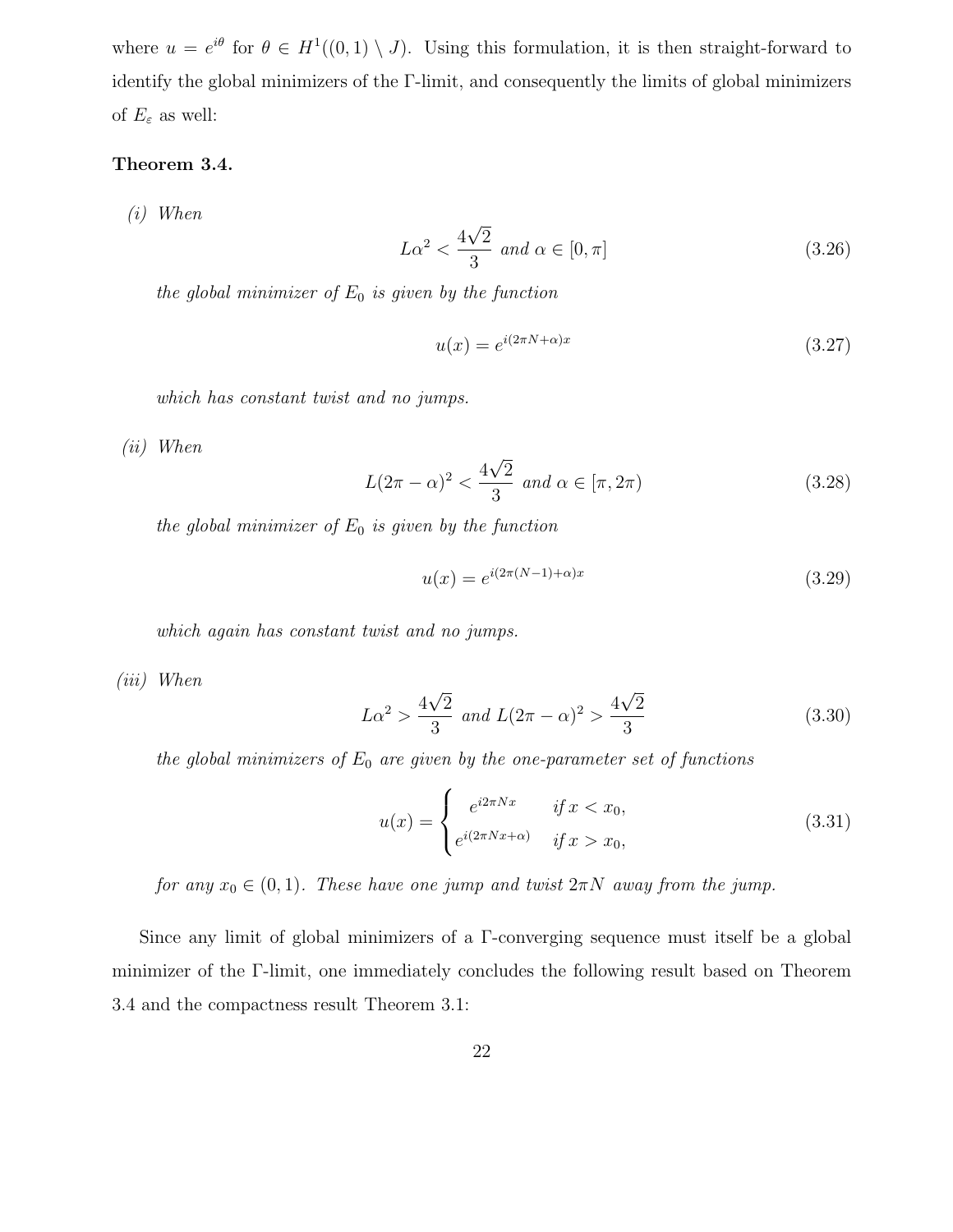where $u = e^{i\theta}$ for $\theta \in H^1((0,1) \setminus J)$. Using this formulation, it is then straight-forward to identify the global minimizers of the Γ-limit, and consequently the limits of global minimizers of $E_\varepsilon$ as well:

**Theorem 3.4.**

*(i) When*

$$L\alpha^2 < \frac{4\sqrt{2}}{3} \text{ and } \alpha \in [0, \pi] \tag{3.26}$$

*the global minimizer of $E_0$ is given by the function*

$$u(x) = e^{i(2\pi N + \alpha)x} \tag{3.27}$$

*which has constant twist and no jumps.*

*(ii) When*

$$L(2\pi - \alpha)^2 < \frac{4\sqrt{2}}{3} \text{ and } \alpha \in [\pi, 2\pi) \tag{3.28}$$

*the global minimizer of $E_0$ is given by the function*

$$u(x) = e^{i(2\pi(N-1) + \alpha)x} \tag{3.29}$$

*which again has constant twist and no jumps.*

*(iii) When*

$$L\alpha^2 > \frac{4\sqrt{2}}{3} \text{ and } L(2\pi - \alpha)^2 > \frac{4\sqrt{2}}{3} \tag{3.30}$$

*the global minimizers of $E_0$ are given by the one-parameter set of functions*

$$u(x) = \begin{cases} e^{i2\pi N x} & \text{if } x < x_0, \\ e^{i(2\pi N x + \alpha)} & \text{if } x > x_0, \end{cases} \tag{3.31}$$

*for any $x_0 \in (0,1)$. These have one jump and twist $2\pi N$ away from the jump.*

Since any limit of global minimizers of a Γ-converging sequence must itself be a global minimizer of the Γ-limit, one immediately concludes the following result based on Theorem 3.4 and the compactness result Theorem 3.1: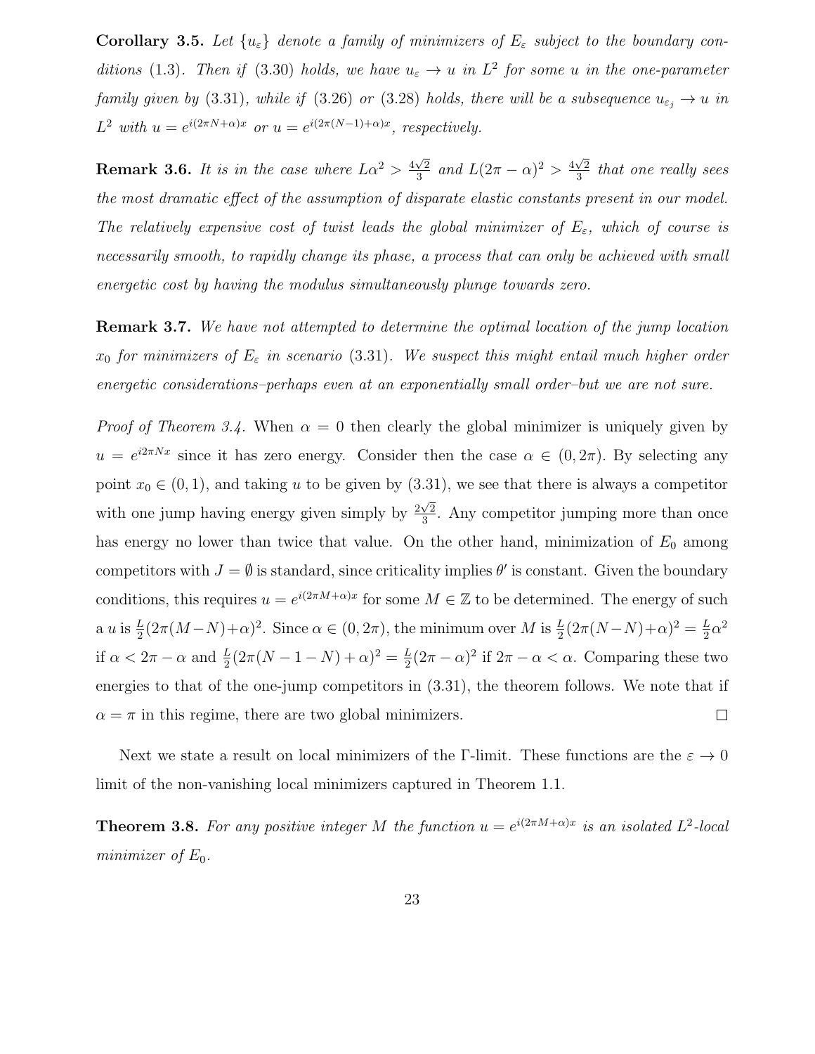**Corollary 3.5.** *Let $\{u_\varepsilon\}$ denote a family of minimizers of $E_\varepsilon$ subject to the boundary conditions* (1.3)*. Then if* (3.30) *holds, we have $u_\varepsilon \to u$ in $L^2$ for some $u$ in the one-parameter family given by* (3.31)*, while if* (3.26) *or* (3.28) *holds, there will be a subsequence $u_{\varepsilon_j} \to u$ in $L^2$ with $u = e^{i(2\pi N+\alpha)x}$ or $u = e^{i(2\pi(N-1)+\alpha)x}$, respectively.*

**Remark 3.6.** *It is in the case where $L\alpha^2 > \frac{4\sqrt{2}}{3}$ and $L(2\pi-\alpha)^2 > \frac{4\sqrt{2}}{3}$ that one really sees the most dramatic effect of the assumption of disparate elastic constants present in our model. The relatively expensive cost of twist leads the global minimizer of $E_\varepsilon$, which of course is necessarily smooth, to rapidly change its phase, a process that can only be achieved with small energetic cost by having the modulus simultaneously plunge towards zero.*

**Remark 3.7.** *We have not attempted to determine the optimal location of the jump location $x_0$ for minimizers of $E_\varepsilon$ in scenario* (3.31)*. We suspect this might entail much higher order energetic considerations–perhaps even at an exponentially small order–but we are not sure.*

*Proof of Theorem 3.4.* When $\alpha = 0$ then clearly the global minimizer is uniquely given by $u = e^{i2\pi Nx}$ since it has zero energy. Consider then the case $\alpha \in (0, 2\pi)$. By selecting any point $x_0 \in (0,1)$, and taking $u$ to be given by (3.31), we see that there is always a competitor with one jump having energy given simply by $\frac{2\sqrt{2}}{3}$. Any competitor jumping more than once has energy no lower than twice that value. On the other hand, minimization of $E_0$ among competitors with $J = \emptyset$ is standard, since criticality implies $\theta'$ is constant. Given the boundary conditions, this requires $u = e^{i(2\pi M+\alpha)x}$ for some $M \in \mathbb{Z}$ to be determined. The energy of such a $u$ is $\frac{L}{2}(2\pi(M-N)+\alpha)^2$. Since $\alpha \in (0, 2\pi)$, the minimum over $M$ is $\frac{L}{2}(2\pi(N-N)+\alpha)^2 = \frac{L}{2}\alpha^2$ if $\alpha < 2\pi - \alpha$ and $\frac{L}{2}(2\pi(N-1-N)+\alpha)^2 = \frac{L}{2}(2\pi-\alpha)^2$ if $2\pi - \alpha < \alpha$. Comparing these two energies to that of the one-jump competitors in (3.31), the theorem follows. We note that if $\alpha = \pi$ in this regime, there are two global minimizers. $\square$

Next we state a result on local minimizers of the $\Gamma$-limit. These functions are the $\varepsilon \to 0$ limit of the non-vanishing local minimizers captured in Theorem 1.1.

**Theorem 3.8.** *For any positive integer $M$ the function $u = e^{i(2\pi M+\alpha)x}$ is an isolated $L^2$-local minimizer of $E_0$.*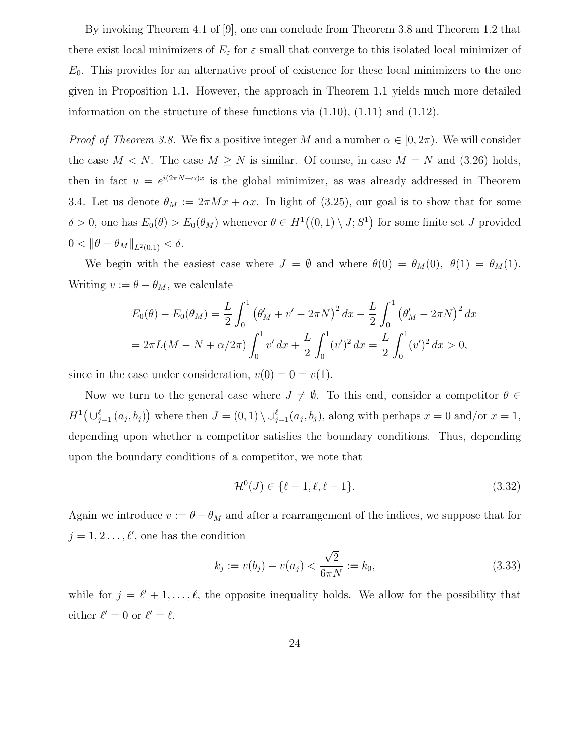By invoking Theorem 4.1 of [9], one can conclude from Theorem 3.8 and Theorem 1.2 that there exist local minimizers of $E_\varepsilon$ for $\varepsilon$ small that converge to this isolated local minimizer of $E_0$. This provides for an alternative proof of existence for these local minimizers to the one given in Proposition 1.1. However, the approach in Theorem 1.1 yields much more detailed information on the structure of these functions via (1.10), (1.11) and (1.12).

*Proof of Theorem 3.8.* We fix a positive integer $M$ and a number $\alpha \in [0, 2\pi)$. We will consider the case $M < N$. The case $M \geq N$ is similar. Of course, in case $M = N$ and (3.26) holds, then in fact $u = e^{i(2\pi N + \alpha)x}$ is the global minimizer, as was already addressed in Theorem 3.4. Let us denote $\theta_M := 2\pi M x + \alpha x$. In light of (3.25), our goal is to show that for some $\delta > 0$, one has $E_0(\theta) > E_0(\theta_M)$ whenever $\theta \in H^1\big((0,1) \setminus J; S^1\big)$ for some finite set $J$ provided $0 < \|\theta - \theta_M\|_{L^2(0,1)} < \delta$.

We begin with the easiest case where $J = \emptyset$ and where $\theta(0) = \theta_M(0)$, $\theta(1) = \theta_M(1)$. Writing $v := \theta - \theta_M$, we calculate

$$
\begin{aligned}
E_0(\theta) - E_0(\theta_M) &= \frac{L}{2}\int_0^1 \big(\theta_M' + v' - 2\pi N\big)^2 \, dx - \frac{L}{2}\int_0^1 \big(\theta_M' - 2\pi N\big)^2 \, dx \\
&= 2\pi L(M - N + \alpha/2\pi)\int_0^1 v' \, dx + \frac{L}{2}\int_0^1 (v')^2 \, dx = \frac{L}{2}\int_0^1 (v')^2 \, dx > 0,
\end{aligned}
$$

since in the case under consideration, $v(0) = 0 = v(1)$.

Now we turn to the general case where $J \neq \emptyset$. To this end, consider a competitor $\theta \in H^1\big(\cup_{j=1}^{\ell}(a_j, b_j)\big)$ where then $J = (0,1) \setminus \cup_{j=1}^{\ell}(a_j, b_j)$, along with perhaps $x = 0$ and/or $x = 1$, depending upon whether a competitor satisfies the boundary conditions. Thus, depending upon the boundary conditions of a competitor, we note that

$$
\mathcal{H}^0(J) \in \{\ell - 1, \ell, \ell + 1\}. \tag{3.32}
$$

Again we introduce $v := \theta - \theta_M$ and after a rearrangement of the indices, we suppose that for $j = 1, 2 \ldots, \ell'$, one has the condition

$$
k_j := v(b_j) - v(a_j) < \frac{\sqrt{2}}{6\pi N} := k_0, \tag{3.33}
$$

while for $j = \ell' + 1, \ldots, \ell$, the opposite inequality holds. We allow for the possibility that either $\ell' = 0$ or $\ell' = \ell$.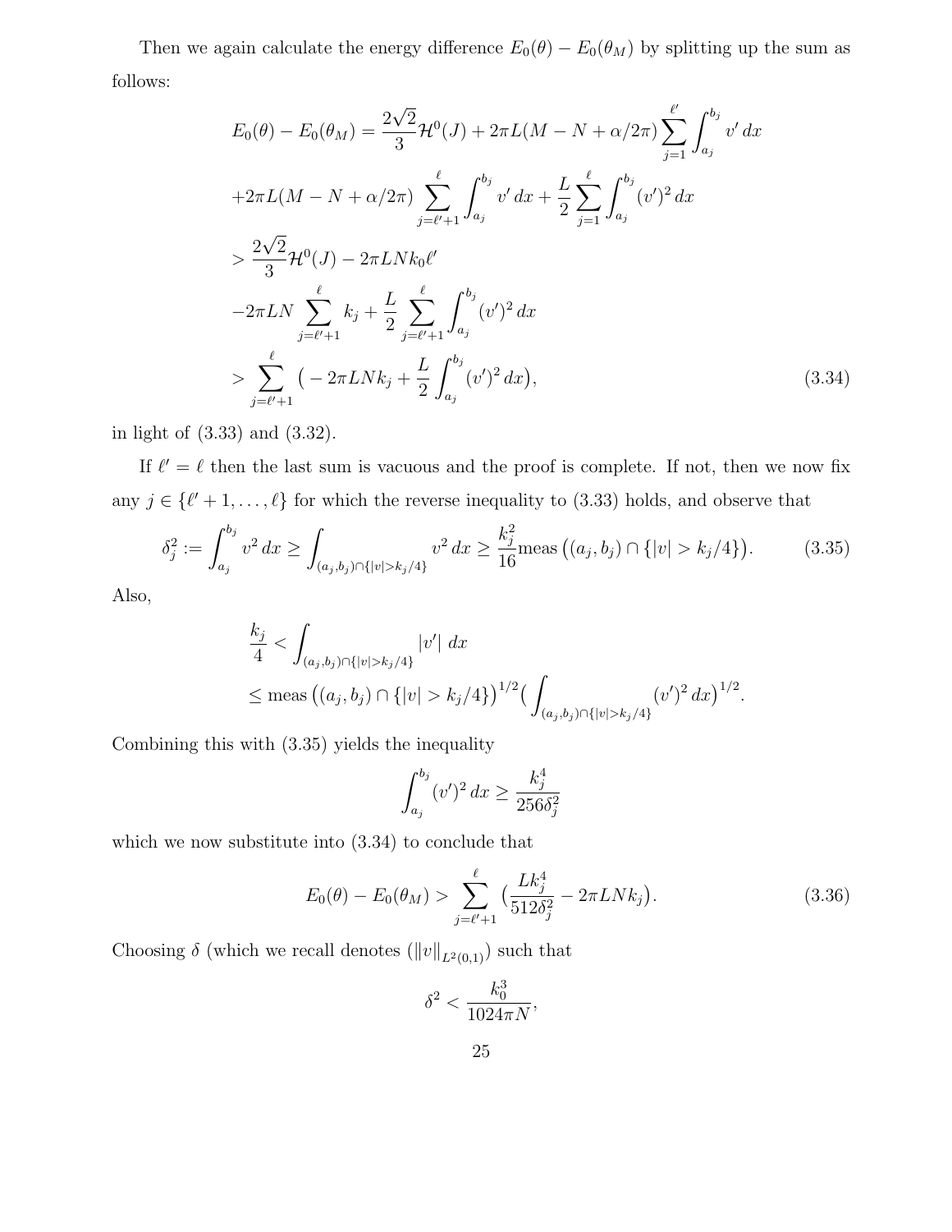Then we again calculate the energy difference $E_0(\theta) - E_0(\theta_M)$ by splitting up the sum as follows:

$$
\begin{aligned}
E_0(\theta) - E_0(\theta_M) &= \frac{2\sqrt{2}}{3}\mathcal{H}^0(J) + 2\pi L(M - N + \alpha/2\pi)\sum_{j=1}^{\ell'}\int_{a_j}^{b_j} v'\,dx \\
&+2\pi L(M - N + \alpha/2\pi)\sum_{j=\ell'+1}^{\ell}\int_{a_j}^{b_j} v'\,dx + \frac{L}{2}\sum_{j=1}^{\ell}\int_{a_j}^{b_j}(v')^2\,dx \\
&> \frac{2\sqrt{2}}{3}\mathcal{H}^0(J) - 2\pi L N k_0 \ell' \\
&-2\pi L N\sum_{j=\ell'+1}^{\ell} k_j + \frac{L}{2}\sum_{j=\ell'+1}^{\ell}\int_{a_j}^{b_j}(v')^2\,dx \\
&> \sum_{j=\ell'+1}^{\ell}\big(-2\pi L N k_j + \frac{L}{2}\int_{a_j}^{b_j}(v')^2\,dx\big),
\end{aligned}
\tag{3.34}
$$

in light of (3.33) and (3.32).

If $\ell' = \ell$ then the last sum is vacuous and the proof is complete. If not, then we now fix any $j \in \{\ell'+1, \ldots, \ell\}$ for which the reverse inequality to (3.33) holds, and observe that

$$
\delta_j^2 := \int_{a_j}^{b_j} v^2\,dx \geq \int_{(a_j,b_j)\cap\{|v|>k_j/4\}} v^2\,dx \geq \frac{k_j^2}{16}\text{meas}\big((a_j,b_j)\cap\{|v|>k_j/4\}\big). \tag{3.35}
$$

Also,

$$
\begin{aligned}
\frac{k_j}{4} &< \int_{(a_j,b_j)\cap\{|v|>k_j/4\}}|v'|\,dx \\
&\leq \text{meas}\big((a_j,b_j)\cap\{|v|>k_j/4\}\big)^{1/2}\big(\int_{(a_j,b_j)\cap\{|v|>k_j/4\}}(v')^2\,dx\big)^{1/2}.
\end{aligned}
$$

Combining this with (3.35) yields the inequality

$$
\int_{a_j}^{b_j}(v')^2\,dx \geq \frac{k_j^4}{256\delta_j^2}
$$

which we now substitute into (3.34) to conclude that

$$
E_0(\theta) - E_0(\theta_M) > \sum_{j=\ell'+1}^{\ell}\big(\frac{Lk_j^4}{512\delta_j^2} - 2\pi L N k_j\big). \tag{3.36}
$$

Choosing $\delta$ (which we recall denotes $(\|v\|_{L^2(0,1)})$ such that

$$
\delta^2 < \frac{k_0^3}{1024\pi N},
$$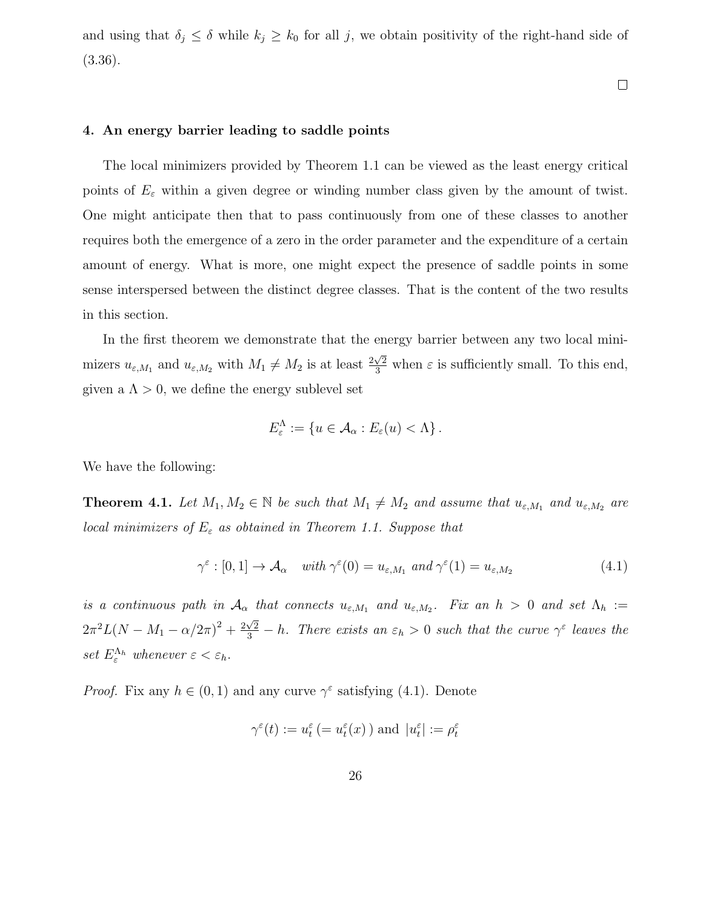and using that $\delta_j \leq \delta$ while $k_j \geq k_0$ for all $j$, we obtain positivity of the right-hand side of (3.36).

$\square$

## 4. An energy barrier leading to saddle points

The local minimizers provided by Theorem 1.1 can be viewed as the least energy critical points of $E_\varepsilon$ within a given degree or winding number class given by the amount of twist. One might anticipate then that to pass continuously from one of these classes to another requires both the emergence of a zero in the order parameter and the expenditure of a certain amount of energy. What is more, one might expect the presence of saddle points in some sense interspersed between the distinct degree classes. That is the content of the two results in this section.

In the first theorem we demonstrate that the energy barrier between any two local minimizers $u_{\varepsilon,M_1}$ and $u_{\varepsilon,M_2}$ with $M_1 \neq M_2$ is at least $\frac{2\sqrt{2}}{3}$ when $\varepsilon$ is sufficiently small. To this end, given a $\Lambda > 0$, we define the energy sublevel set

$$E_\varepsilon^\Lambda := \{u \in \mathcal{A}_\alpha : E_\varepsilon(u) < \Lambda\}.$$

We have the following:

**Theorem 4.1.** *Let $M_1, M_2 \in \mathbb{N}$ be such that $M_1 \neq M_2$ and assume that $u_{\varepsilon,M_1}$ and $u_{\varepsilon,M_2}$ are local minimizers of $E_\varepsilon$ as obtained in Theorem 1.1. Suppose that*

$$\gamma^\varepsilon : [0,1] \to \mathcal{A}_\alpha \quad \text{with } \gamma^\varepsilon(0) = u_{\varepsilon,M_1} \text{ and } \gamma^\varepsilon(1) = u_{\varepsilon,M_2} \tag{4.1}$$

*is a continuous path in $\mathcal{A}_\alpha$ that connects $u_{\varepsilon,M_1}$ and $u_{\varepsilon,M_2}$. Fix an $h > 0$ and set $\Lambda_h := 2\pi^2 L(N - M_1 - \alpha/2\pi)^2 + \frac{2\sqrt{2}}{3} - h$. There exists an $\varepsilon_h > 0$ such that the curve $\gamma^\varepsilon$ leaves the set $E_\varepsilon^{\Lambda_h}$ whenever $\varepsilon < \varepsilon_h$.*

*Proof.* Fix any $h \in (0,1)$ and any curve $\gamma^\varepsilon$ satisfying (4.1). Denote

$$\gamma^\varepsilon(t) := u_t^\varepsilon \,(= u_t^\varepsilon(x)\,) \text{ and } |u_t^\varepsilon| := \rho_t^\varepsilon$$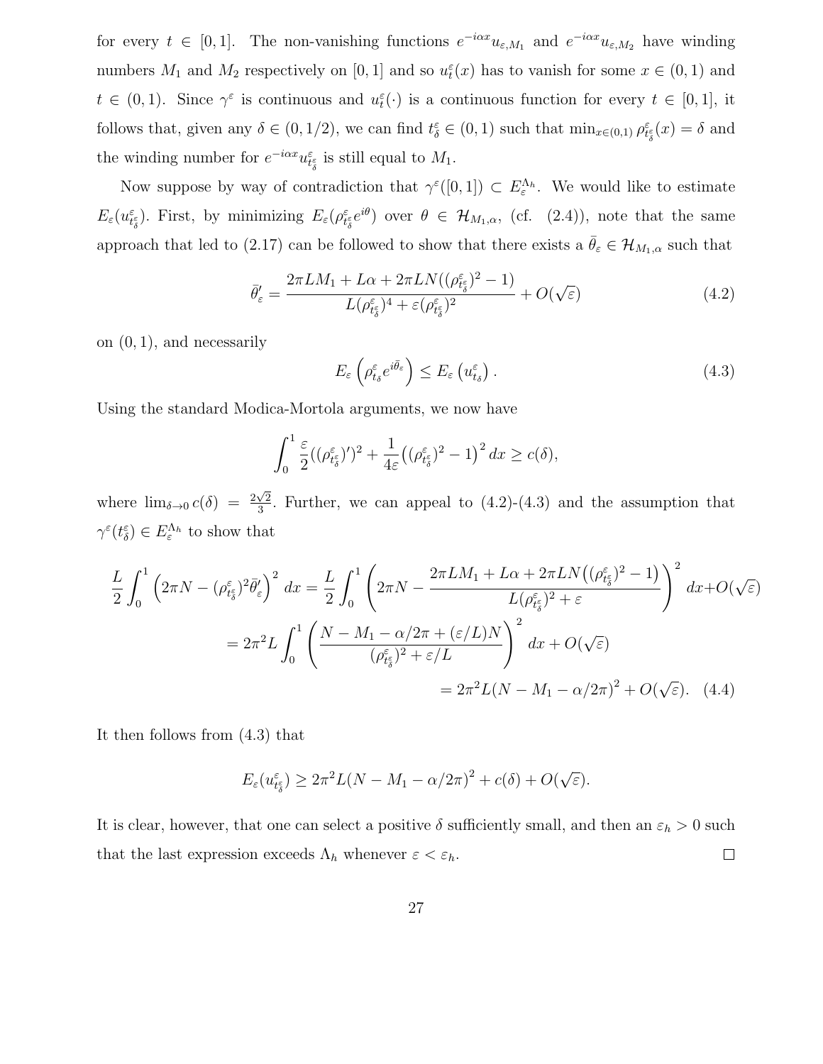for every $t \in [0,1]$. The non-vanishing functions $e^{-i\alpha x}u_{\varepsilon,M_1}$ and $e^{-i\alpha x}u_{\varepsilon,M_2}$ have winding numbers $M_1$ and $M_2$ respectively on $[0,1]$ and so $u_t^\varepsilon(x)$ has to vanish for some $x \in (0,1)$ and $t \in (0,1)$. Since $\gamma^\varepsilon$ is continuous and $u_t^\varepsilon(\cdot)$ is a continuous function for every $t \in [0,1]$, it follows that, given any $\delta \in (0,1/2)$, we can find $t_\delta^\varepsilon \in (0,1)$ such that $\min_{x\in(0,1)} \rho_{t_\delta^\varepsilon}^\varepsilon(x) = \delta$ and the winding number for $e^{-i\alpha x}u_{t_\delta^\varepsilon}^\varepsilon$ is still equal to $M_1$.

Now suppose by way of contradiction that $\gamma^\varepsilon([0,1]) \subset E_\varepsilon^{\Lambda_h}$. We would like to estimate $E_\varepsilon(u_{t_\delta^\varepsilon}^\varepsilon)$. First, by minimizing $E_\varepsilon(\rho_{t_\delta^\varepsilon}^\varepsilon e^{i\theta})$ over $\theta \in \mathcal{H}_{M_1,\alpha}$, (cf. (2.4)), note that the same approach that led to (2.17) can be followed to show that there exists a $\bar{\theta}_\varepsilon \in \mathcal{H}_{M_1,\alpha}$ such that

$$\bar{\theta}_\varepsilon' = \frac{2\pi L M_1 + L\alpha + 2\pi L N((\rho_{t_\delta^\varepsilon}^\varepsilon)^2 - 1)}{L(\rho_{t_\delta^\varepsilon}^\varepsilon)^4 + \varepsilon(\rho_{t_\delta^\varepsilon}^\varepsilon)^2} + O(\sqrt{\varepsilon}) \tag{4.2}$$

on $(0,1)$, and necessarily

$$E_\varepsilon\left(\rho_{t_\delta}^\varepsilon e^{i\bar{\theta}_\varepsilon}\right) \leq E_\varepsilon\left(u_{t_\delta}^\varepsilon\right). \tag{4.3}$$

Using the standard Modica-Mortola arguments, we now have

$$\int_0^1 \frac{\varepsilon}{2}((\rho_{t_\delta^\varepsilon}^\varepsilon)')^2 + \frac{1}{4\varepsilon}\left((\rho_{t_\delta^\varepsilon}^\varepsilon)^2 - 1\right)^2 dx \geq c(\delta),$$

where $\lim_{\delta\to 0} c(\delta) = \frac{2\sqrt{2}}{3}$. Further, we can appeal to (4.2)-(4.3) and the assumption that $\gamma^\varepsilon(t_\delta^\varepsilon) \in E_\varepsilon^{\Lambda_h}$ to show that

$$\begin{aligned}
\frac{L}{2}\int_0^1 \left(2\pi N - (\rho_{t_\delta^\varepsilon}^\varepsilon)^2\bar{\theta}_\varepsilon'\right)^2 dx &= \frac{L}{2}\int_0^1 \left(2\pi N - \frac{2\pi L M_1 + L\alpha + 2\pi L N\left((\rho_{t_\delta^\varepsilon}^\varepsilon)^2 - 1\right)}{L(\rho_{t_\delta^\varepsilon}^\varepsilon)^2 + \varepsilon}\right)^2 dx + O(\sqrt{\varepsilon}) \\
&= 2\pi^2 L \int_0^1 \left(\frac{N - M_1 - \alpha/2\pi + (\varepsilon/L)N}{(\rho_{t_\delta^\varepsilon}^\varepsilon)^2 + \varepsilon/L}\right)^2 dx + O(\sqrt{\varepsilon}) \\
&= 2\pi^2 L(N - M_1 - \alpha/2\pi)^2 + O(\sqrt{\varepsilon}).
\end{aligned} \tag{4.4}$$

It then follows from (4.3) that

$$E_\varepsilon(u_{t_\delta^\varepsilon}^\varepsilon) \geq 2\pi^2 L(N - M_1 - \alpha/2\pi)^2 + c(\delta) + O(\sqrt{\varepsilon}).$$

It is clear, however, that one can select a positive $\delta$ sufficiently small, and then an $\varepsilon_h > 0$ such that the last expression exceeds $\Lambda_h$ whenever $\varepsilon < \varepsilon_h$. $\square$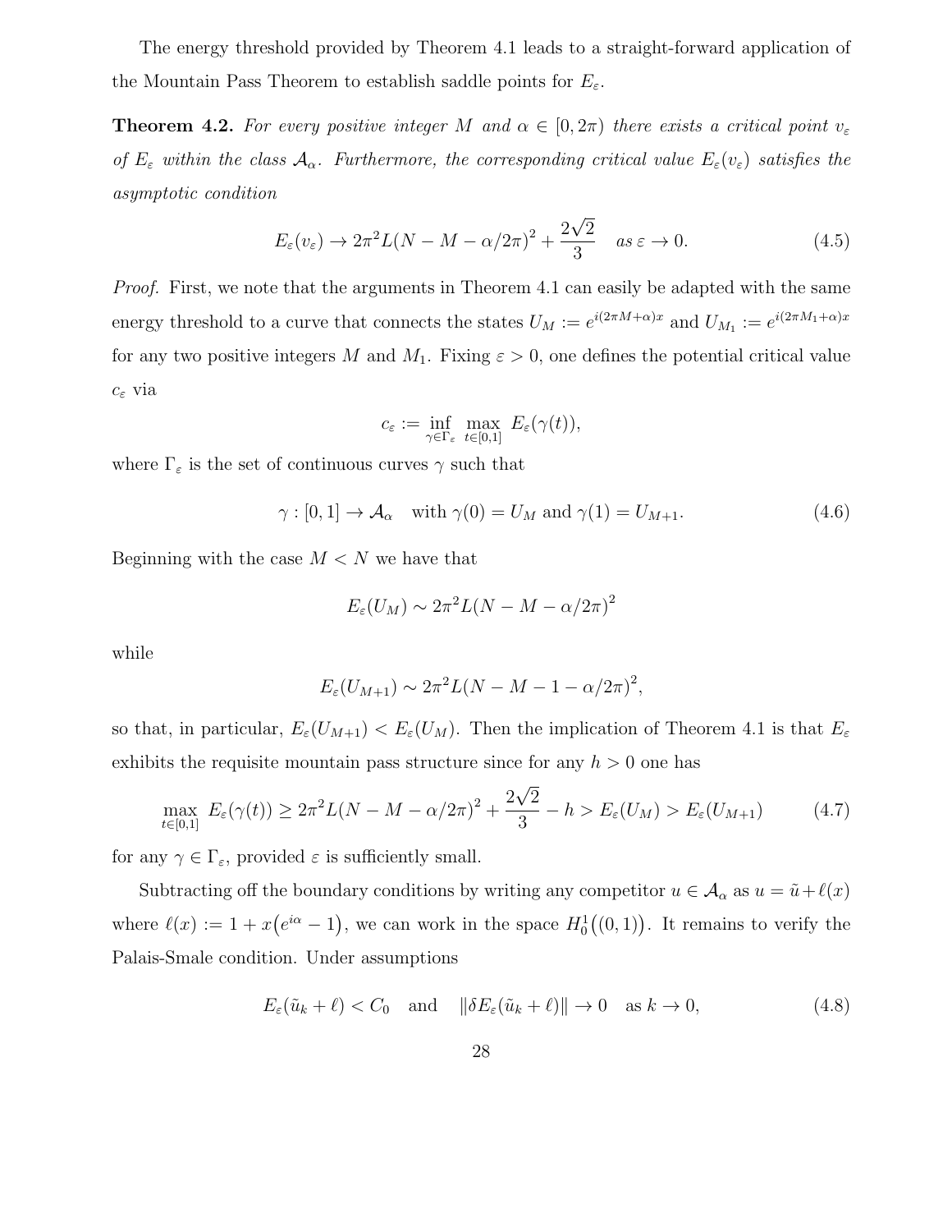The energy threshold provided by Theorem 4.1 leads to a straight-forward application of the Mountain Pass Theorem to establish saddle points for $E_\varepsilon$.

**Theorem 4.2.** *For every positive integer $M$ and $\alpha \in [0, 2\pi)$ there exists a critical point $v_\varepsilon$ of $E_\varepsilon$ within the class $\mathcal{A}_\alpha$. Furthermore, the corresponding critical value $E_\varepsilon(v_\varepsilon)$ satisfies the asymptotic condition*

$$E_\varepsilon(v_\varepsilon) \to 2\pi^2 L(N - M - \alpha/2\pi)^2 + \frac{2\sqrt{2}}{3} \quad \textit{as } \varepsilon \to 0. \tag{4.5}$$

*Proof.* First, we note that the arguments in Theorem 4.1 can easily be adapted with the same energy threshold to a curve that connects the states $U_M := e^{i(2\pi M + \alpha)x}$ and $U_{M_1} := e^{i(2\pi M_1 + \alpha)x}$ for any two positive integers $M$ and $M_1$. Fixing $\varepsilon > 0$, one defines the potential critical value $c_\varepsilon$ via

$$c_\varepsilon := \inf_{\gamma \in \Gamma_\varepsilon} \max_{t \in [0,1]} E_\varepsilon(\gamma(t)),$$

where $\Gamma_\varepsilon$ is the set of continuous curves $\gamma$ such that

$$\gamma : [0, 1] \to \mathcal{A}_\alpha \quad \text{with } \gamma(0) = U_M \text{ and } \gamma(1) = U_{M+1}. \tag{4.6}$$

Beginning with the case $M < N$ we have that

$$E_\varepsilon(U_M) \sim 2\pi^2 L(N - M - \alpha/2\pi)^2$$

while

$$E_\varepsilon(U_{M+1}) \sim 2\pi^2 L(N - M - 1 - \alpha/2\pi)^2,$$

so that, in particular, $E_\varepsilon(U_{M+1}) < E_\varepsilon(U_M)$. Then the implication of Theorem 4.1 is that $E_\varepsilon$ exhibits the requisite mountain pass structure since for any $h > 0$ one has

$$\max_{t \in [0,1]} E_\varepsilon(\gamma(t)) \geq 2\pi^2 L(N - M - \alpha/2\pi)^2 + \frac{2\sqrt{2}}{3} - h > E_\varepsilon(U_M) > E_\varepsilon(U_{M+1}) \tag{4.7}$$

for any $\gamma \in \Gamma_\varepsilon$, provided $\varepsilon$ is sufficiently small.

Subtracting off the boundary conditions by writing any competitor $u \in \mathcal{A}_\alpha$ as $u = \tilde{u} + \ell(x)$ where $\ell(x) := 1 + x(e^{i\alpha} - 1)$, we can work in the space $H_0^1((0, 1))$. It remains to verify the Palais-Smale condition. Under assumptions

$$E_\varepsilon(\tilde{u}_k + \ell) < C_0 \quad \text{and} \quad \|\delta E_\varepsilon(\tilde{u}_k + \ell)\| \to 0 \quad \text{as } k \to 0, \tag{4.8}$$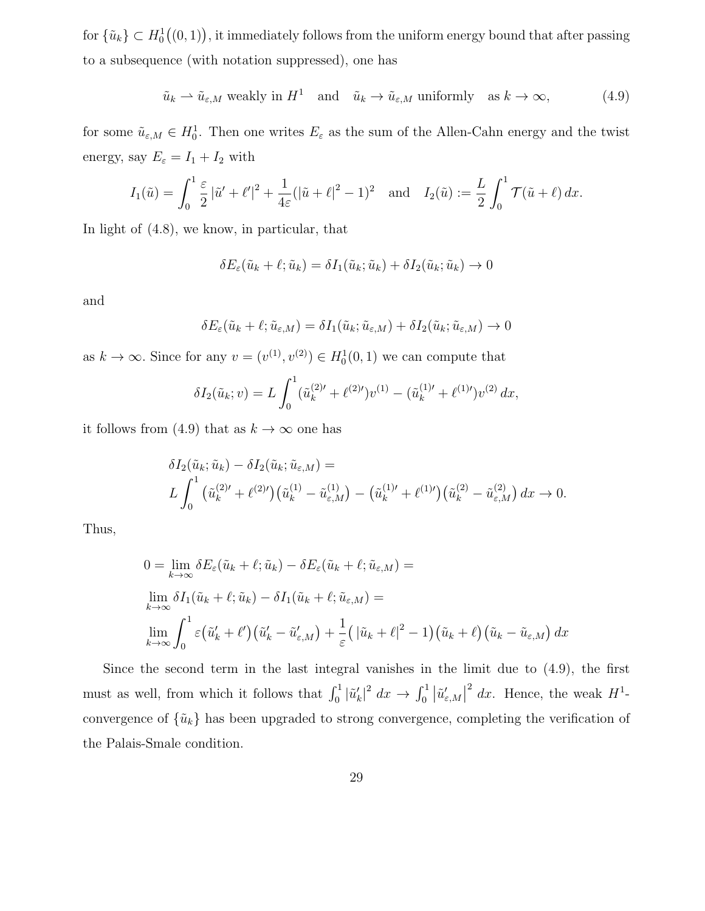for $\{\tilde{u}_k\} \subset H_0^1\big((0,1)\big)$, it immediately follows from the uniform energy bound that after passing to a subsequence (with notation suppressed), one has

$$\tilde{u}_k \rightharpoonup \tilde{u}_{\varepsilon,M} \text{ weakly in } H^1 \quad \text{and} \quad \tilde{u}_k \to \tilde{u}_{\varepsilon,M} \text{ uniformly} \quad \text{as } k \to \infty, \tag{4.9}$$

for some $\tilde{u}_{\varepsilon,M} \in H_0^1$. Then one writes $E_\varepsilon$ as the sum of the Allen-Cahn energy and the twist energy, say $E_\varepsilon = I_1 + I_2$ with

$$I_1(\tilde{u}) = \int_0^1 \frac{\varepsilon}{2} |\tilde{u}' + \ell'|^2 + \frac{1}{4\varepsilon}(|\tilde{u} + \ell|^2 - 1)^2 \quad \text{and} \quad I_2(\tilde{u}) := \frac{L}{2} \int_0^1 \mathcal{T}(\tilde{u} + \ell)\, dx.$$

In light of (4.8), we know, in particular, that

$$\delta E_\varepsilon(\tilde{u}_k + \ell; \tilde{u}_k) = \delta I_1(\tilde{u}_k; \tilde{u}_k) + \delta I_2(\tilde{u}_k; \tilde{u}_k) \to 0$$

and

$$\delta E_\varepsilon(\tilde{u}_k + \ell; \tilde{u}_{\varepsilon,M}) = \delta I_1(\tilde{u}_k; \tilde{u}_{\varepsilon,M}) + \delta I_2(\tilde{u}_k; \tilde{u}_{\varepsilon,M}) \to 0$$

as $k \to \infty$. Since for any $v = (v^{(1)}, v^{(2)}) \in H_0^1(0,1)$ we can compute that

$$\delta I_2(\tilde{u}_k; v) = L \int_0^1 (\tilde{u}_k^{(2)\prime} + \ell^{(2)\prime}) v^{(1)} - (\tilde{u}_k^{(1)\prime} + \ell^{(1)\prime}) v^{(2)}\, dx,$$

it follows from (4.9) that as $k \to \infty$ one has

$$\begin{aligned}
&\delta I_2(\tilde{u}_k; \tilde{u}_k) - \delta I_2(\tilde{u}_k; \tilde{u}_{\varepsilon,M}) = \\
&L \int_0^1 \big(\tilde{u}_k^{(2)\prime} + \ell^{(2)\prime}\big)\big(\tilde{u}_k^{(1)} - \tilde{u}_{\varepsilon,M}^{(1)}\big) - \big(\tilde{u}_k^{(1)\prime} + \ell^{(1)\prime}\big)\big(\tilde{u}_k^{(2)} - \tilde{u}_{\varepsilon,M}^{(2)}\big)\, dx \to 0.
\end{aligned}$$

Thus,

$$\begin{aligned}
&0 = \lim_{k\to\infty} \delta E_\varepsilon(\tilde{u}_k + \ell; \tilde{u}_k) - \delta E_\varepsilon(\tilde{u}_k + \ell; \tilde{u}_{\varepsilon,M}) = \\
&\lim_{k\to\infty} \delta I_1(\tilde{u}_k + \ell; \tilde{u}_k) - \delta I_1(\tilde{u}_k + \ell; \tilde{u}_{\varepsilon,M}) = \\
&\lim_{k\to\infty} \int_0^1 \varepsilon\big(\tilde{u}_k' + \ell'\big)\big(\tilde{u}_k' - \tilde{u}_{\varepsilon,M}'\big) + \frac{1}{\varepsilon}\big(\,|\tilde{u}_k + \ell|^2 - 1\big)\big(\tilde{u}_k + \ell\big)\big(\tilde{u}_k - \tilde{u}_{\varepsilon,M}\big)\, dx
\end{aligned}$$

Since the second term in the last integral vanishes in the limit due to (4.9), the first must as well, from which it follows that $\int_0^1 |\tilde{u}_k'|^2\, dx \to \int_0^1 \left|\tilde{u}_{\varepsilon,M}'\right|^2\, dx$. Hence, the weak $H^1$-convergence of $\{\tilde{u}_k\}$ has been upgraded to strong convergence, completing the verification of the Palais-Smale condition.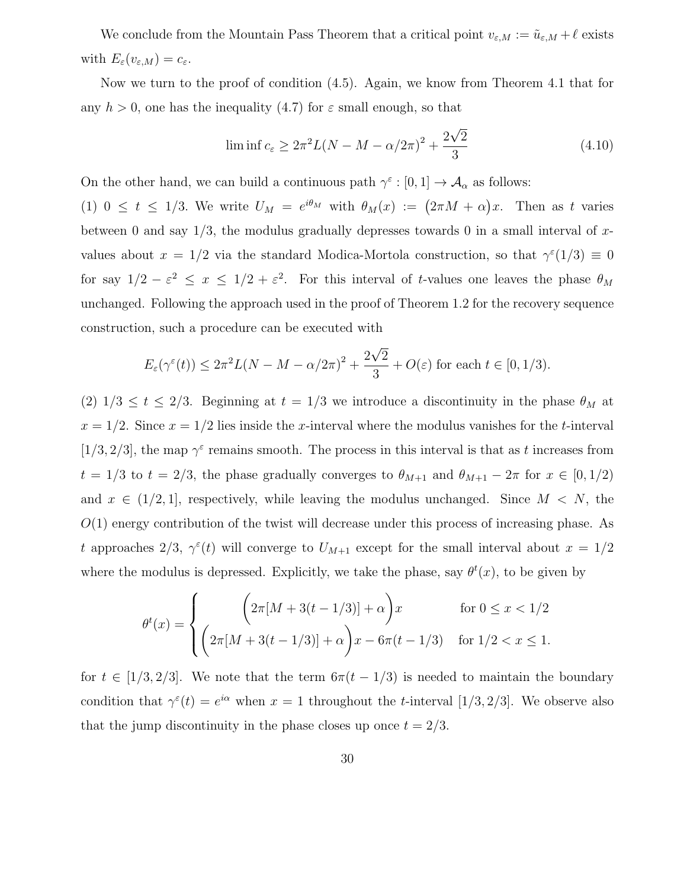We conclude from the Mountain Pass Theorem that a critical point $v_{\varepsilon,M} := \tilde{u}_{\varepsilon,M} + \ell$ exists with $E_\varepsilon(v_{\varepsilon,M}) = c_\varepsilon$.

Now we turn to the proof of condition (4.5). Again, we know from Theorem 4.1 that for any $h > 0$, one has the inequality (4.7) for $\varepsilon$ small enough, so that

$$\liminf c_\varepsilon \geq 2\pi^2 L(N - M - \alpha/2\pi)^2 + \frac{2\sqrt{2}}{3} \tag{4.10}$$

On the other hand, we can build a continuous path $\gamma^\varepsilon : [0,1] \to \mathcal{A}_\alpha$ as follows:
(1) $0 \leq t \leq 1/3$. We write $U_M = e^{i\theta_M}$ with $\theta_M(x) := \big(2\pi M + \alpha\big)x$. Then as $t$ varies between 0 and say $1/3$, the modulus gradually depresses towards 0 in a small interval of $x$-values about $x = 1/2$ via the standard Modica-Mortola construction, so that $\gamma^\varepsilon(1/3) \equiv 0$ for say $1/2 - \varepsilon^2 \leq x \leq 1/2 + \varepsilon^2$. For this interval of $t$-values one leaves the phase $\theta_M$ unchanged. Following the approach used in the proof of Theorem 1.2 for the recovery sequence construction, such a procedure can be executed with

$$E_\varepsilon(\gamma^\varepsilon(t)) \leq 2\pi^2 L(N - M - \alpha/2\pi)^2 + \frac{2\sqrt{2}}{3} + O(\varepsilon) \text{ for each } t \in [0, 1/3).$$

(2) $1/3 \leq t \leq 2/3$. Beginning at $t = 1/3$ we introduce a discontinuity in the phase $\theta_M$ at $x = 1/2$. Since $x = 1/2$ lies inside the $x$-interval where the modulus vanishes for the $t$-interval $[1/3, 2/3]$, the map $\gamma^\varepsilon$ remains smooth. The process in this interval is that as $t$ increases from $t = 1/3$ to $t = 2/3$, the phase gradually converges to $\theta_{M+1}$ and $\theta_{M+1} - 2\pi$ for $x \in [0, 1/2)$ and $x \in (1/2, 1]$, respectively, while leaving the modulus unchanged. Since $M < N$, the $O(1)$ energy contribution of the twist will decrease under this process of increasing phase. As $t$ approaches $2/3$, $\gamma^\varepsilon(t)$ will converge to $U_{M+1}$ except for the small interval about $x = 1/2$ where the modulus is depressed. Explicitly, we take the phase, say $\theta^t(x)$, to be given by

$$\theta^t(x) = \begin{cases} \Big(2\pi[M + 3(t - 1/3)] + \alpha\Big)x & \text{for } 0 \leq x < 1/2 \\ \Big(2\pi[M + 3(t - 1/3)] + \alpha\Big)x - 6\pi(t - 1/3) & \text{for } 1/2 < x \leq 1. \end{cases}$$

for $t \in [1/3, 2/3]$. We note that the term $6\pi(t - 1/3)$ is needed to maintain the boundary condition that $\gamma^\varepsilon(t) = e^{i\alpha}$ when $x = 1$ throughout the $t$-interval $[1/3, 2/3]$. We observe also that the jump discontinuity in the phase closes up once $t = 2/3$.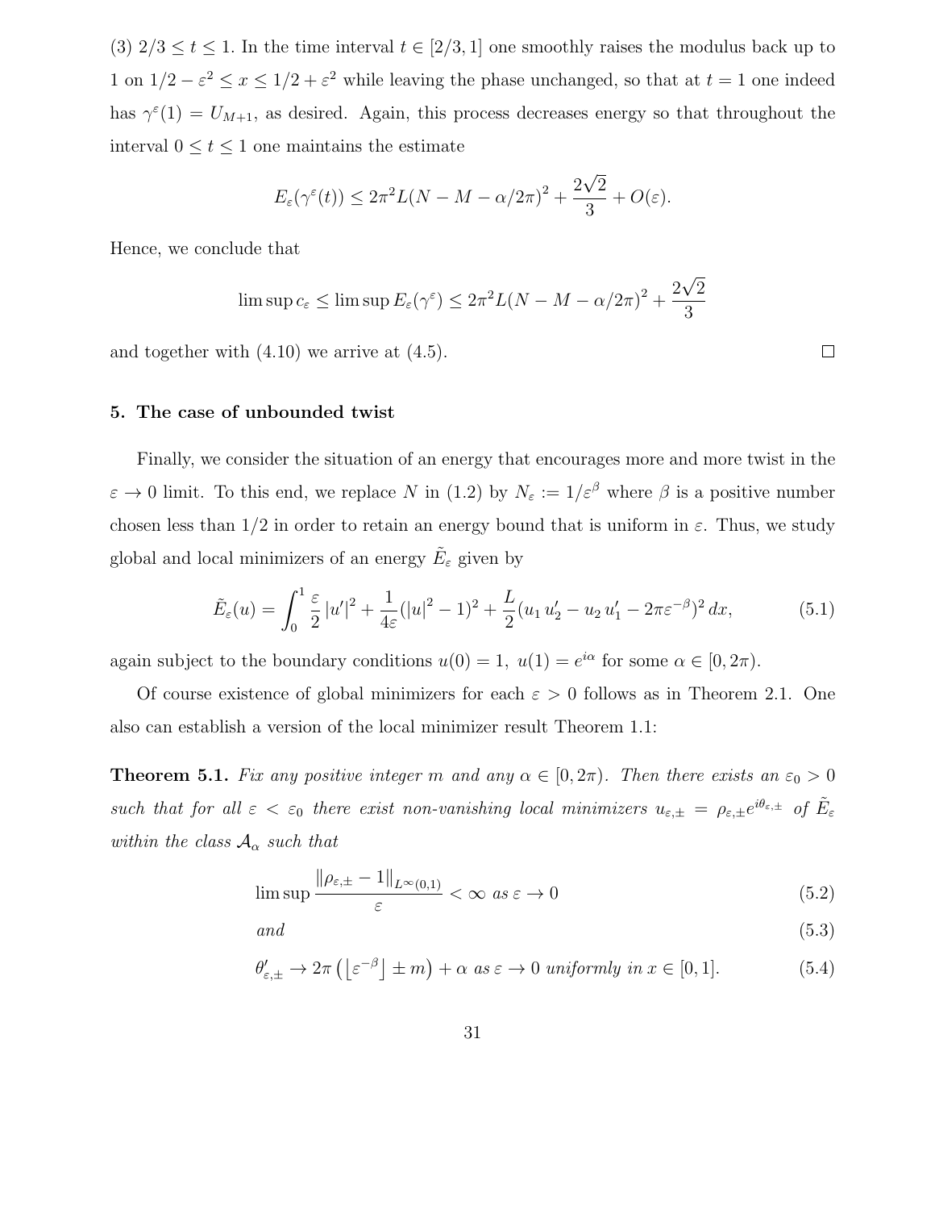(3) $2/3 \leq t \leq 1$. In the time interval $t \in [2/3, 1]$ one smoothly raises the modulus back up to 1 on $1/2 - \varepsilon^2 \leq x \leq 1/2 + \varepsilon^2$ while leaving the phase unchanged, so that at $t = 1$ one indeed has $\gamma^\varepsilon(1) = U_{M+1}$, as desired. Again, this process decreases energy so that throughout the interval $0 \leq t \leq 1$ one maintains the estimate

$$E_\varepsilon(\gamma^\varepsilon(t)) \leq 2\pi^2 L(N - M - \alpha/2\pi)^2 + \frac{2\sqrt{2}}{3} + O(\varepsilon).$$

Hence, we conclude that

$$\limsup c_\varepsilon \leq \limsup E_\varepsilon(\gamma^\varepsilon) \leq 2\pi^2 L(N - M - \alpha/2\pi)^2 + \frac{2\sqrt{2}}{3}$$

and together with (4.10) we arrive at (4.5). □

## 5. The case of unbounded twist

Finally, we consider the situation of an energy that encourages more and more twist in the $\varepsilon \to 0$ limit. To this end, we replace $N$ in (1.2) by $N_\varepsilon := 1/\varepsilon^\beta$ where $\beta$ is a positive number chosen less than $1/2$ in order to retain an energy bound that is uniform in $\varepsilon$. Thus, we study global and local minimizers of an energy $\tilde{E}_\varepsilon$ given by

$$\tilde{E}_\varepsilon(u) = \int_0^1 \frac{\varepsilon}{2}|u'|^2 + \frac{1}{4\varepsilon}(|u|^2 - 1)^2 + \frac{L}{2}(u_1 u_2' - u_2 u_1' - 2\pi\varepsilon^{-\beta})^2\, dx, \tag{5.1}$$

again subject to the boundary conditions $u(0) = 1,\ u(1) = e^{i\alpha}$ for some $\alpha \in [0, 2\pi)$.

Of course existence of global minimizers for each $\varepsilon > 0$ follows as in Theorem 2.1. One also can establish a version of the local minimizer result Theorem 1.1:

**Theorem 5.1.** *Fix any positive integer $m$ and any $\alpha \in [0, 2\pi)$. Then there exists an $\varepsilon_0 > 0$ such that for all $\varepsilon < \varepsilon_0$ there exist non-vanishing local minimizers $u_{\varepsilon,\pm} = \rho_{\varepsilon,\pm} e^{i\theta_{\varepsilon,\pm}}$ of $\tilde{E}_\varepsilon$ within the class $\mathcal{A}_\alpha$ such that*

$$\limsup \frac{\|\rho_{\varepsilon,\pm} - 1\|_{L^\infty(0,1)}}{\varepsilon} < \infty \text{ as } \varepsilon \to 0 \tag{5.2}$$

*and* (5.3)

$$\theta'_{\varepsilon,\pm} \to 2\pi\left(\lfloor \varepsilon^{-\beta} \rfloor \pm m\right) + \alpha \text{ as } \varepsilon \to 0 \text{ uniformly in } x \in [0, 1]. \tag{5.4}$$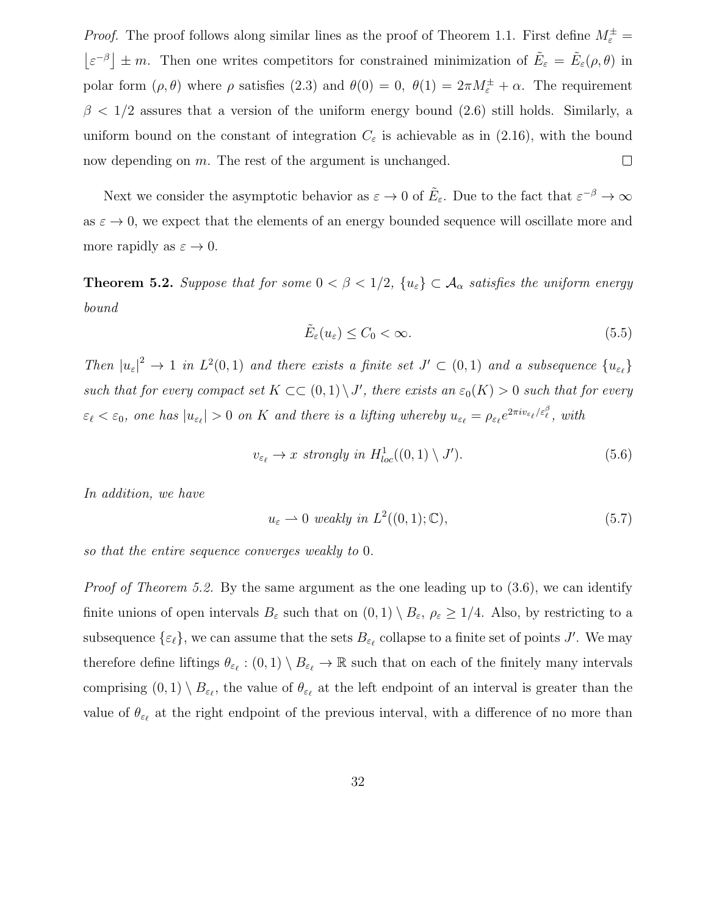*Proof.* The proof follows along similar lines as the proof of Theorem 1.1. First define $M_\varepsilon^\pm = \lfloor \varepsilon^{-\beta} \rfloor \pm m$. Then one writes competitors for constrained minimization of $\tilde{E}_\varepsilon = \tilde{E}_\varepsilon(\rho, \theta)$ in polar form $(\rho, \theta)$ where $\rho$ satisfies (2.3) and $\theta(0) = 0$, $\theta(1) = 2\pi M_\varepsilon^\pm + \alpha$. The requirement $\beta < 1/2$ assures that a version of the uniform energy bound (2.6) still holds. Similarly, a uniform bound on the constant of integration $C_\varepsilon$ is achievable as in (2.16), with the bound now depending on $m$. The rest of the argument is unchanged. $\square$

Next we consider the asymptotic behavior as $\varepsilon \to 0$ of $\tilde{E}_\varepsilon$. Due to the fact that $\varepsilon^{-\beta} \to \infty$ as $\varepsilon \to 0$, we expect that the elements of an energy bounded sequence will oscillate more and more rapidly as $\varepsilon \to 0$.

**Theorem 5.2.** *Suppose that for some $0 < \beta < 1/2$, $\{u_\varepsilon\} \subset \mathcal{A}_\alpha$ satisfies the uniform energy bound*

$$\tilde{E}_\varepsilon(u_\varepsilon) \leq C_0 < \infty. \tag{5.5}$$

*Then $|u_\varepsilon|^2 \to 1$ in $L^2(0,1)$ and there exists a finite set $J' \subset (0,1)$ and a subsequence $\{u_{\varepsilon_\ell}\}$ such that for every compact set $K \subset\subset (0,1) \setminus J'$, there exists an $\varepsilon_0(K) > 0$ such that for every $\varepsilon_\ell < \varepsilon_0$, one has $|u_{\varepsilon_\ell}| > 0$ on $K$ and there is a lifting whereby $u_{\varepsilon_\ell} = \rho_{\varepsilon_\ell} e^{2\pi i v_{\varepsilon_\ell}/\varepsilon_\ell^\beta}$, with*

$$v_{\varepsilon_\ell} \to x \text{ strongly in } H^1_{loc}((0,1) \setminus J'). \tag{5.6}$$

*In addition, we have*

$$u_\varepsilon \rightharpoonup 0 \text{ weakly in } L^2((0,1); \mathbb{C}), \tag{5.7}$$

*so that the entire sequence converges weakly to 0.*

*Proof of Theorem 5.2.* By the same argument as the one leading up to (3.6), we can identify finite unions of open intervals $B_\varepsilon$ such that on $(0,1) \setminus B_\varepsilon$, $\rho_\varepsilon \geq 1/4$. Also, by restricting to a subsequence $\{\varepsilon_\ell\}$, we can assume that the sets $B_{\varepsilon_\ell}$ collapse to a finite set of points $J'$. We may therefore define liftings $\theta_{\varepsilon_\ell} : (0,1) \setminus B_{\varepsilon_\ell} \to \mathbb{R}$ such that on each of the finitely many intervals comprising $(0,1) \setminus B_{\varepsilon_\ell}$, the value of $\theta_{\varepsilon_\ell}$ at the left endpoint of an interval is greater than the value of $\theta_{\varepsilon_\ell}$ at the right endpoint of the previous interval, with a difference of no more than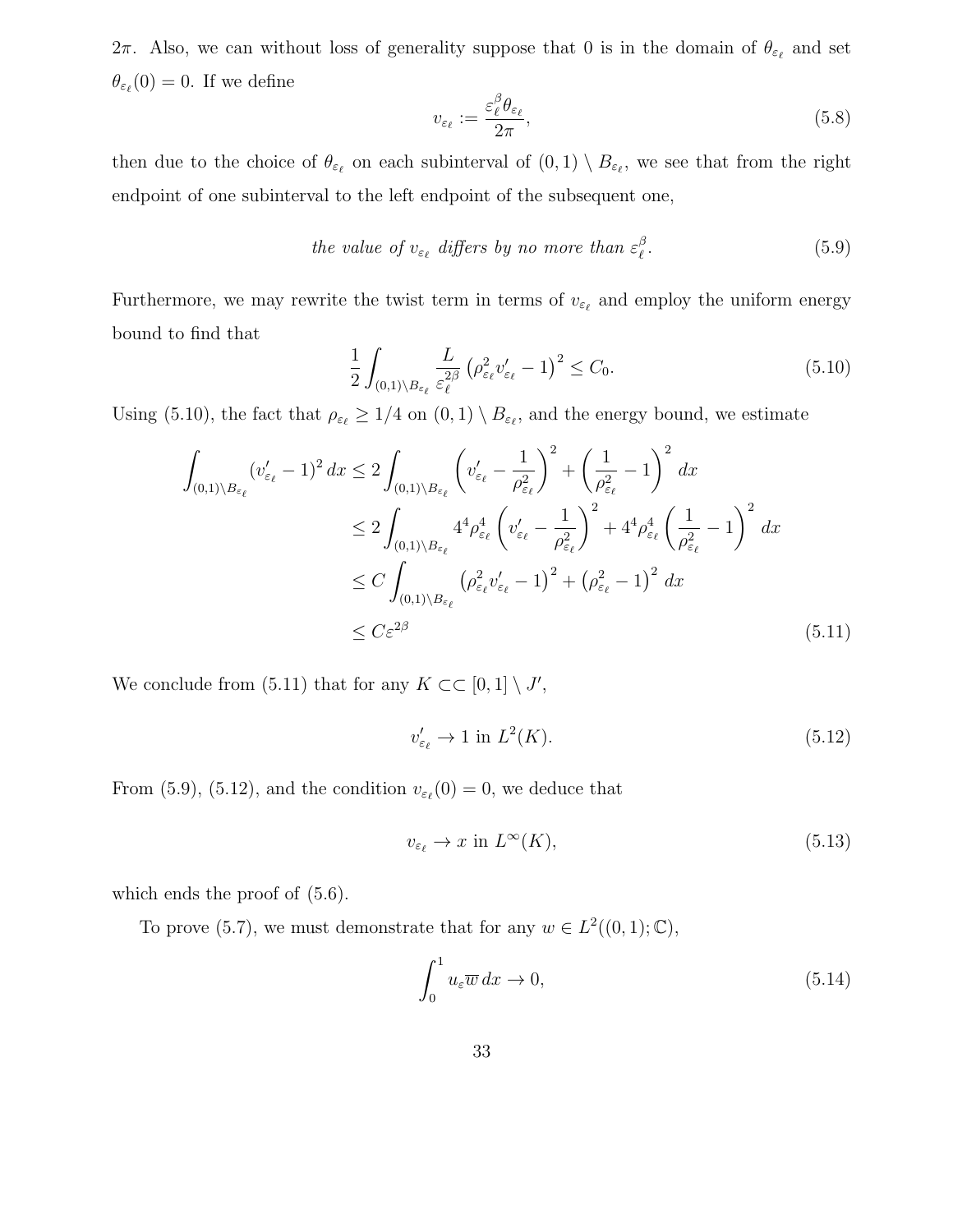$2\pi$. Also, we can without loss of generality suppose that 0 is in the domain of $\theta_{\varepsilon_\ell}$ and set $\theta_{\varepsilon_\ell}(0) = 0$. If we define

$$v_{\varepsilon_\ell} := \frac{\varepsilon_\ell^\beta \theta_{\varepsilon_\ell}}{2\pi}, \tag{5.8}$$

then due to the choice of $\theta_{\varepsilon_\ell}$ on each subinterval of $(0,1) \setminus B_{\varepsilon_\ell}$, we see that from the right endpoint of one subinterval to the left endpoint of the subsequent one,

$$\textit{the value of } v_{\varepsilon_\ell} \textit{ differs by no more than } \varepsilon_\ell^\beta. \tag{5.9}$$

Furthermore, we may rewrite the twist term in terms of $v_{\varepsilon_\ell}$ and employ the uniform energy bound to find that

$$\frac{1}{2}\int_{(0,1)\setminus B_{\varepsilon_\ell}} \frac{L}{\varepsilon_\ell^{2\beta}} \left(\rho_{\varepsilon_\ell}^2 v_{\varepsilon_\ell}' - 1\right)^2 \leq C_0. \tag{5.10}$$

Using (5.10), the fact that $\rho_{\varepsilon_\ell} \geq 1/4$ on $(0,1) \setminus B_{\varepsilon_\ell}$, and the energy bound, we estimate

$$\begin{aligned}
\int_{(0,1)\setminus B_{\varepsilon_\ell}} (v_{\varepsilon_\ell}' - 1)^2 \, dx &\leq 2\int_{(0,1)\setminus B_{\varepsilon_\ell}} \left(v_{\varepsilon_\ell}' - \frac{1}{\rho_{\varepsilon_\ell}^2}\right)^2 + \left(\frac{1}{\rho_{\varepsilon_\ell}^2} - 1\right)^2 \, dx \\
&\leq 2\int_{(0,1)\setminus B_{\varepsilon_\ell}} 4^4 \rho_{\varepsilon_\ell}^4 \left(v_{\varepsilon_\ell}' - \frac{1}{\rho_{\varepsilon_\ell}^2}\right)^2 + 4^4 \rho_{\varepsilon_\ell}^4 \left(\frac{1}{\rho_{\varepsilon_\ell}^2} - 1\right)^2 \, dx \\
&\leq C\int_{(0,1)\setminus B_{\varepsilon_\ell}} \left(\rho_{\varepsilon_\ell}^2 v_{\varepsilon_\ell}' - 1\right)^2 + \left(\rho_{\varepsilon_\ell}^2 - 1\right)^2 \, dx \\
&\leq C\varepsilon^{2\beta}
\end{aligned} \tag{5.11}$$

We conclude from (5.11) that for any $K \subset\subset [0,1] \setminus J'$,

$$v_{\varepsilon_\ell}' \to 1 \text{ in } L^2(K). \tag{5.12}$$

From (5.9), (5.12), and the condition $v_{\varepsilon_\ell}(0) = 0$, we deduce that

$$v_{\varepsilon_\ell} \to x \text{ in } L^\infty(K), \tag{5.13}$$

which ends the proof of (5.6).

To prove (5.7), we must demonstrate that for any $w \in L^2((0,1);\mathbb{C})$,

$$\int_0^1 u_\varepsilon \overline{w} \, dx \to 0, \tag{5.14}$$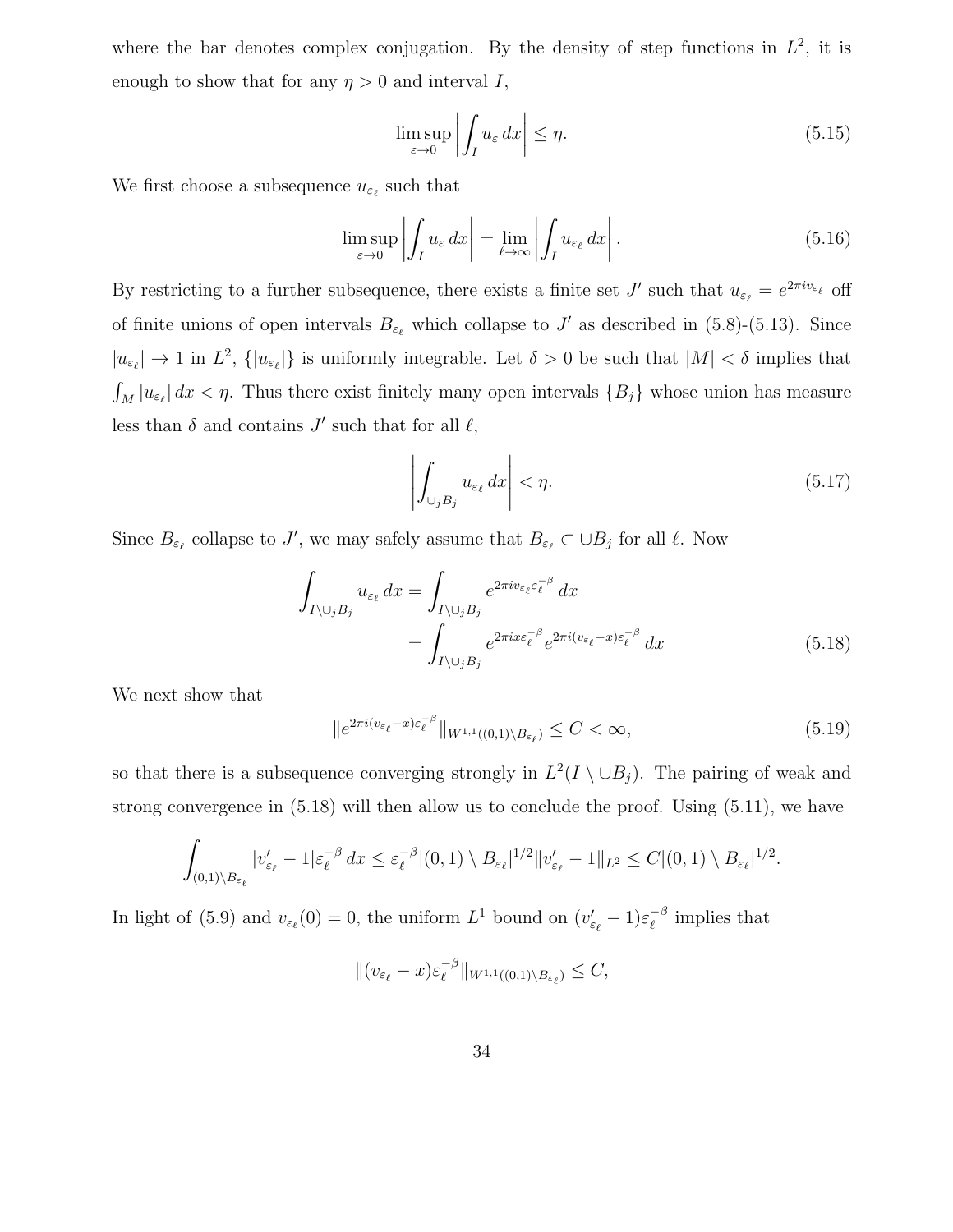where the bar denotes complex conjugation. By the density of step functions in $L^2$, it is enough to show that for any $\eta > 0$ and interval $I$,

$$\limsup_{\varepsilon \to 0} \left| \int_I u_\varepsilon \, dx \right| \leq \eta. \tag{5.15}$$

We first choose a subsequence $u_{\varepsilon_\ell}$ such that

$$\limsup_{\varepsilon \to 0} \left| \int_I u_\varepsilon \, dx \right| = \lim_{\ell \to \infty} \left| \int_I u_{\varepsilon_\ell} \, dx \right|. \tag{5.16}$$

By restricting to a further subsequence, there exists a finite set $J'$ such that $u_{\varepsilon_\ell} = e^{2\pi i v_{\varepsilon_\ell}}$ off of finite unions of open intervals $B_{\varepsilon_\ell}$ which collapse to $J'$ as described in (5.8)-(5.13). Since $|u_{\varepsilon_\ell}| \to 1$ in $L^2$, $\{|u_{\varepsilon_\ell}|\}$ is uniformly integrable. Let $\delta > 0$ be such that $|M| < \delta$ implies that $\int_M |u_{\varepsilon_\ell}| \, dx < \eta$. Thus there exist finitely many open intervals $\{B_j\}$ whose union has measure less than $\delta$ and contains $J'$ such that for all $\ell$,

$$\left| \int_{\cup_j B_j} u_{\varepsilon_\ell} \, dx \right| < \eta. \tag{5.17}$$

Since $B_{\varepsilon_\ell}$ collapse to $J'$, we may safely assume that $B_{\varepsilon_\ell} \subset \cup B_j$ for all $\ell$. Now

$$\begin{aligned} \int_{I \setminus \cup_j B_j} u_{\varepsilon_\ell} \, dx &= \int_{I \setminus \cup_j B_j} e^{2\pi i v_{\varepsilon_\ell} \varepsilon_\ell^{-\beta}} \, dx \\ &= \int_{I \setminus \cup_j B_j} e^{2\pi i x \varepsilon_\ell^{-\beta}} e^{2\pi i (v_{\varepsilon_\ell} - x)\varepsilon_\ell^{-\beta}} \, dx \end{aligned} \tag{5.18}$$

We next show that

$$\| e^{2\pi i (v_{\varepsilon_\ell} - x)\varepsilon_\ell^{-\beta}} \|_{W^{1,1}((0,1)\setminus B_{\varepsilon_\ell})} \leq C < \infty, \tag{5.19}$$

so that there is a subsequence converging strongly in $L^2(I \setminus \cup B_j)$. The pairing of weak and strong convergence in (5.18) will then allow us to conclude the proof. Using (5.11), we have

$$\int_{(0,1)\setminus B_{\varepsilon_\ell}} |v'_{\varepsilon_\ell} - 1| \varepsilon_\ell^{-\beta} \, dx \leq \varepsilon_\ell^{-\beta} |(0,1) \setminus B_{\varepsilon_\ell}|^{1/2} \|v'_{\varepsilon_\ell} - 1\|_{L^2} \leq C |(0,1) \setminus B_{\varepsilon_\ell}|^{1/2}.$$

In light of (5.9) and $v_{\varepsilon_\ell}(0) = 0$, the uniform $L^1$ bound on $(v'_{\varepsilon_\ell} - 1)\varepsilon_\ell^{-\beta}$ implies that

$$\|(v_{\varepsilon_\ell} - x)\varepsilon_\ell^{-\beta}\|_{W^{1,1}((0,1)\setminus B_{\varepsilon_\ell})} \leq C,$$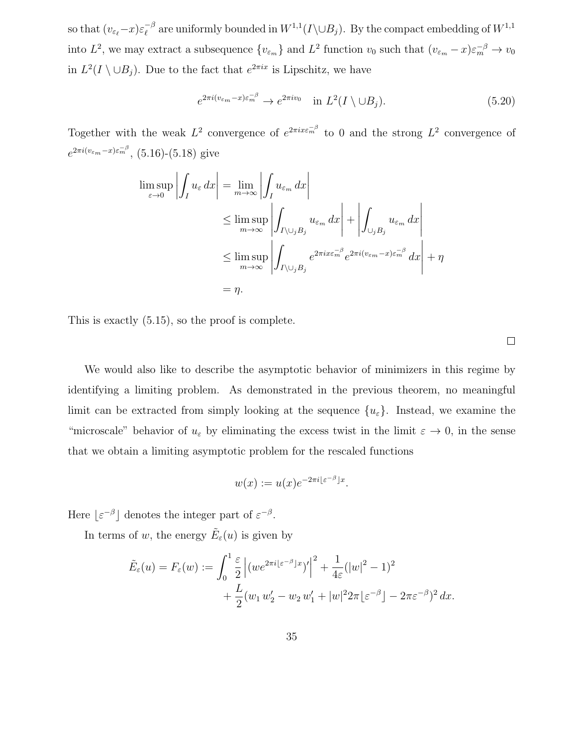so that $(v_{\varepsilon_\ell} - x)\varepsilon_\ell^{-\beta}$ are uniformly bounded in $W^{1,1}(I \backslash \cup B_j)$. By the compact embedding of $W^{1,1}$ into $L^2$, we may extract a subsequence $\{v_{\varepsilon_m}\}$ and $L^2$ function $v_0$ such that $(v_{\varepsilon_m} - x)\varepsilon_m^{-\beta} \to v_0$ in $L^2(I \setminus \cup B_j)$. Due to the fact that $e^{2\pi i x}$ is Lipschitz, we have

$$
e^{2\pi i (v_{\varepsilon_m} - x)\varepsilon_m^{-\beta}} \to e^{2\pi i v_0} \quad \text{in } L^2(I \setminus \cup B_j). \tag{5.20}
$$

Together with the weak $L^2$ convergence of $e^{2\pi i x \varepsilon_m^{-\beta}}$ to 0 and the strong $L^2$ convergence of $e^{2\pi i (v_{\varepsilon_m} - x)\varepsilon_m^{-\beta}}$, (5.16)-(5.18) give

$$
\begin{aligned}
\limsup_{\varepsilon \to 0} \left| \int_I u_\varepsilon \, dx \right| &= \lim_{m \to \infty} \left| \int_I u_{\varepsilon_m} \, dx \right| \\
&\leq \limsup_{m \to \infty} \left| \int_{I \setminus \cup_j B_j} u_{\varepsilon_m} \, dx \right| + \left| \int_{\cup_j B_j} u_{\varepsilon_m} \, dx \right| \\
&\leq \limsup_{m \to \infty} \left| \int_{I \setminus \cup_j B_j} e^{2\pi i x \varepsilon_m^{-\beta}} e^{2\pi i (v_{\varepsilon_m} - x)\varepsilon_m^{-\beta}} \, dx \right| + \eta \\
&= \eta.
\end{aligned}
$$

This is exactly (5.15), so the proof is complete.

□

We would also like to describe the asymptotic behavior of minimizers in this regime by identifying a limiting problem. As demonstrated in the previous theorem, no meaningful limit can be extracted from simply looking at the sequence $\{u_\varepsilon\}$. Instead, we examine the "microscale" behavior of $u_\varepsilon$ by eliminating the excess twist in the limit $\varepsilon \to 0$, in the sense that we obtain a limiting asymptotic problem for the rescaled functions

$$
w(x) := u(x) e^{-2\pi i \lfloor \varepsilon^{-\beta} \rfloor x}.
$$

Here $\lfloor \varepsilon^{-\beta} \rfloor$ denotes the integer part of $\varepsilon^{-\beta}$.

In terms of $w$, the energy $\tilde{E}_\varepsilon(u)$ is given by

$$
\begin{aligned}
\tilde{E}_\varepsilon(u) = F_\varepsilon(w) := \int_0^1 &\frac{\varepsilon}{2} \left| (w e^{2\pi i \lfloor \varepsilon^{-\beta} \rfloor x})' \right|^2 + \frac{1}{4\varepsilon}(|w|^2 - 1)^2 \\
&+ \frac{L}{2}(w_1 \, w_2' - w_2 \, w_1' + |w|^2 2\pi \lfloor \varepsilon^{-\beta} \rfloor - 2\pi \varepsilon^{-\beta})^2 \, dx.
\end{aligned}
$$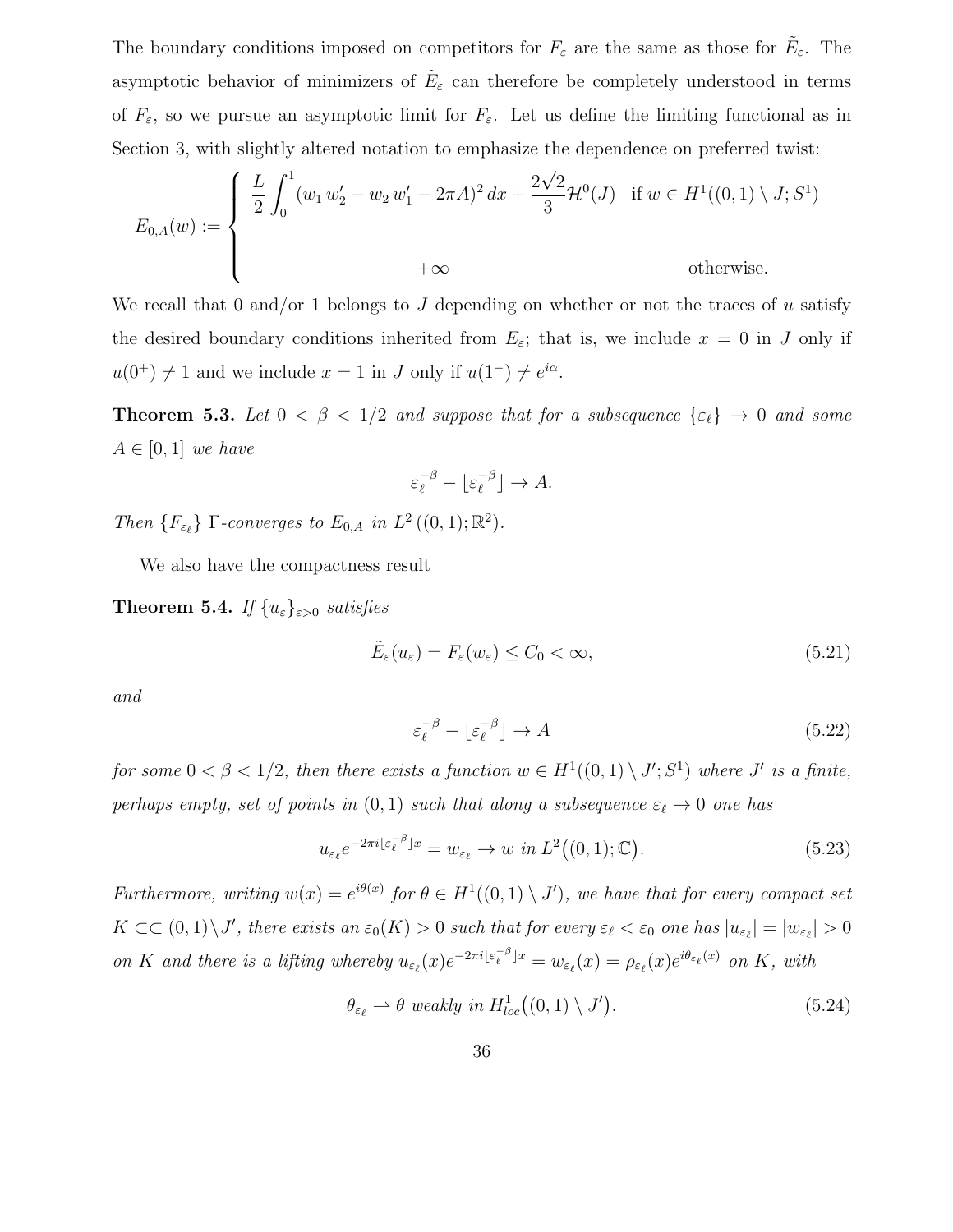The boundary conditions imposed on competitors for $F_\varepsilon$ are the same as those for $\tilde{E}_\varepsilon$. The asymptotic behavior of minimizers of $\tilde{E}_\varepsilon$ can therefore be completely understood in terms of $F_\varepsilon$, so we pursue an asymptotic limit for $F_\varepsilon$. Let us define the limiting functional as in Section 3, with slightly altered notation to emphasize the dependence on preferred twist:

$$E_{0,A}(w) := \begin{cases} \dfrac{L}{2}\displaystyle\int_0^1 (w_1\, w_2' - w_2\, w_1' - 2\pi A)^2\, dx + \dfrac{2\sqrt{2}}{3}\mathcal{H}^0(J) & \text{if } w \in H^1((0,1)\setminus J; S^1) \\[2ex] +\infty & \text{otherwise.} \end{cases}$$

We recall that 0 and/or 1 belongs to $J$ depending on whether or not the traces of $u$ satisfy the desired boundary conditions inherited from $E_\varepsilon$; that is, we include $x = 0$ in $J$ only if $u(0^+) \neq 1$ and we include $x = 1$ in $J$ only if $u(1^-) \neq e^{i\alpha}$.

**Theorem 5.3.** *Let $0 < \beta < 1/2$ and suppose that for a subsequence $\{\varepsilon_\ell\} \to 0$ and some $A \in [0,1]$ we have*

$$\varepsilon_\ell^{-\beta} - \lfloor \varepsilon_\ell^{-\beta} \rfloor \to A.$$

*Then $\{F_{\varepsilon_\ell}\}$ $\Gamma$-converges to $E_{0,A}$ in $L^2((0,1);\mathbb{R}^2)$.*

We also have the compactness result

**Theorem 5.4.** *If $\{u_\varepsilon\}_{\varepsilon>0}$ satisfies*

$$\tilde{E}_\varepsilon(u_\varepsilon) = F_\varepsilon(w_\varepsilon) \leq C_0 < \infty, \tag{5.21}$$

*and*

$$\varepsilon_\ell^{-\beta} - \lfloor \varepsilon_\ell^{-\beta} \rfloor \to A \tag{5.22}$$

*for some $0 < \beta < 1/2$, then there exists a function $w \in H^1((0,1)\setminus J'; S^1)$ where $J'$ is a finite, perhaps empty, set of points in $(0,1)$ such that along a subsequence $\varepsilon_\ell \to 0$ one has*

$$u_{\varepsilon_\ell} e^{-2\pi i \lfloor \varepsilon_\ell^{-\beta} \rfloor x} = w_{\varepsilon_\ell} \to w \text{ in } L^2\big((0,1);\mathbb{C}\big). \tag{5.23}$$

*Furthermore, writing $w(x) = e^{i\theta(x)}$ for $\theta \in H^1((0,1)\setminus J')$, we have that for every compact set $K \subset\subset (0,1)\setminus J'$, there exists an $\varepsilon_0(K) > 0$ such that for every $\varepsilon_\ell < \varepsilon_0$ one has $|u_{\varepsilon_\ell}| = |w_{\varepsilon_\ell}| > 0$ on $K$ and there is a lifting whereby $u_{\varepsilon_\ell}(x) e^{-2\pi i \lfloor \varepsilon_\ell^{-\beta} \rfloor x} = w_{\varepsilon_\ell}(x) = \rho_{\varepsilon_\ell}(x) e^{i\theta_{\varepsilon_\ell}(x)}$ on $K$, with*

$$\theta_{\varepsilon_\ell} \rightharpoonup \theta \text{ weakly in } H^1_{loc}\big((0,1)\setminus J'\big). \tag{5.24}$$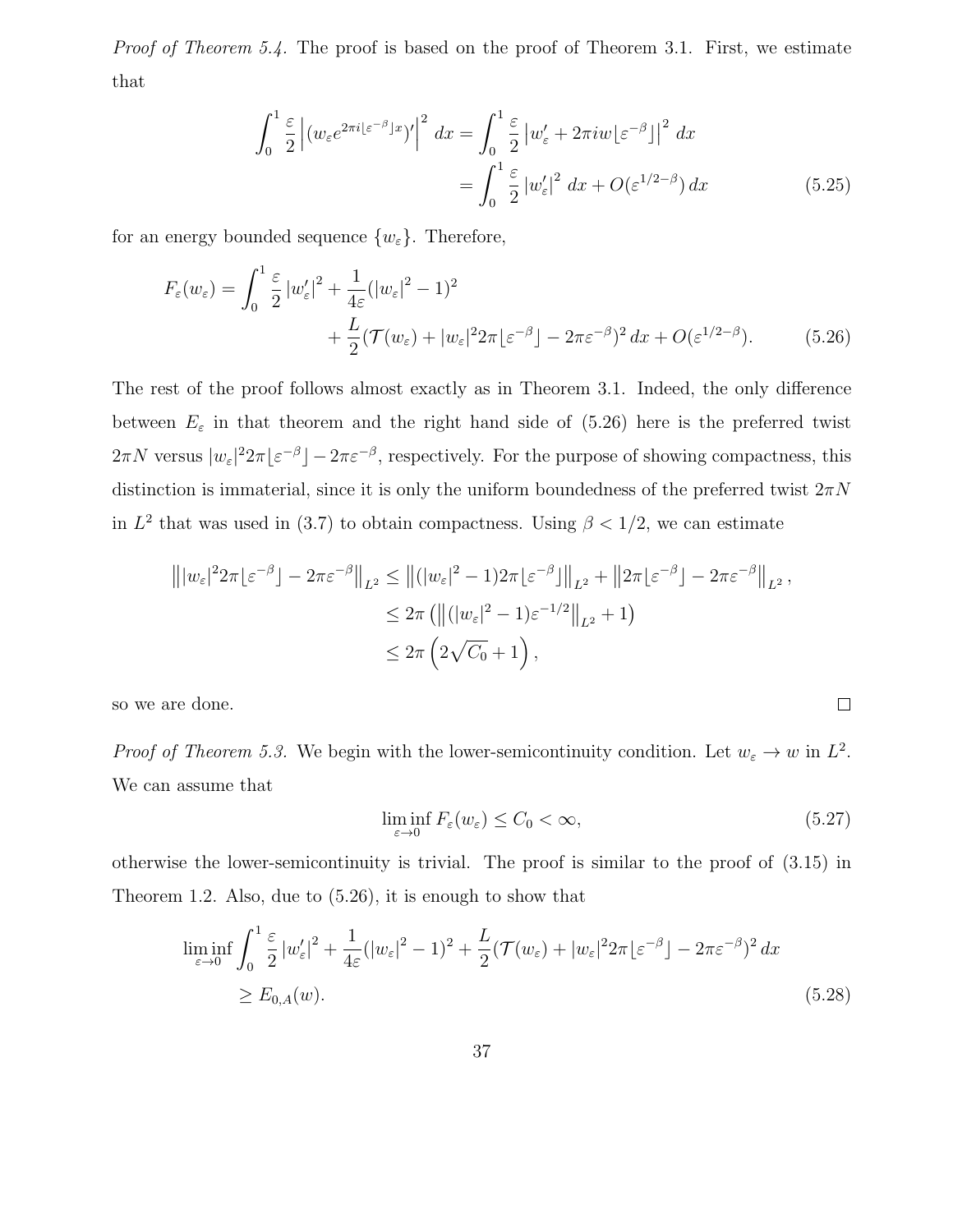*Proof of Theorem 5.4.* The proof is based on the proof of Theorem 3.1. First, we estimate that

$$
\begin{aligned}
\int_0^1 \frac{\varepsilon}{2} \left| (w_\varepsilon e^{2\pi i \lfloor \varepsilon^{-\beta} \rfloor x})' \right|^2 \, dx &= \int_0^1 \frac{\varepsilon}{2} \left| w_\varepsilon' + 2\pi i w \lfloor \varepsilon^{-\beta} \rfloor \right|^2 \, dx \\
&= \int_0^1 \frac{\varepsilon}{2} \left| w_\varepsilon' \right|^2 \, dx + O(\varepsilon^{1/2-\beta}) \, dx \qquad (5.25)
\end{aligned}
$$

for an energy bounded sequence $\{w_\varepsilon\}$. Therefore,

$$
\begin{aligned}
F_\varepsilon(w_\varepsilon) = \int_0^1 & \frac{\varepsilon}{2} \left| w_\varepsilon' \right|^2 + \frac{1}{4\varepsilon}(|w_\varepsilon|^2 - 1)^2 \\
&+ \frac{L}{2}(\mathcal{T}(w_\varepsilon) + |w_\varepsilon|^2 2\pi \lfloor \varepsilon^{-\beta} \rfloor - 2\pi\varepsilon^{-\beta})^2 \, dx + O(\varepsilon^{1/2-\beta}). \qquad (5.26)
\end{aligned}
$$

The rest of the proof follows almost exactly as in Theorem 3.1. Indeed, the only difference between $E_\varepsilon$ in that theorem and the right hand side of (5.26) here is the preferred twist $2\pi N$ versus $|w_\varepsilon|^2 2\pi \lfloor \varepsilon^{-\beta} \rfloor - 2\pi\varepsilon^{-\beta}$, respectively. For the purpose of showing compactness, this distinction is immaterial, since it is only the uniform boundedness of the preferred twist $2\pi N$ in $L^2$ that was used in (3.7) to obtain compactness. Using $\beta < 1/2$, we can estimate

$$
\begin{aligned}
\left\| |w_\varepsilon|^2 2\pi \lfloor \varepsilon^{-\beta} \rfloor - 2\pi\varepsilon^{-\beta} \right\|_{L^2} &\leq \left\| (|w_\varepsilon|^2 - 1) 2\pi \lfloor \varepsilon^{-\beta} \rfloor \right\|_{L^2} + \left\| 2\pi \lfloor \varepsilon^{-\beta} \rfloor - 2\pi\varepsilon^{-\beta} \right\|_{L^2}, \\
&\leq 2\pi \left( \left\| (|w_\varepsilon|^2 - 1)\varepsilon^{-1/2} \right\|_{L^2} + 1 \right) \\
&\leq 2\pi \left( 2\sqrt{C_0} + 1 \right),
\end{aligned}
$$

so we are done. $\square$

*Proof of Theorem 5.3.* We begin with the lower-semicontinuity condition. Let $w_\varepsilon \to w$ in $L^2$. We can assume that

$$
\liminf_{\varepsilon \to 0} F_\varepsilon(w_\varepsilon) \leq C_0 < \infty, \qquad (5.27)
$$

otherwise the lower-semicontinuity is trivial. The proof is similar to the proof of (3.15) in Theorem 1.2. Also, due to (5.26), it is enough to show that

$$
\begin{aligned}
\liminf_{\varepsilon \to 0} \int_0^1 \frac{\varepsilon}{2} \left| w_\varepsilon' \right|^2 + \frac{1}{4\varepsilon}(|w_\varepsilon|^2 - 1)^2 + \frac{L}{2}(\mathcal{T}(w_\varepsilon) + |w_\varepsilon|^2 2\pi \lfloor \varepsilon^{-\beta} \rfloor - 2\pi\varepsilon^{-\beta})^2 \, dx \\
\geq E_{0,A}(w). \qquad (5.28)
\end{aligned}
$$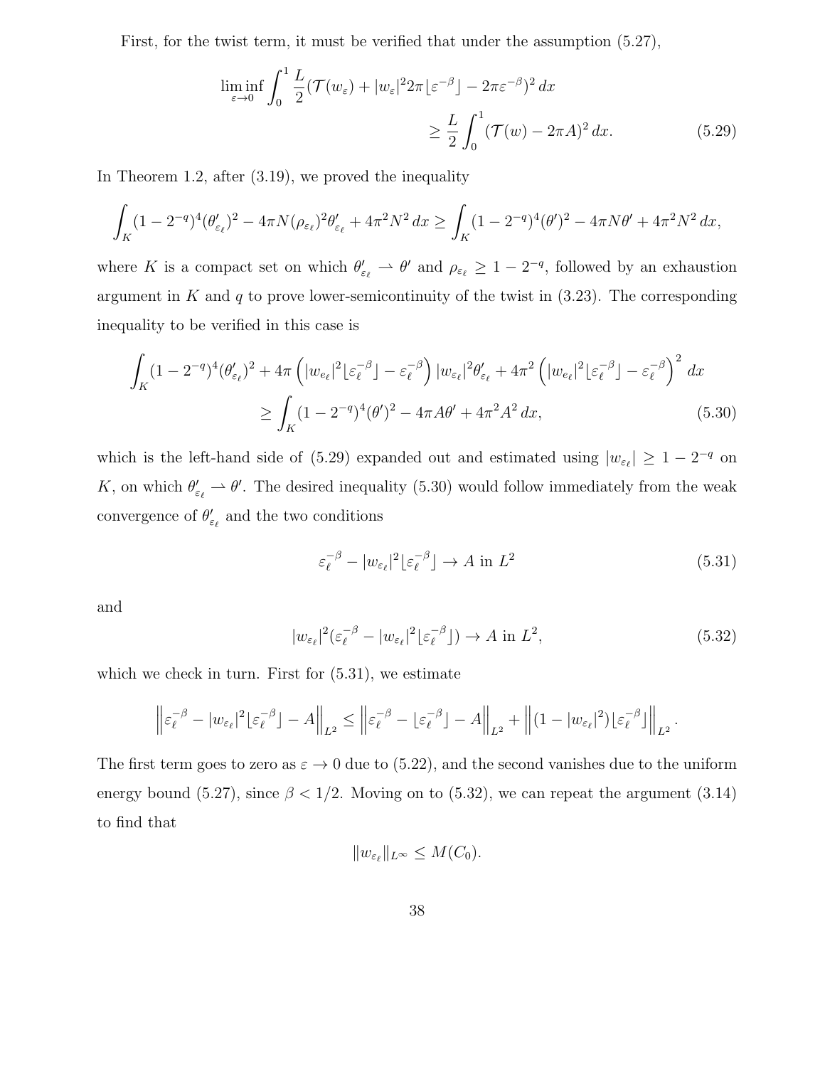First, for the twist term, it must be verified that under the assumption (5.27),

$$\liminf_{\varepsilon\to 0} \int_0^1 \frac{L}{2}(\mathcal{T}(w_\varepsilon) + |w_\varepsilon|^2 2\pi\lfloor \varepsilon^{-\beta}\rfloor - 2\pi\varepsilon^{-\beta})^2\,dx \geq \frac{L}{2}\int_0^1 (\mathcal{T}(w) - 2\pi A)^2\,dx. \tag{5.29}$$

In Theorem 1.2, after (3.19), we proved the inequality

$$\int_K (1-2^{-q})^4(\theta_{\varepsilon_\ell}')^2 - 4\pi N(\rho_{\varepsilon_\ell})^2\theta_{\varepsilon_\ell}' + 4\pi^2 N^2\,dx \geq \int_K (1-2^{-q})^4(\theta')^2 - 4\pi N\theta' + 4\pi^2N^2\,dx,$$

where $K$ is a compact set on which $\theta_{\varepsilon_\ell}' \rightharpoonup \theta'$ and $\rho_{\varepsilon_\ell} \geq 1-2^{-q}$, followed by an exhaustion argument in $K$ and $q$ to prove lower-semicontinuity of the twist in (3.23). The corresponding inequality to be verified in this case is

$$\begin{aligned}\int_K (1-2^{-q})^4(\theta_{\varepsilon_\ell}')^2 + 4\pi\left(|w_{e_\ell}|^2\lfloor\varepsilon_\ell^{-\beta}\rfloor - \varepsilon_\ell^{-\beta}\right)|w_{\varepsilon_\ell}|^2\theta_{\varepsilon_\ell}' + 4\pi^2\left(|w_{e_\ell}|^2\lfloor\varepsilon_\ell^{-\beta}\rfloor - \varepsilon_\ell^{-\beta}\right)^2\,dx \\ \geq \int_K (1-2^{-q})^4(\theta')^2 - 4\pi A\theta' + 4\pi^2A^2\,dx,\end{aligned} \tag{5.30}$$

which is the left-hand side of (5.29) expanded out and estimated using $|w_{\varepsilon_\ell}| \geq 1-2^{-q}$ on $K$, on which $\theta_{\varepsilon_\ell}' \rightharpoonup \theta'$. The desired inequality (5.30) would follow immediately from the weak convergence of $\theta_{\varepsilon_\ell}'$ and the two conditions

$$\varepsilon_\ell^{-\beta} - |w_{\varepsilon_\ell}|^2\lfloor\varepsilon_\ell^{-\beta}\rfloor \to A \text{ in } L^2 \tag{5.31}$$

and

$$|w_{\varepsilon_\ell}|^2(\varepsilon_\ell^{-\beta} - |w_{\varepsilon_\ell}|^2\lfloor\varepsilon_\ell^{-\beta}\rfloor) \to A \text{ in } L^2, \tag{5.32}$$

which we check in turn. First for (5.31), we estimate

$$\left\|\varepsilon_\ell^{-\beta} - |w_{\varepsilon_\ell}|^2\lfloor\varepsilon_\ell^{-\beta}\rfloor - A\right\|_{L^2} \leq \left\|\varepsilon_\ell^{-\beta} - \lfloor\varepsilon_\ell^{-\beta}\rfloor - A\right\|_{L^2} + \left\|(1-|w_{\varepsilon_\ell}|^2)\lfloor\varepsilon_\ell^{-\beta}\rfloor\right\|_{L^2}.$$

The first term goes to zero as $\varepsilon \to 0$ due to (5.22), and the second vanishes due to the uniform energy bound (5.27), since $\beta < 1/2$. Moving on to (5.32), we can repeat the argument (3.14) to find that

$$\|w_{\varepsilon_\ell}\|_{L^\infty} \leq M(C_0).$$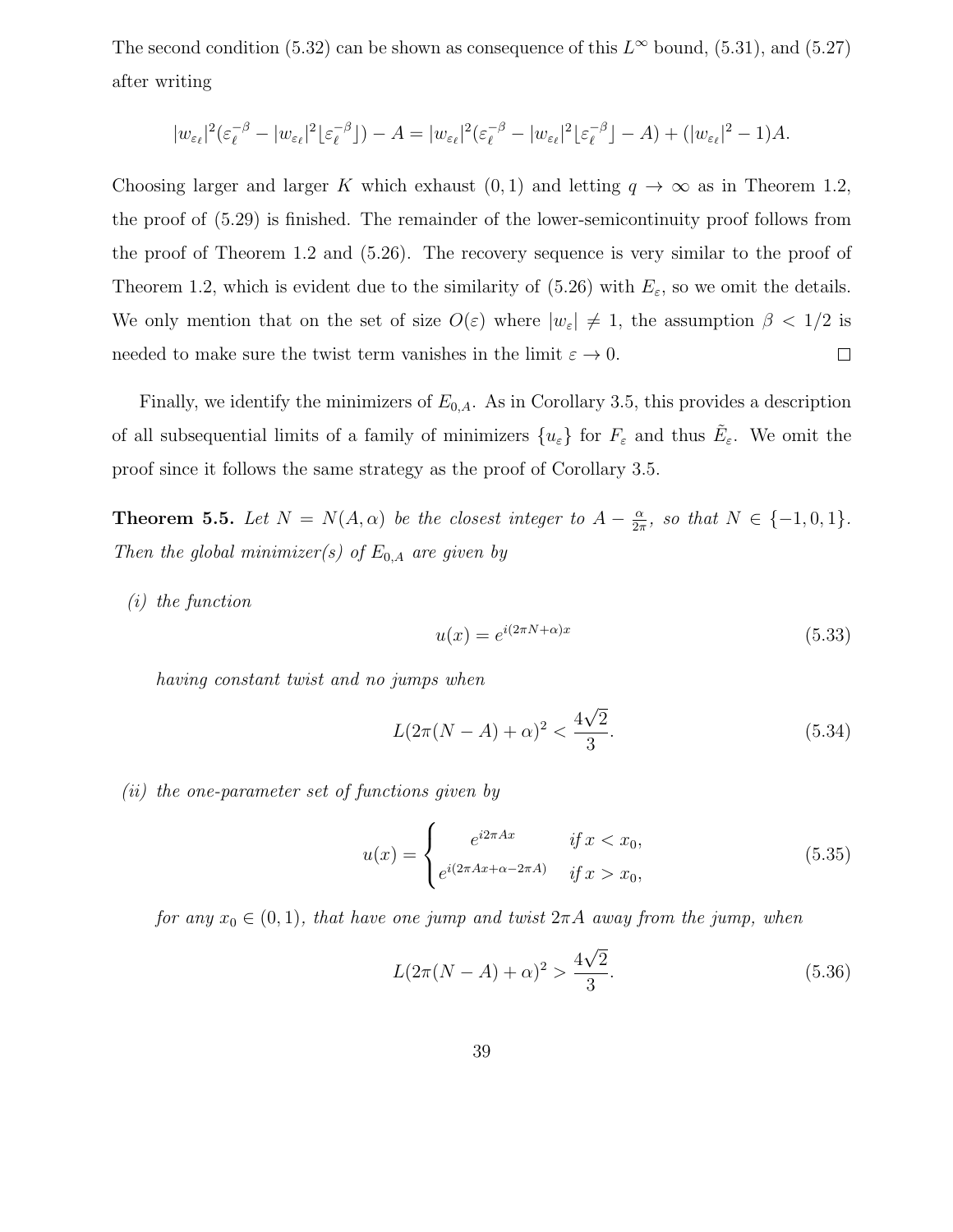The second condition (5.32) can be shown as consequence of this $L^\infty$ bound, (5.31), and (5.27) after writing

$$|w_{\varepsilon_\ell}|^2(\varepsilon_\ell^{-\beta} - |w_{\varepsilon_\ell}|^2\lfloor\varepsilon_\ell^{-\beta}\rfloor) - A = |w_{\varepsilon_\ell}|^2(\varepsilon_\ell^{-\beta} - |w_{\varepsilon_\ell}|^2\lfloor\varepsilon_\ell^{-\beta}\rfloor - A) + (|w_{\varepsilon_\ell}|^2 - 1)A.$$

Choosing larger and larger $K$ which exhaust $(0,1)$ and letting $q \to \infty$ as in Theorem 1.2, the proof of (5.29) is finished. The remainder of the lower-semicontinuity proof follows from the proof of Theorem 1.2 and (5.26). The recovery sequence is very similar to the proof of Theorem 1.2, which is evident due to the similarity of (5.26) with $E_\varepsilon$, so we omit the details. We only mention that on the set of size $O(\varepsilon)$ where $|w_\varepsilon| \neq 1$, the assumption $\beta < 1/2$ is needed to make sure the twist term vanishes in the limit $\varepsilon \to 0$. $\square$

Finally, we identify the minimizers of $E_{0,A}$. As in Corollary 3.5, this provides a description of all subsequential limits of a family of minimizers $\{u_\varepsilon\}$ for $F_\varepsilon$ and thus $\tilde{E}_\varepsilon$. We omit the proof since it follows the same strategy as the proof of Corollary 3.5.

**Theorem 5.5.** *Let $N = N(A,\alpha)$ be the closest integer to $A - \frac{\alpha}{2\pi}$, so that $N \in \{-1, 0, 1\}$. Then the global minimizer(s) of $E_{0,A}$ are given by*

*(i) the function*

$$u(x) = e^{i(2\pi N + \alpha)x} \tag{5.33}$$

*having constant twist and no jumps when*

$$L(2\pi(N-A)+\alpha)^2 < \frac{4\sqrt{2}}{3}. \tag{5.34}$$

*(ii) the one-parameter set of functions given by*

$$u(x) = \begin{cases} e^{i2\pi Ax} & \text{if } x < x_0, \\ e^{i(2\pi Ax + \alpha - 2\pi A)} & \text{if } x > x_0, \end{cases} \tag{5.35}$$

*for any $x_0 \in (0,1)$, that have one jump and twist $2\pi A$ away from the jump, when*

$$L(2\pi(N-A)+\alpha)^2 > \frac{4\sqrt{2}}{3}. \tag{5.36}$$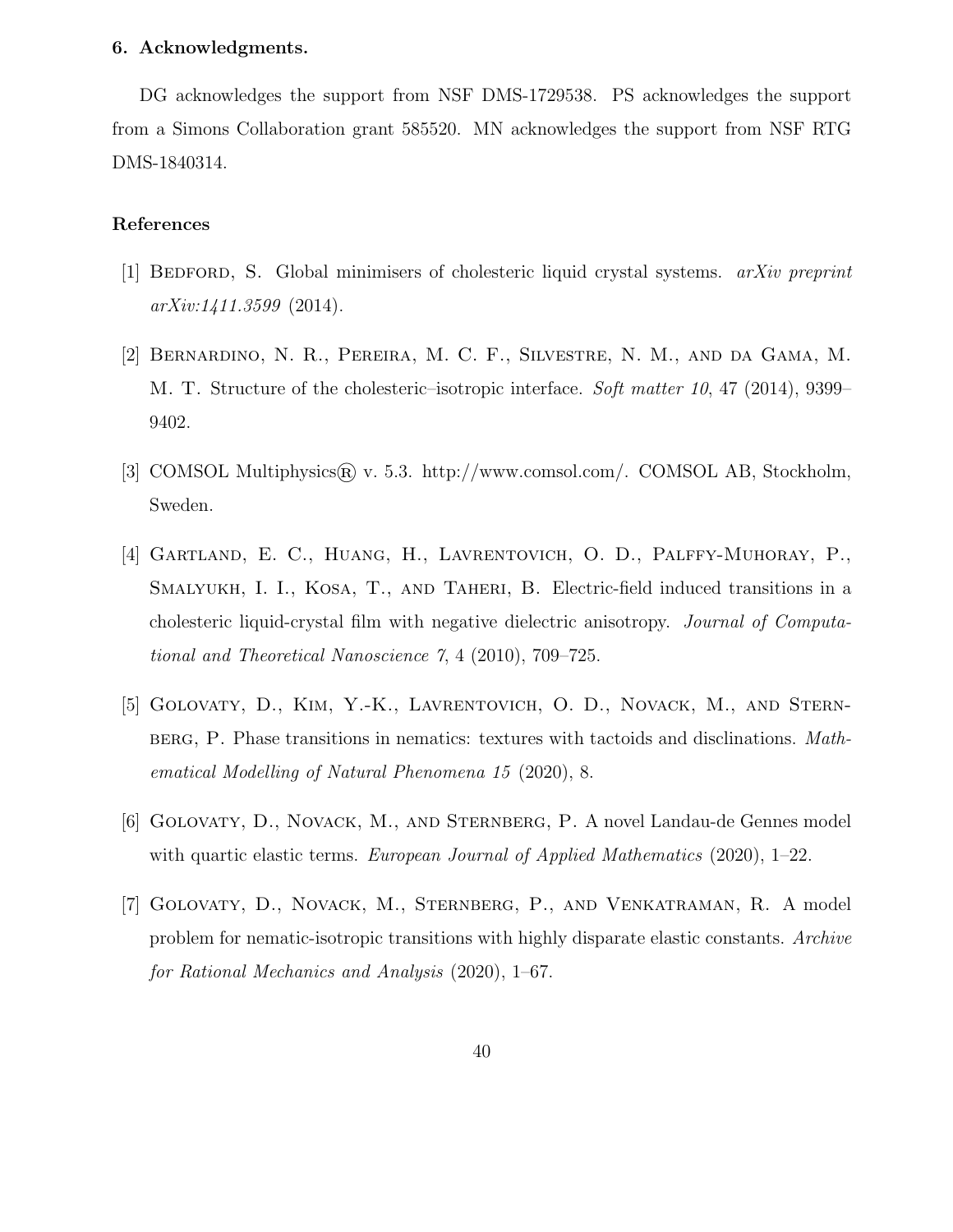## 6. Acknowledgments.

DG acknowledges the support from NSF DMS-1729538. PS acknowledges the support from a Simons Collaboration grant 585520. MN acknowledges the support from NSF RTG DMS-1840314.

## References

[1] Bedford, S. Global minimisers of cholesteric liquid crystal systems. *arXiv preprint arXiv:1411.3599* (2014).

[2] Bernardino, N. R., Pereira, M. C. F., Silvestre, N. M., and da Gama, M. M. T. Structure of the cholesteric–isotropic interface. *Soft matter 10*, 47 (2014), 9399–9402.

[3] COMSOL Multiphysics® v. 5.3. http://www.comsol.com/. COMSOL AB, Stockholm, Sweden.

[4] Gartland, E. C., Huang, H., Lavrentovich, O. D., Palffy-Muhoray, P., Smalyukh, I. I., Kosa, T., and Taheri, B. Electric-field induced transitions in a cholesteric liquid-crystal film with negative dielectric anisotropy. *Journal of Computational and Theoretical Nanoscience 7*, 4 (2010), 709–725.

[5] Golovaty, D., Kim, Y.-K., Lavrentovich, O. D., Novack, M., and Sternberg, P. Phase transitions in nematics: textures with tactoids and disclinations. *Mathematical Modelling of Natural Phenomena 15* (2020), 8.

[6] Golovaty, D., Novack, M., and Sternberg, P. A novel Landau-de Gennes model with quartic elastic terms. *European Journal of Applied Mathematics* (2020), 1–22.

[7] Golovaty, D., Novack, M., Sternberg, P., and Venkatraman, R. A model problem for nematic-isotropic transitions with highly disparate elastic constants. *Archive for Rational Mechanics and Analysis* (2020), 1–67.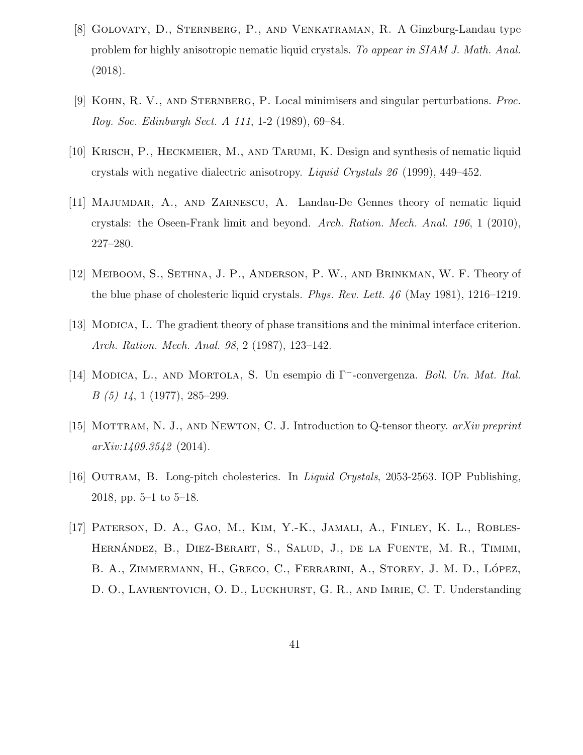[8] Golovaty, D., Sternberg, P., and Venkatraman, R. A Ginzburg-Landau type problem for highly anisotropic nematic liquid crystals. *To appear in SIAM J. Math. Anal.* (2018).

[9] Kohn, R. V., and Sternberg, P. Local minimisers and singular perturbations. *Proc. Roy. Soc. Edinburgh Sect. A 111*, 1-2 (1989), 69–84.

[10] Krisch, P., Heckmeier, M., and Tarumi, K. Design and synthesis of nematic liquid crystals with negative dialectric anisotropy. *Liquid Crystals 26* (1999), 449–452.

[11] Majumdar, A., and Zarnescu, A. Landau-De Gennes theory of nematic liquid crystals: the Oseen-Frank limit and beyond. *Arch. Ration. Mech. Anal. 196*, 1 (2010), 227–280.

[12] Meiboom, S., Sethna, J. P., Anderson, P. W., and Brinkman, W. F. Theory of the blue phase of cholesteric liquid crystals. *Phys. Rev. Lett. 46* (May 1981), 1216–1219.

[13] Modica, L. The gradient theory of phase transitions and the minimal interface criterion. *Arch. Ration. Mech. Anal. 98*, 2 (1987), 123–142.

[14] Modica, L., and Mortola, S. Un esempio di $\Gamma^{-}$-convergenza. *Boll. Un. Mat. Ital. B (5) 14*, 1 (1977), 285–299.

[15] Mottram, N. J., and Newton, C. J. Introduction to Q-tensor theory. *arXiv preprint arXiv:1409.3542* (2014).

[16] Outram, B. Long-pitch cholesterics. In *Liquid Crystals*, 2053-2563. IOP Publishing, 2018, pp. 5–1 to 5–18.

[17] Paterson, D. A., Gao, M., Kim, Y.-K., Jamali, A., Finley, K. L., Robles-Hernández, B., Diez-Berart, S., Salud, J., de la Fuente, M. R., Timimi, B. A., Zimmermann, H., Greco, C., Ferrarini, A., Storey, J. M. D., López, D. O., Lavrentovich, O. D., Luckhurst, G. R., and Imrie, C. T. Understanding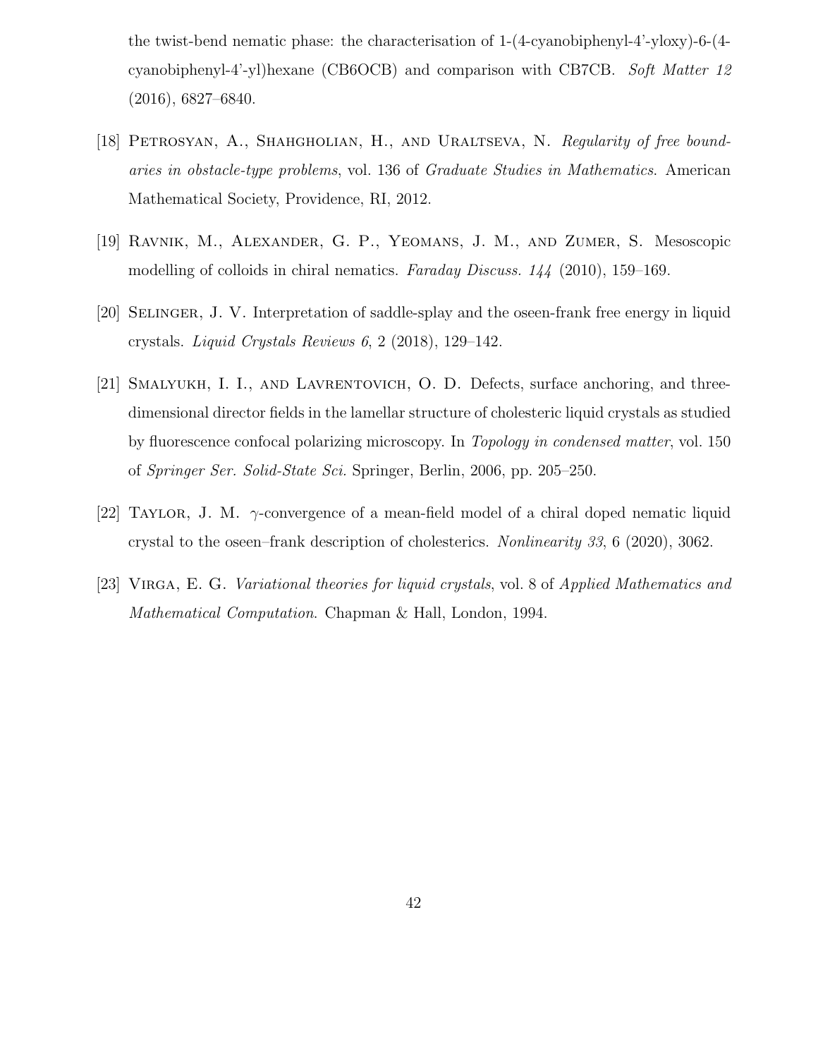the twist-bend nematic phase: the characterisation of 1-(4-cyanobiphenyl-4'-yloxy)-6-(4-cyanobiphenyl-4'-yl)hexane (CB6OCB) and comparison with CB7CB. *Soft Matter 12* (2016), 6827–6840.

[18] Petrosyan, A., Shahgholian, H., and Uraltseva, N. *Regularity of free boundaries in obstacle-type problems*, vol. 136 of *Graduate Studies in Mathematics*. American Mathematical Society, Providence, RI, 2012.

[19] Ravnik, M., Alexander, G. P., Yeomans, J. M., and Zumer, S. Mesoscopic modelling of colloids in chiral nematics. *Faraday Discuss. 144* (2010), 159–169.

[20] Selinger, J. V. Interpretation of saddle-splay and the oseen-frank free energy in liquid crystals. *Liquid Crystals Reviews 6*, 2 (2018), 129–142.

[21] Smalyukh, I. I., and Lavrentovich, O. D. Defects, surface anchoring, and three-dimensional director fields in the lamellar structure of cholesteric liquid crystals as studied by fluorescence confocal polarizing microscopy. In *Topology in condensed matter*, vol. 150 of *Springer Ser. Solid-State Sci.* Springer, Berlin, 2006, pp. 205–250.

[22] Taylor, J. M. $\gamma$-convergence of a mean-field model of a chiral doped nematic liquid crystal to the oseen–frank description of cholesterics. *Nonlinearity 33*, 6 (2020), 3062.

[23] Virga, E. G. *Variational theories for liquid crystals*, vol. 8 of *Applied Mathematics and Mathematical Computation*. Chapman & Hall, London, 1994.